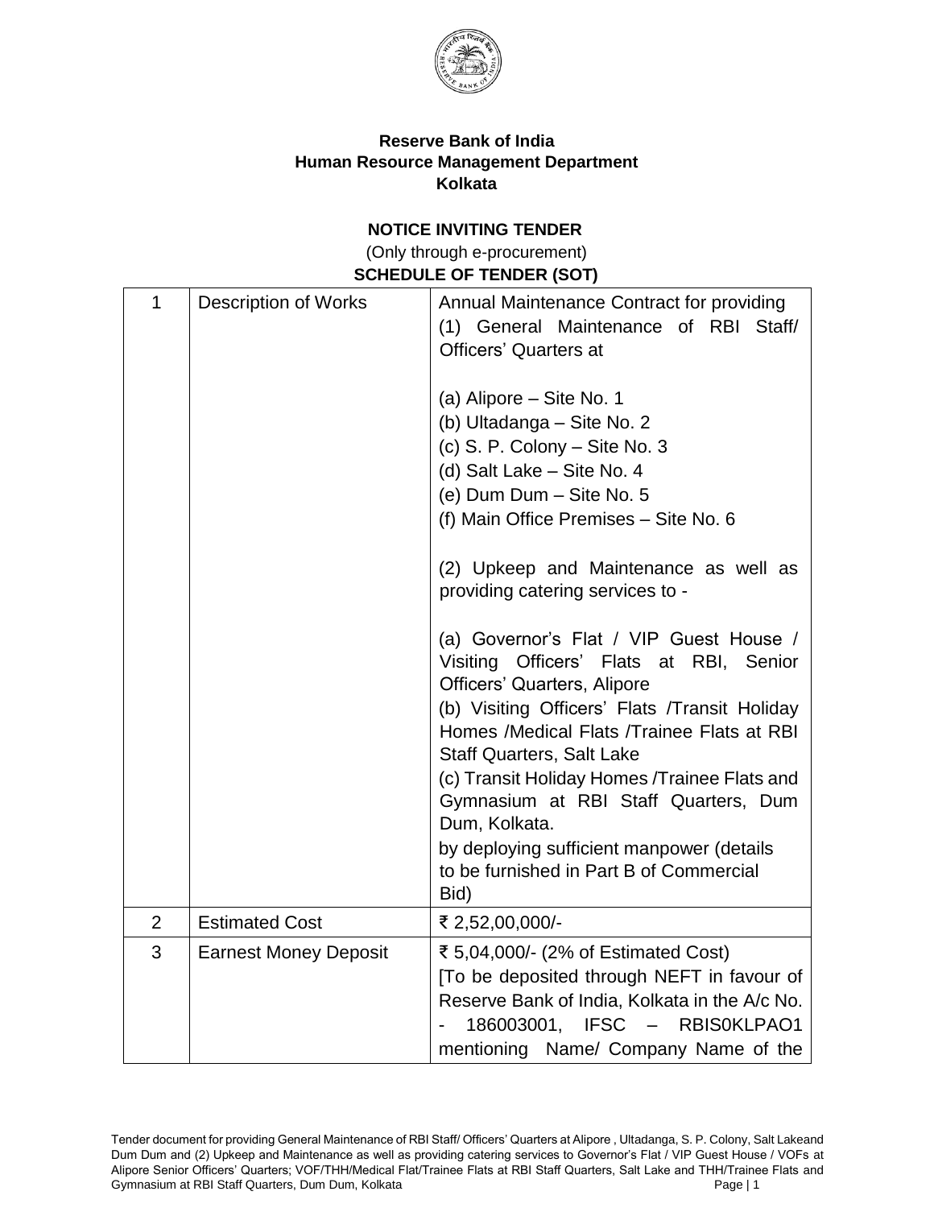**Reserve Bank of India**
**Human Resource Management Department**
**Kolkata**

**NOTICE INVITING TENDER**

(Only through e-procurement)

**SCHEDULE OF TENDER (SOT)**

| | | |
|---|---|---|
| 1 | Description of Works | Annual Maintenance Contract for providing (1) General Maintenance of RBI Staff/ Officers' Quarters at<br><br>(a) Alipore – Site No. 1<br>(b) Ultadanga – Site No. 2<br>(c) S. P. Colony – Site No. 3<br>(d) Salt Lake – Site No. 4<br>(e) Dum Dum – Site No. 5<br>(f) Main Office Premises – Site No. 6<br><br>(2) Upkeep and Maintenance as well as providing catering services to -<br><br>(a) Governor's Flat / VIP Guest House / Visiting Officers' Flats at RBI, Senior Officers' Quarters, Alipore<br>(b) Visiting Officers' Flats /Transit Holiday Homes /Medical Flats /Trainee Flats at RBI Staff Quarters, Salt Lake<br>(c) Transit Holiday Homes /Trainee Flats and Gymnasium at RBI Staff Quarters, Dum Dum, Kolkata.<br>by deploying sufficient manpower (details to be furnished in Part B of Commercial Bid) |
| 2 | Estimated Cost | ₹ 2,52,00,000/- |
| 3 | Earnest Money Deposit | ₹ 5,04,000/- (2% of Estimated Cost)<br>[To be deposited through NEFT in favour of Reserve Bank of India, Kolkata in the A/c No. - 186003001, IFSC – RBIS0KLPAO1 mentioning Name/ Company Name of the |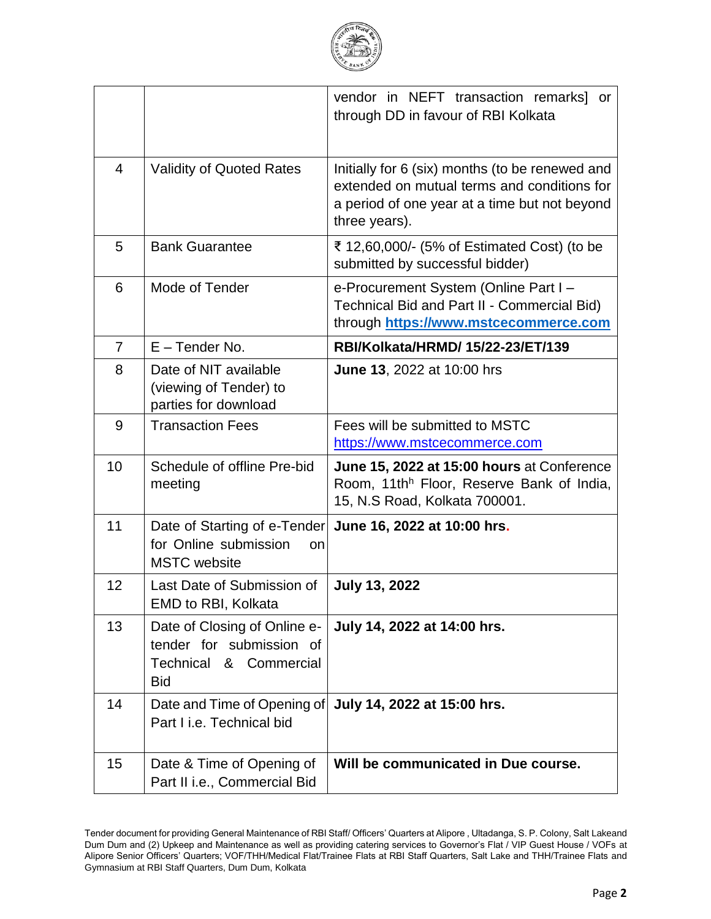| | | |
|---|---|---|
| | | vendor in NEFT transaction remarks] or through DD in favour of RBI Kolkata |
| 4 | Validity of Quoted Rates | Initially for 6 (six) months (to be renewed and extended on mutual terms and conditions for a period of one year at a time but not beyond three years). |
| 5 | Bank Guarantee | ₹ 12,60,000/- (5% of Estimated Cost) (to be submitted by successful bidder) |
| 6 | Mode of Tender | e-Procurement System (Online Part I – Technical Bid and Part II - Commercial Bid) through **https://www.mstcecommerce.com** |
| 7 | E – Tender No. | **RBI/Kolkata/HRMD/ 15/22-23/ET/139** |
| 8 | Date of NIT available (viewing of Tender) to parties for download | **June 13**, 2022 at 10:00 hrs |
| 9 | Transaction Fees | Fees will be submitted to MSTC https://www.mstcecommerce.com |
| 10 | Schedule of offline Pre-bid meeting | **June 15, 2022 at 15:00 hours** at Conference Room, 11thh Floor, Reserve Bank of India, 15, N.S Road, Kolkata 700001. |
| 11 | Date of Starting of e-Tender for Online submission on MSTC website | **June 16, 2022 at 10:00 hrs.** |
| 12 | Last Date of Submission of EMD to RBI, Kolkata | **July 13, 2022** |
| 13 | Date of Closing of Online e-tender for submission of Technical & Commercial Bid | **July 14, 2022 at 14:00 hrs.** |
| 14 | Date and Time of Opening of Part I i.e. Technical bid | **July 14, 2022 at 15:00 hrs.** |
| 15 | Date & Time of Opening of Part II i.e., Commercial Bid | **Will be communicated in Due course.** |

Tender document for providing General Maintenance of RBI Staff/ Officers' Quarters at Alipore , Ultadanga, S. P. Colony, Salt Lakeand Dum Dum and (2) Upkeep and Maintenance as well as providing catering services to Governor's Flat / VIP Guest House / VOFs at Alipore Senior Officers' Quarters; VOF/THH/Medical Flat/Trainee Flats at RBI Staff Quarters, Salt Lake and THH/Trainee Flats and Gymnasium at RBI Staff Quarters, Dum Dum, Kolkata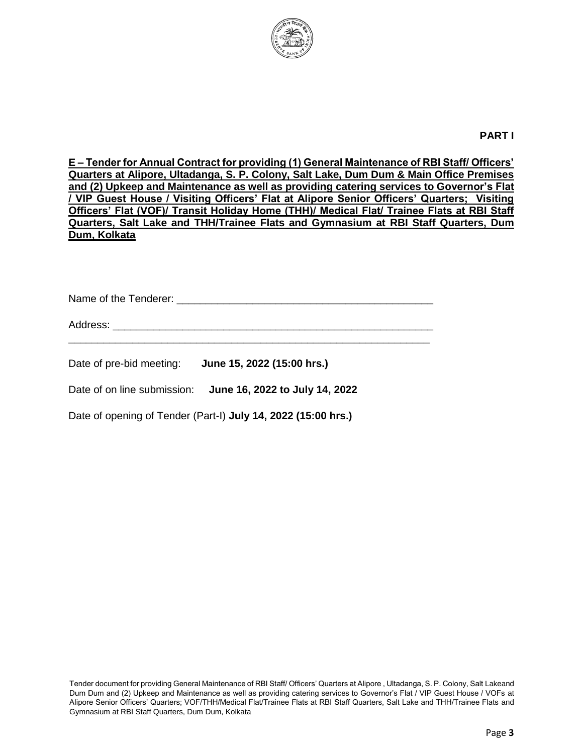**PART I**

**E – Tender for Annual Contract for providing (1) General Maintenance of RBI Staff/ Officers' Quarters at Alipore, Ultadanga, S. P. Colony, Salt Lake, Dum Dum & Main Office Premises and (2) Upkeep and Maintenance as well as providing catering services to Governor's Flat / VIP Guest House / Visiting Officers' Flat at Alipore Senior Officers' Quarters; Visiting Officers' Flat (VOF)/ Transit Holiday Home (THH)/ Medical Flat/ Trainee Flats at RBI Staff Quarters, Salt Lake and THH/Trainee Flats and Gymnasium at RBI Staff Quarters, Dum Dum, Kolkata**

Name of the Tenderer: ____________________________________________

Address: _______________________________________________________

_______________________________________________________________

Date of pre-bid meeting: **June 15, 2022 (15:00 hrs.)**

Date of on line submission: **June 16, 2022 to July 14, 2022**

Date of opening of Tender (Part-I) **July 14, 2022 (15:00 hrs.)**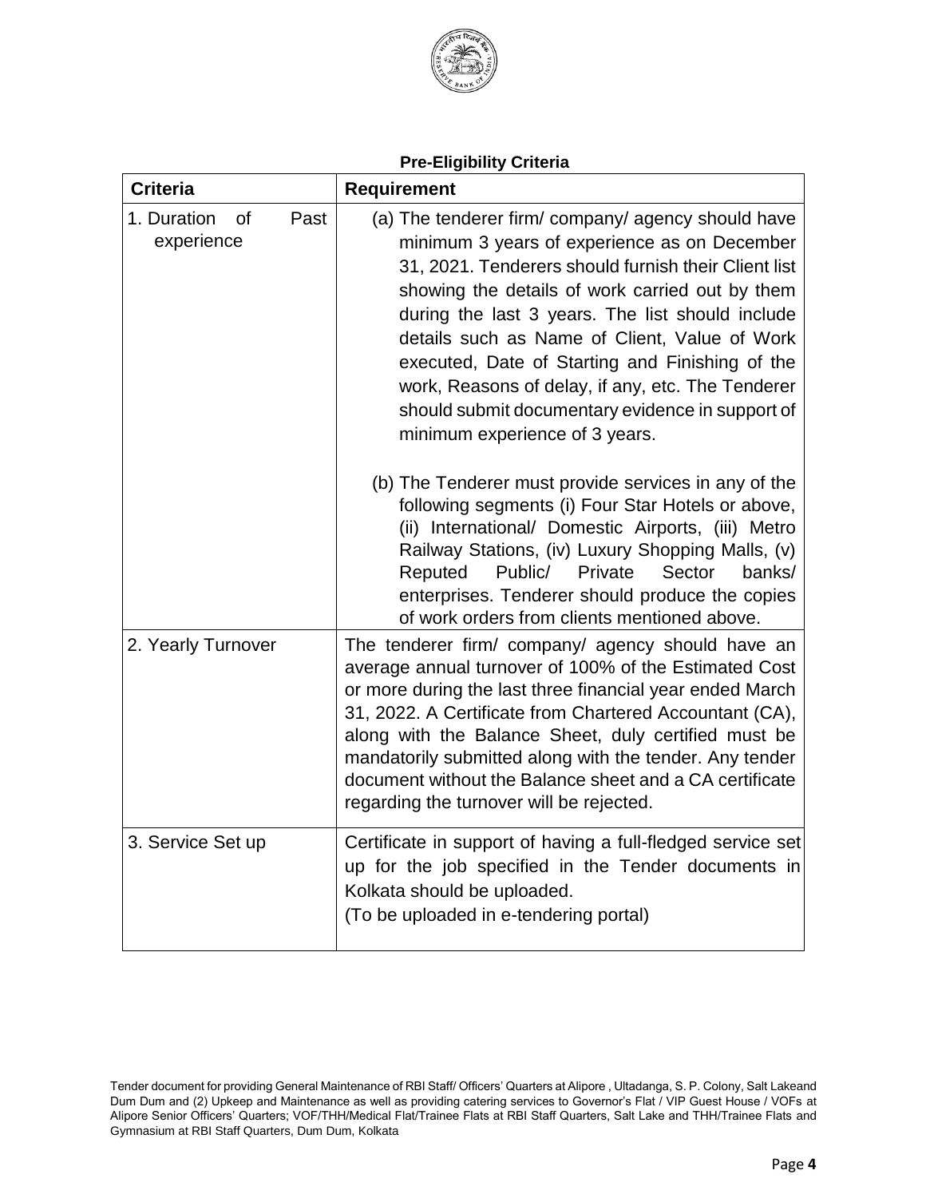**Pre-Eligibility Criteria**

| Criteria | Requirement |
|---|---|
| 1. Duration of Past experience | (a) The tenderer firm/ company/ agency should have minimum 3 years of experience as on December 31, 2021. Tenderers should furnish their Client list showing the details of work carried out by them during the last 3 years. The list should include details such as Name of Client, Value of Work executed, Date of Starting and Finishing of the work, Reasons of delay, if any, etc. The Tenderer should submit documentary evidence in support of minimum experience of 3 years.<br><br>(b) The Tenderer must provide services in any of the following segments (i) Four Star Hotels or above, (ii) International/ Domestic Airports, (iii) Metro Railway Stations, (iv) Luxury Shopping Malls, (v) Reputed Public/ Private Sector banks/ enterprises. Tenderer should produce the copies of work orders from clients mentioned above. |
| 2. Yearly Turnover | The tenderer firm/ company/ agency should have an average annual turnover of 100% of the Estimated Cost or more during the last three financial year ended March 31, 2022. A Certificate from Chartered Accountant (CA), along with the Balance Sheet, duly certified must be mandatorily submitted along with the tender. Any tender document without the Balance sheet and a CA certificate regarding the turnover will be rejected. |
| 3. Service Set up | Certificate in support of having a full-fledged service set up for the job specified in the Tender documents in Kolkata should be uploaded.<br>(To be uploaded in e-tendering portal) |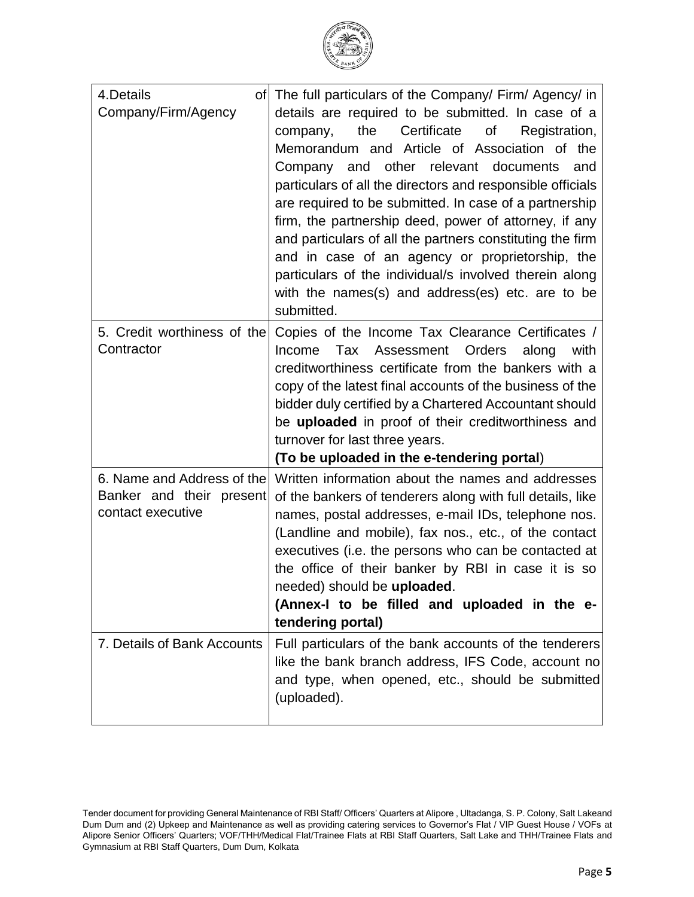| | |
|---|---|
| 4.Details of Company/Firm/Agency | The full particulars of the Company/ Firm/ Agency/ in details are required to be submitted. In case of a company, the Certificate of Registration, Memorandum and Article of Association of the Company and other relevant documents and particulars of all the directors and responsible officials are required to be submitted. In case of a partnership firm, the partnership deed, power of attorney, if any and particulars of all the partners constituting the firm and in case of an agency or proprietorship, the particulars of the individual/s involved therein along with the names(s) and address(es) etc. are to be submitted. |
| 5. Credit worthiness of the Contractor | Copies of the Income Tax Clearance Certificates / Income Tax Assessment Orders along with creditworthiness certificate from the bankers with a copy of the latest final accounts of the business of the bidder duly certified by a Chartered Accountant should be **uploaded** in proof of their creditworthiness and turnover for last three years. **(To be uploaded in the e-tendering portal)** |
| 6. Name and Address of the Banker and their present contact executive | Written information about the names and addresses of the bankers of tenderers along with full details, like names, postal addresses, e-mail IDs, telephone nos. (Landline and mobile), fax nos., etc., of the contact executives (i.e. the persons who can be contacted at the office of their banker by RBI in case it is so needed) should be **uploaded**. **(Annex-I to be filled and uploaded in the e-tendering portal)** |
| 7. Details of Bank Accounts | Full particulars of the bank accounts of the tenderers like the bank branch address, IFS Code, account no and type, when opened, etc., should be submitted (uploaded). |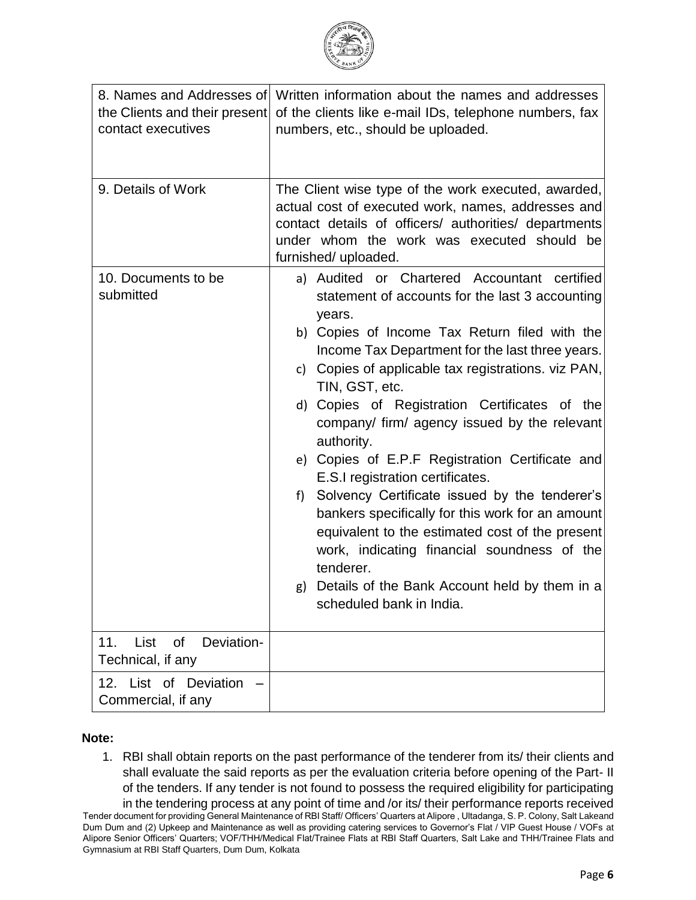| | |
|---|---|
| 8. Names and Addresses of the Clients and their present contact executives | Written information about the names and addresses of the clients like e-mail IDs, telephone numbers, fax numbers, etc., should be uploaded. |
| 9. Details of Work | The Client wise type of the work executed, awarded, actual cost of executed work, names, addresses and contact details of officers/ authorities/ departments under whom the work was executed should be furnished/ uploaded. |
| 10. Documents to be submitted | a) Audited or Chartered Accountant certified statement of accounts for the last 3 accounting years.<br>b) Copies of Income Tax Return filed with the Income Tax Department for the last three years.<br>c) Copies of applicable tax registrations. viz PAN, TIN, GST, etc.<br>d) Copies of Registration Certificates of the company/ firm/ agency issued by the relevant authority.<br>e) Copies of E.P.F Registration Certificate and E.S.I registration certificates.<br>f) Solvency Certificate issued by the tenderer's bankers specifically for this work for an amount equivalent to the estimated cost of the present work, indicating financial soundness of the tenderer.<br>g) Details of the Bank Account held by them in a scheduled bank in India. |
| 11. List of Deviation- Technical, if any | |
| 12. List of Deviation – Commercial, if any | |

**Note:**

1. RBI shall obtain reports on the past performance of the tenderer from its/ their clients and shall evaluate the said reports as per the evaluation criteria before opening of the Part- II of the tenders. If any tender is not found to possess the required eligibility for participating in the tendering process at any point of time and /or its/ their performance reports received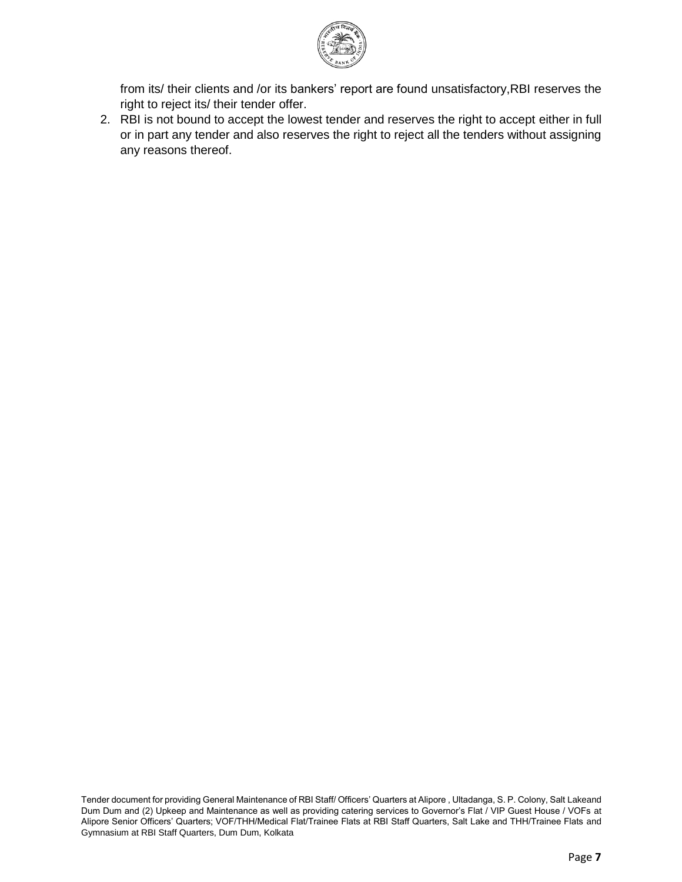from its/ their clients and /or its bankers' report are found unsatisfactory,RBI reserves the right to reject its/ their tender offer.

2. RBI is not bound to accept the lowest tender and reserves the right to accept either in full or in part any tender and also reserves the right to reject all the tenders without assigning any reasons thereof.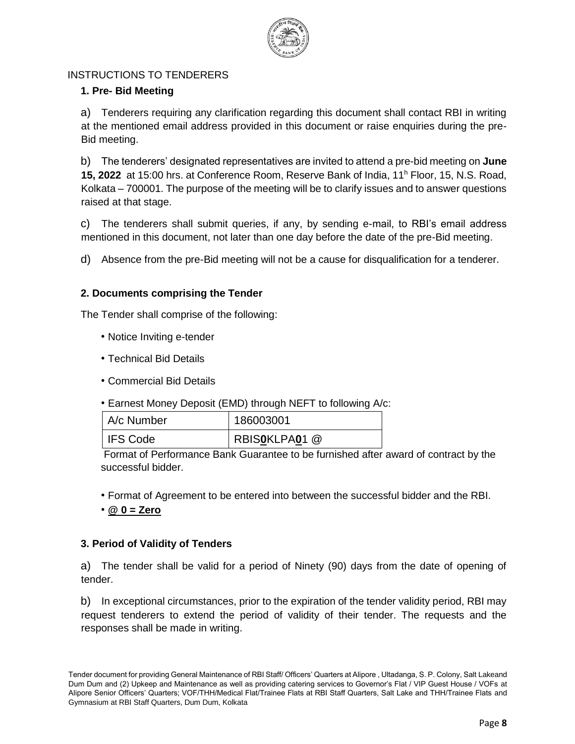INSTRUCTIONS TO TENDERERS

### 1. Pre- Bid Meeting

a) Tenderers requiring any clarification regarding this document shall contact RBI in writing at the mentioned email address provided in this document or raise enquiries during the pre-Bid meeting.

b) The tenderers' designated representatives are invited to attend a pre-bid meeting on **June 15, 2022** at 15:00 hrs. at Conference Room, Reserve Bank of India, 11h Floor, 15, N.S. Road, Kolkata – 700001. The purpose of the meeting will be to clarify issues and to answer questions raised at that stage.

c) The tenderers shall submit queries, if any, by sending e-mail, to RBI's email address mentioned in this document, not later than one day before the date of the pre-Bid meeting.

d) Absence from the pre-Bid meeting will not be a cause for disqualification for a tenderer.

### 2. Documents comprising the Tender

The Tender shall comprise of the following:

- Notice Inviting e-tender
- Technical Bid Details
- Commercial Bid Details
- Earnest Money Deposit (EMD) through NEFT to following A/c:

| A/c Number | 186003001 |
|---|---|
| IFS Code | RBIS**0**KLPA**0**1 @ |

Format of Performance Bank Guarantee to be furnished after award of contract by the successful bidder.

- Format of Agreement to be entered into between the successful bidder and the RBI.
- **@ 0 = Zero**

### 3. Period of Validity of Tenders

a) The tender shall be valid for a period of Ninety (90) days from the date of opening of tender.

b) In exceptional circumstances, prior to the expiration of the tender validity period, RBI may request tenderers to extend the period of validity of their tender. The requests and the responses shall be made in writing.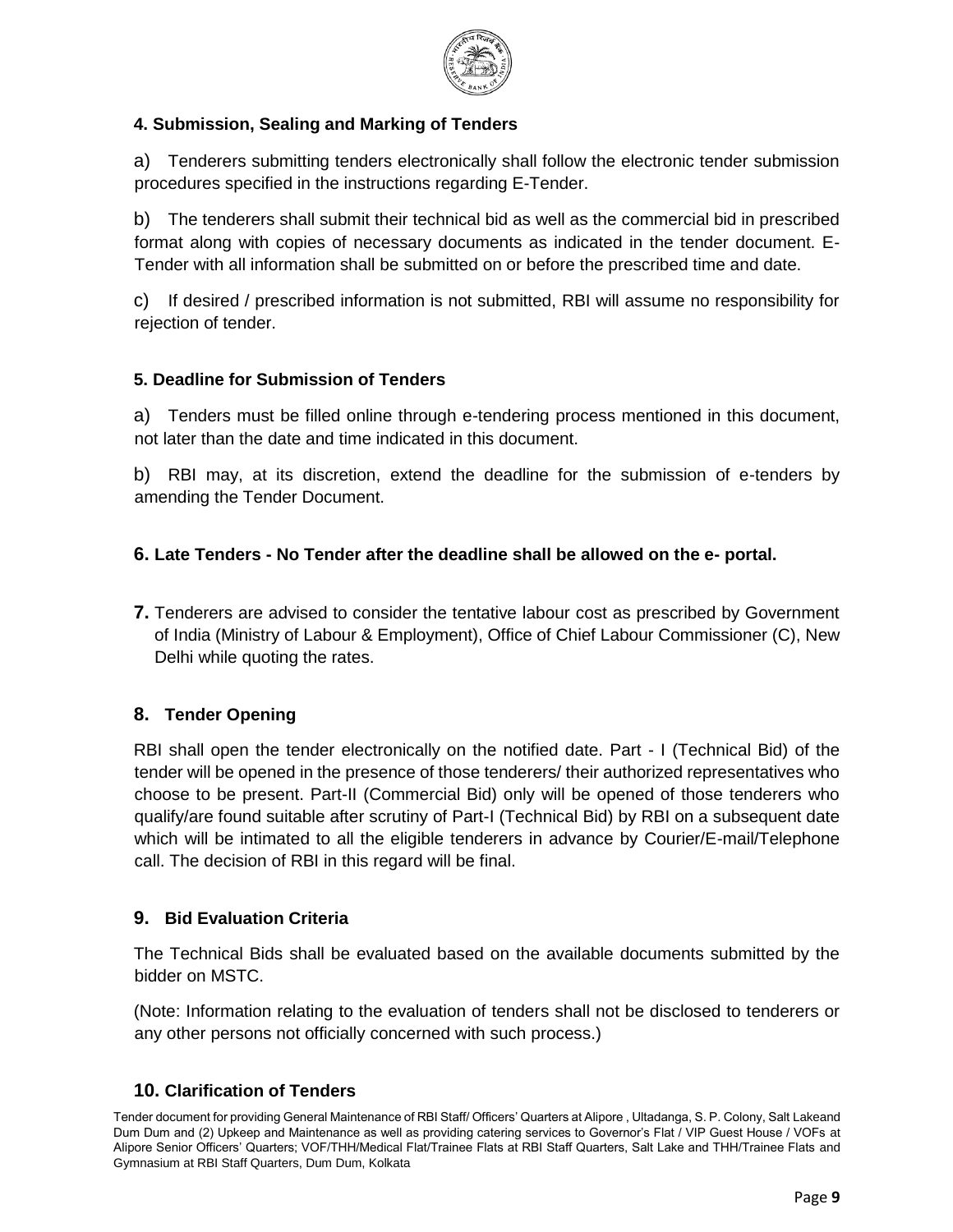### 4. Submission, Sealing and Marking of Tenders

a) Tenderers submitting tenders electronically shall follow the electronic tender submission procedures specified in the instructions regarding E-Tender.

b) The tenderers shall submit their technical bid as well as the commercial bid in prescribed format along with copies of necessary documents as indicated in the tender document. E-Tender with all information shall be submitted on or before the prescribed time and date.

c) If desired / prescribed information is not submitted, RBI will assume no responsibility for rejection of tender.

### 5. Deadline for Submission of Tenders

a) Tenders must be filled online through e-tendering process mentioned in this document, not later than the date and time indicated in this document.

b) RBI may, at its discretion, extend the deadline for the submission of e-tenders by amending the Tender Document.

### 6. Late Tenders - No Tender after the deadline shall be allowed on the e- portal.

**7.** Tenderers are advised to consider the tentative labour cost as prescribed by Government of India (Ministry of Labour & Employment), Office of Chief Labour Commissioner (C), New Delhi while quoting the rates.

### 8. Tender Opening

RBI shall open the tender electronically on the notified date. Part - I (Technical Bid) of the tender will be opened in the presence of those tenderers/ their authorized representatives who choose to be present. Part-II (Commercial Bid) only will be opened of those tenderers who qualify/are found suitable after scrutiny of Part-I (Technical Bid) by RBI on a subsequent date which will be intimated to all the eligible tenderers in advance by Courier/E-mail/Telephone call. The decision of RBI in this regard will be final.

### 9. Bid Evaluation Criteria

The Technical Bids shall be evaluated based on the available documents submitted by the bidder on MSTC.

(Note: Information relating to the evaluation of tenders shall not be disclosed to tenderers or any other persons not officially concerned with such process.)

### 10. Clarification of Tenders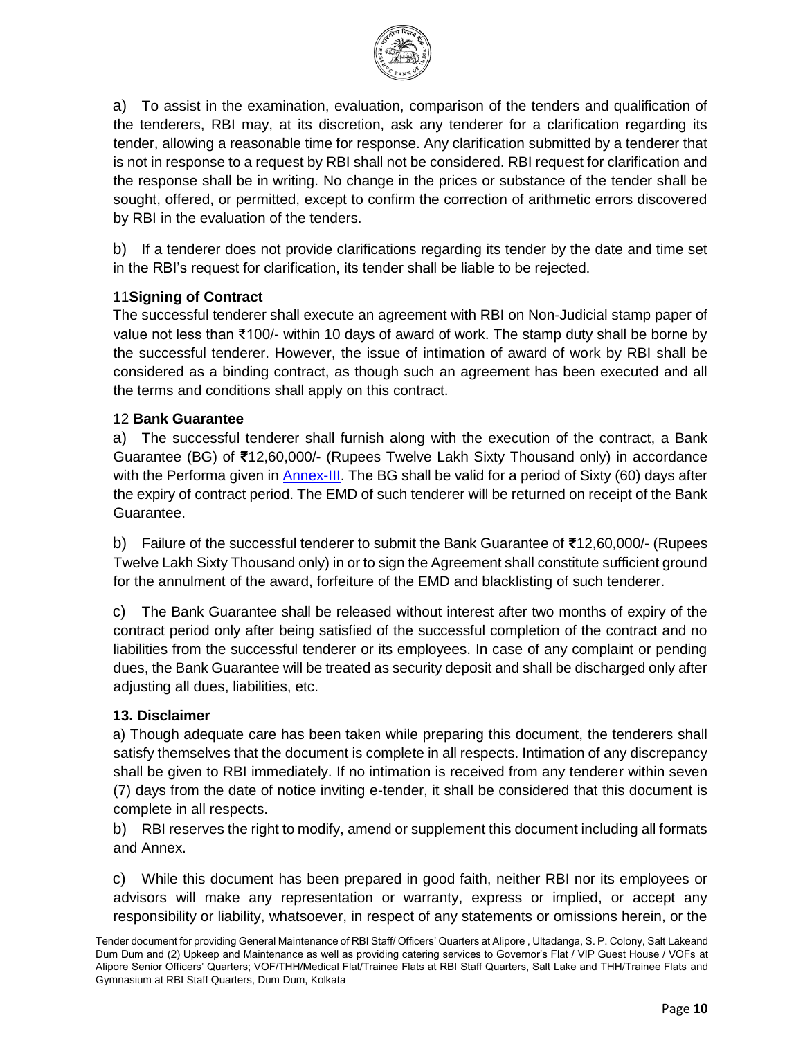a) To assist in the examination, evaluation, comparison of the tenders and qualification of the tenderers, RBI may, at its discretion, ask any tenderer for a clarification regarding its tender, allowing a reasonable time for response. Any clarification submitted by a tenderer that is not in response to a request by RBI shall not be considered. RBI request for clarification and the response shall be in writing. No change in the prices or substance of the tender shall be sought, offered, or permitted, except to confirm the correction of arithmetic errors discovered by RBI in the evaluation of the tenders.

b) If a tenderer does not provide clarifications regarding its tender by the date and time set in the RBI's request for clarification, its tender shall be liable to be rejected.

11 **Signing of Contract**

The successful tenderer shall execute an agreement with RBI on Non-Judicial stamp paper of value not less than ₹100/- within 10 days of award of work. The stamp duty shall be borne by the successful tenderer. However, the issue of intimation of award of work by RBI shall be considered as a binding contract, as though such an agreement has been executed and all the terms and conditions shall apply on this contract.

12 **Bank Guarantee**

a) The successful tenderer shall furnish along with the execution of the contract, a Bank Guarantee (BG) of ₹12,60,000/- (Rupees Twelve Lakh Sixty Thousand only) in accordance with the Performa given in Annex-III. The BG shall be valid for a period of Sixty (60) days after the expiry of contract period. The EMD of such tenderer will be returned on receipt of the Bank Guarantee.

b) Failure of the successful tenderer to submit the Bank Guarantee of ₹12,60,000/- (Rupees Twelve Lakh Sixty Thousand only) in or to sign the Agreement shall constitute sufficient ground for the annulment of the award, forfeiture of the EMD and blacklisting of such tenderer.

c) The Bank Guarantee shall be released without interest after two months of expiry of the contract period only after being satisfied of the successful completion of the contract and no liabilities from the successful tenderer or its employees. In case of any complaint or pending dues, the Bank Guarantee will be treated as security deposit and shall be discharged only after adjusting all dues, liabilities, etc.

**13. Disclaimer**

a) Though adequate care has been taken while preparing this document, the tenderers shall satisfy themselves that the document is complete in all respects. Intimation of any discrepancy shall be given to RBI immediately. If no intimation is received from any tenderer within seven (7) days from the date of notice inviting e-tender, it shall be considered that this document is complete in all respects.

b) RBI reserves the right to modify, amend or supplement this document including all formats and Annex.

c) While this document has been prepared in good faith, neither RBI nor its employees or advisors will make any representation or warranty, express or implied, or accept any responsibility or liability, whatsoever, in respect of any statements or omissions herein, or the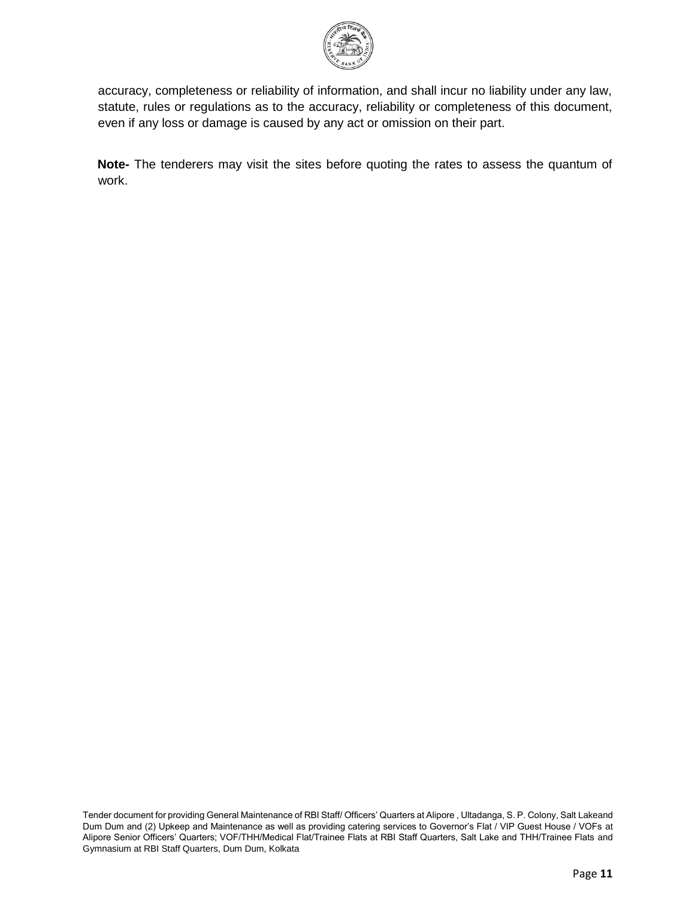accuracy, completeness or reliability of information, and shall incur no liability under any law, statute, rules or regulations as to the accuracy, reliability or completeness of this document, even if any loss or damage is caused by any act or omission on their part.

**Note-** The tenderers may visit the sites before quoting the rates to assess the quantum of work.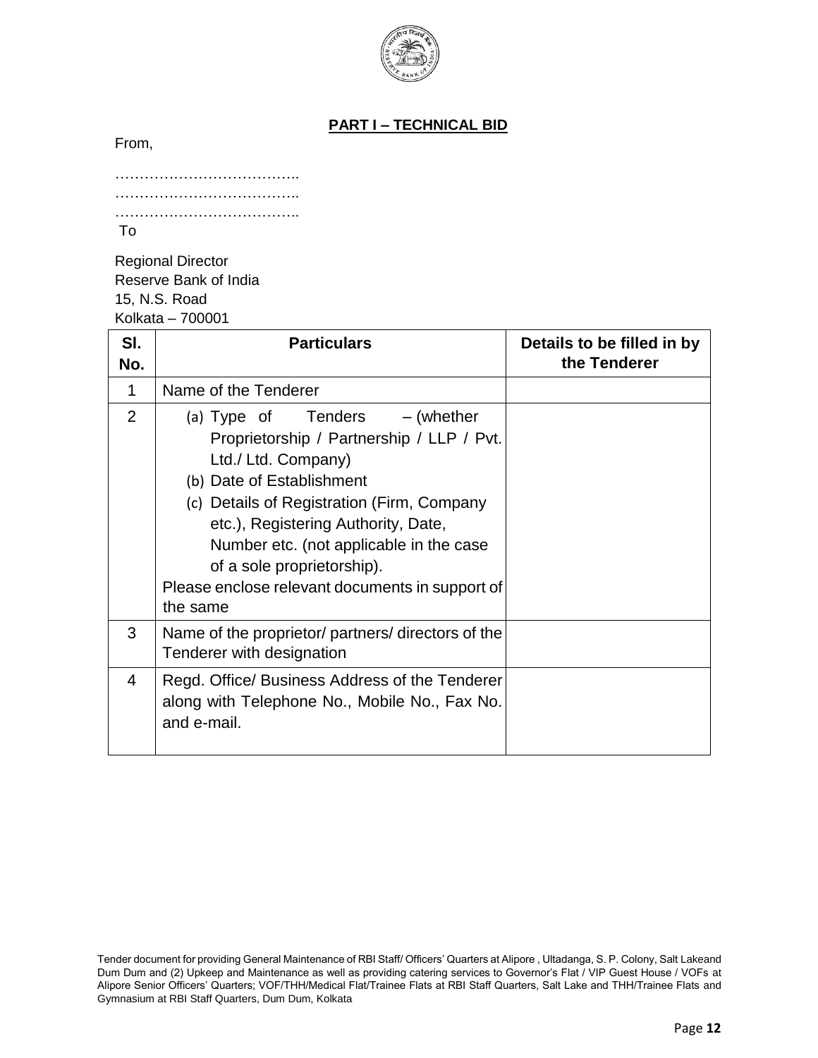## PART I – TECHNICAL BID

From,

………………………………..
………………………………..
………………………………..

To

Regional Director
Reserve Bank of India
15, N.S. Road
Kolkata – 700001

| Sl. No. | Particulars | Details to be filled in by the Tenderer |
|---|---|---|
| 1 | Name of the Tenderer | |
| 2 | (a) Type of Tenders – (whether Proprietorship / Partnership / LLP / Pvt. Ltd./ Ltd. Company)<br>(b) Date of Establishment<br>(c) Details of Registration (Firm, Company etc.), Registering Authority, Date, Number etc. (not applicable in the case of a sole proprietorship).<br>Please enclose relevant documents in support of the same | |
| 3 | Name of the proprietor/ partners/ directors of the Tenderer with designation | |
| 4 | Regd. Office/ Business Address of the Tenderer along with Telephone No., Mobile No., Fax No. and e-mail. | |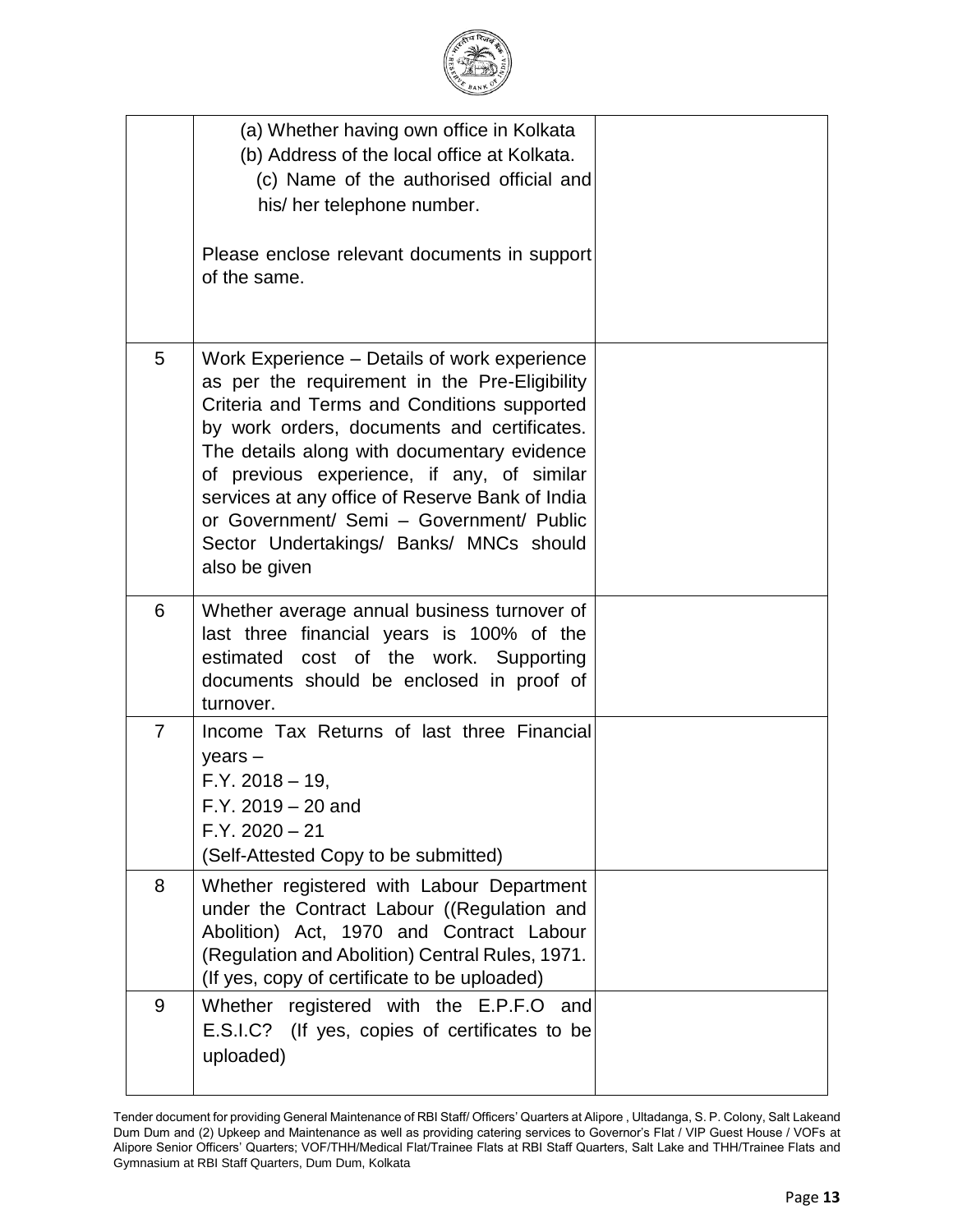| | | |
|---|---|---|
| | (a) Whether having own office in Kolkata<br>(b) Address of the local office at Kolkata.<br>(c) Name of the authorised official and his/ her telephone number.<br><br>Please enclose relevant documents in support of the same. | |
| 5 | Work Experience – Details of work experience as per the requirement in the Pre-Eligibility Criteria and Terms and Conditions supported by work orders, documents and certificates. The details along with documentary evidence of previous experience, if any, of similar services at any office of Reserve Bank of India or Government/ Semi – Government/ Public Sector Undertakings/ Banks/ MNCs should also be given | |
| 6 | Whether average annual business turnover of last three financial years is 100% of the estimated cost of the work. Supporting documents should be enclosed in proof of turnover. | |
| 7 | Income Tax Returns of last three Financial years –<br>F.Y. 2018 – 19,<br>F.Y. 2019 – 20 and<br>F.Y. 2020 – 21<br>(Self-Attested Copy to be submitted) | |
| 8 | Whether registered with Labour Department under the Contract Labour ((Regulation and Abolition) Act, 1970 and Contract Labour (Regulation and Abolition) Central Rules, 1971. (If yes, copy of certificate to be uploaded) | |
| 9 | Whether registered with the E.P.F.O and E.S.I.C? (If yes, copies of certificates to be uploaded) | |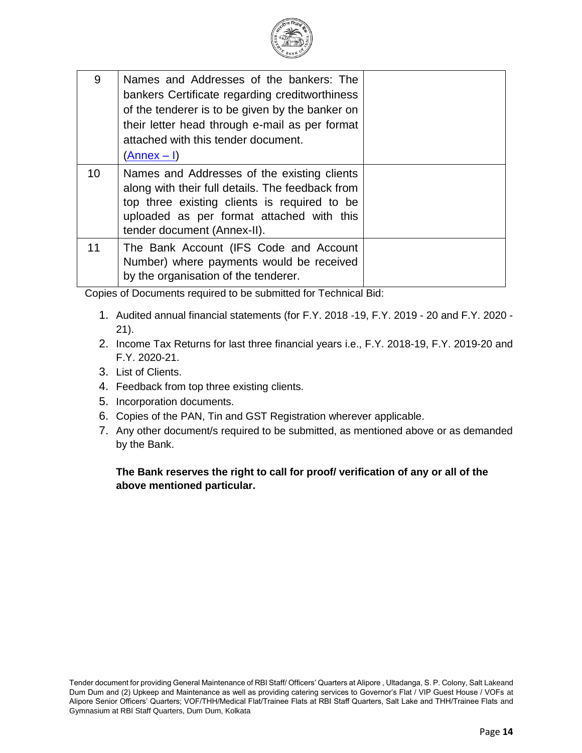| 9 | Names and Addresses of the bankers: The bankers Certificate regarding creditworthiness of the tenderer is to be given by the banker on their letter head through e-mail as per format attached with this tender document. (Annex – I) | |
|---|---|---|
| 10 | Names and Addresses of the existing clients along with their full details. The feedback from top three existing clients is required to be uploaded as per format attached with this tender document (Annex-II). | |
| 11 | The Bank Account (IFS Code and Account Number) where payments would be received by the organisation of the tenderer. | |

Copies of Documents required to be submitted for Technical Bid:

1. Audited annual financial statements (for F.Y. 2018 -19, F.Y. 2019 - 20 and F.Y. 2020 - 21).
2. Income Tax Returns for last three financial years i.e., F.Y. 2018-19, F.Y. 2019-20 and F.Y. 2020-21.
3. List of Clients.
4. Feedback from top three existing clients.
5. Incorporation documents.
6. Copies of the PAN, Tin and GST Registration wherever applicable.
7. Any other document/s required to be submitted, as mentioned above or as demanded by the Bank.

**The Bank reserves the right to call for proof/ verification of any or all of the above mentioned particular.**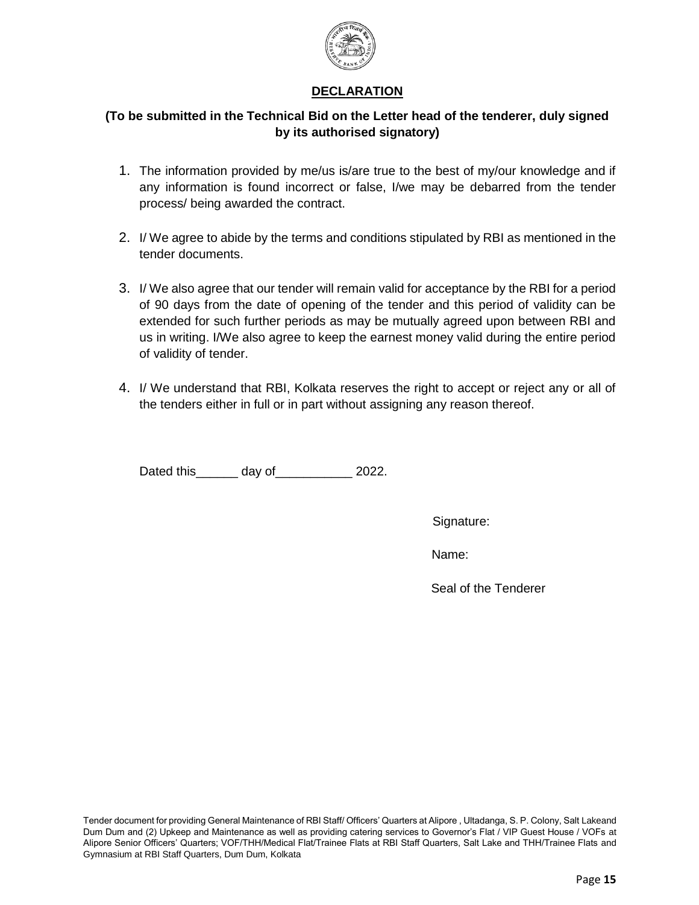## DECLARATION

**(To be submitted in the Technical Bid on the Letter head of the tenderer, duly signed by its authorised signatory)**

1. The information provided by me/us is/are true to the best of my/our knowledge and if any information is found incorrect or false, I/we may be debarred from the tender process/ being awarded the contract.

2. I/ We agree to abide by the terms and conditions stipulated by RBI as mentioned in the tender documents.

3. I/ We also agree that our tender will remain valid for acceptance by the RBI for a period of 90 days from the date of opening of the tender and this period of validity can be extended for such further periods as may be mutually agreed upon between RBI and us in writing. I/We also agree to keep the earnest money valid during the entire period of validity of tender.

4. I/ We understand that RBI, Kolkata reserves the right to accept or reject any or all of the tenders either in full or in part without assigning any reason thereof.

Dated this______ day of___________ 2022.

Signature:

Name:

Seal of the Tenderer

Tender document for providing General Maintenance of RBI Staff/ Officers' Quarters at Alipore , Ultadanga, S. P. Colony, Salt Lakeand Dum Dum and (2) Upkeep and Maintenance as well as providing catering services to Governor's Flat / VIP Guest House / VOFs at Alipore Senior Officers' Quarters; VOF/THH/Medical Flat/Trainee Flats at RBI Staff Quarters, Salt Lake and THH/Trainee Flats and Gymnasium at RBI Staff Quarters, Dum Dum, Kolkata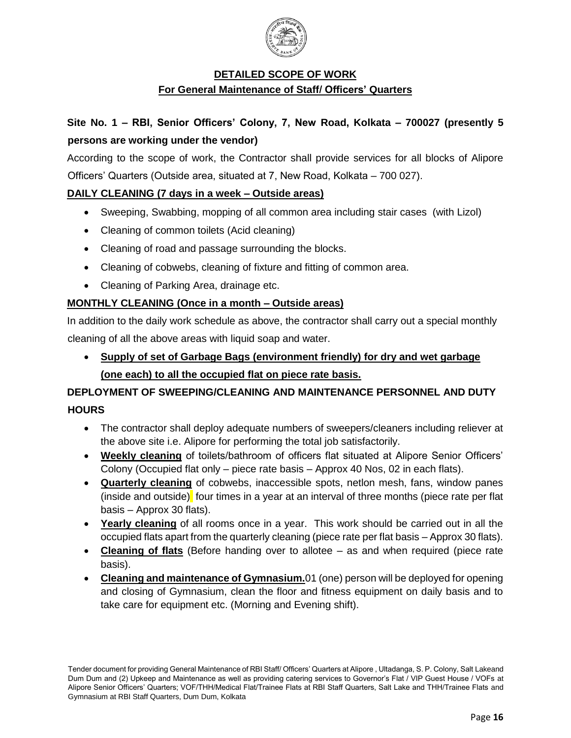## DETAILED SCOPE OF WORK

### For General Maintenance of Staff/ Officers' Quarters

**Site No. 1 – RBI, Senior Officers' Colony, 7, New Road, Kolkata – 700027 (presently 5 persons are working under the vendor)**

According to the scope of work, the Contractor shall provide services for all blocks of Alipore Officers' Quarters (Outside area, situated at 7, New Road, Kolkata – 700 027).

**DAILY CLEANING (7 days in a week – Outside areas)**

- Sweeping, Swabbing, mopping of all common area including stair cases (with Lizol)
- Cleaning of common toilets (Acid cleaning)
- Cleaning of road and passage surrounding the blocks.
- Cleaning of cobwebs, cleaning of fixture and fitting of common area.
- Cleaning of Parking Area, drainage etc.

**MONTHLY CLEANING (Once in a month – Outside areas)**

In addition to the daily work schedule as above, the contractor shall carry out a special monthly cleaning of all the above areas with liquid soap and water.

- **Supply of set of Garbage Bags (environment friendly) for dry and wet garbage (one each) to all the occupied flat on piece rate basis.**

**DEPLOYMENT OF SWEEPING/CLEANING AND MAINTENANCE PERSONNEL AND DUTY HOURS**

- The contractor shall deploy adequate numbers of sweepers/cleaners including reliever at the above site i.e. Alipore for performing the total job satisfactorily.
- **Weekly cleaning** of toilets/bathroom of officers flat situated at Alipore Senior Officers' Colony (Occupied flat only – piece rate basis – Approx 40 Nos, 02 in each flats).
- **Quarterly cleaning** of cobwebs, inaccessible spots, netlon mesh, fans, window panes (inside and outside) four times in a year at an interval of three months (piece rate per flat basis – Approx 30 flats).
- **Yearly cleaning** of all rooms once in a year. This work should be carried out in all the occupied flats apart from the quarterly cleaning (piece rate per flat basis – Approx 30 flats).
- **Cleaning of flats** (Before handing over to allotee – as and when required (piece rate basis).
- **Cleaning and maintenance of Gymnasium.** 01 (one) person will be deployed for opening and closing of Gymnasium, clean the floor and fitness equipment on daily basis and to take care for equipment etc. (Morning and Evening shift).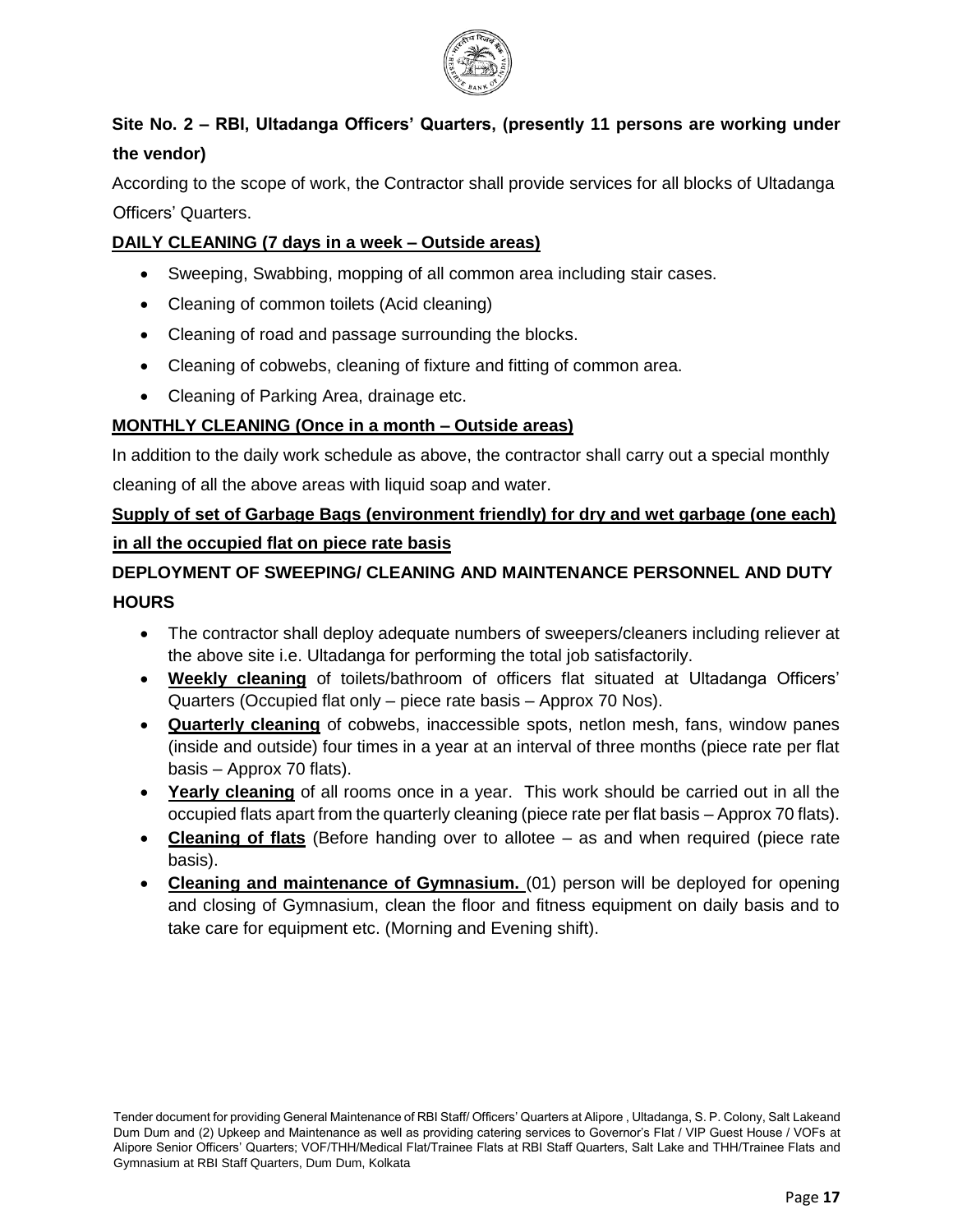**Site No. 2 – RBI, Ultadanga Officers' Quarters, (presently 11 persons are working under the vendor)**

According to the scope of work, the Contractor shall provide services for all blocks of Ultadanga Officers' Quarters.

**DAILY CLEANING (7 days in a week – Outside areas)**

- Sweeping, Swabbing, mopping of all common area including stair cases.
- Cleaning of common toilets (Acid cleaning)
- Cleaning of road and passage surrounding the blocks.
- Cleaning of cobwebs, cleaning of fixture and fitting of common area.
- Cleaning of Parking Area, drainage etc.

**MONTHLY CLEANING (Once in a month – Outside areas)**

In addition to the daily work schedule as above, the contractor shall carry out a special monthly cleaning of all the above areas with liquid soap and water.

**Supply of set of Garbage Bags (environment friendly) for dry and wet garbage (one each) in all the occupied flat on piece rate basis**

**DEPLOYMENT OF SWEEPING/ CLEANING AND MAINTENANCE PERSONNEL AND DUTY HOURS**

- The contractor shall deploy adequate numbers of sweepers/cleaners including reliever at the above site i.e. Ultadanga for performing the total job satisfactorily.
- **Weekly cleaning** of toilets/bathroom of officers flat situated at Ultadanga Officers' Quarters (Occupied flat only – piece rate basis – Approx 70 Nos).
- **Quarterly cleaning** of cobwebs, inaccessible spots, netlon mesh, fans, window panes (inside and outside) four times in a year at an interval of three months (piece rate per flat basis – Approx 70 flats).
- **Yearly cleaning** of all rooms once in a year. This work should be carried out in all the occupied flats apart from the quarterly cleaning (piece rate per flat basis – Approx 70 flats).
- **Cleaning of flats** (Before handing over to allotee – as and when required (piece rate basis).
- **Cleaning and maintenance of Gymnasium.** (01) person will be deployed for opening and closing of Gymnasium, clean the floor and fitness equipment on daily basis and to take care for equipment etc. (Morning and Evening shift).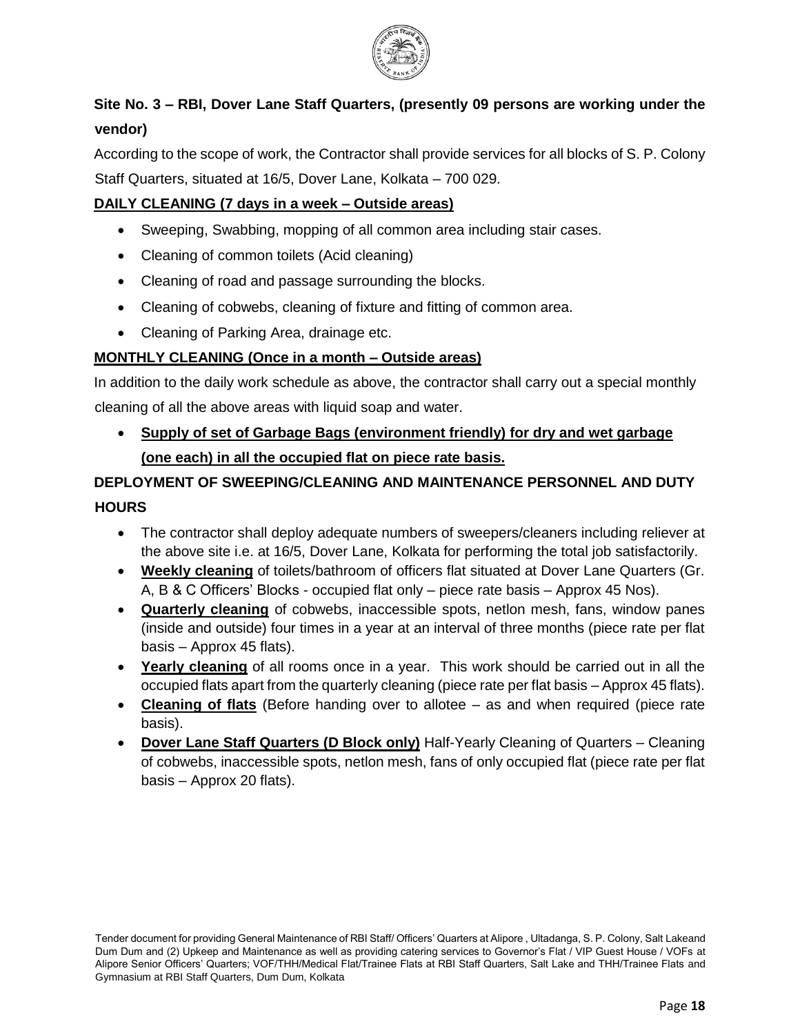**Site No. 3 – RBI, Dover Lane Staff Quarters, (presently 09 persons are working under the vendor)**

According to the scope of work, the Contractor shall provide services for all blocks of S. P. Colony Staff Quarters, situated at 16/5, Dover Lane, Kolkata – 700 029.

**DAILY CLEANING (7 days in a week – Outside areas)**

- Sweeping, Swabbing, mopping of all common area including stair cases.
- Cleaning of common toilets (Acid cleaning)
- Cleaning of road and passage surrounding the blocks.
- Cleaning of cobwebs, cleaning of fixture and fitting of common area.
- Cleaning of Parking Area, drainage etc.

**MONTHLY CLEANING (Once in a month – Outside areas)**

In addition to the daily work schedule as above, the contractor shall carry out a special monthly cleaning of all the above areas with liquid soap and water.

- **Supply of set of Garbage Bags (environment friendly) for dry and wet garbage (one each) in all the occupied flat on piece rate basis.**

**DEPLOYMENT OF SWEEPING/CLEANING AND MAINTENANCE PERSONNEL AND DUTY HOURS**

- The contractor shall deploy adequate numbers of sweepers/cleaners including reliever at the above site i.e. at 16/5, Dover Lane, Kolkata for performing the total job satisfactorily.
- **Weekly cleaning** of toilets/bathroom of officers flat situated at Dover Lane Quarters (Gr. A, B & C Officers' Blocks - occupied flat only – piece rate basis – Approx 45 Nos).
- **Quarterly cleaning** of cobwebs, inaccessible spots, netlon mesh, fans, window panes (inside and outside) four times in a year at an interval of three months (piece rate per flat basis – Approx 45 flats).
- **Yearly cleaning** of all rooms once in a year. This work should be carried out in all the occupied flats apart from the quarterly cleaning (piece rate per flat basis – Approx 45 flats).
- **Cleaning of flats** (Before handing over to allotee – as and when required (piece rate basis).
- **Dover Lane Staff Quarters (D Block only)** Half-Yearly Cleaning of Quarters – Cleaning of cobwebs, inaccessible spots, netlon mesh, fans of only occupied flat (piece rate per flat basis – Approx 20 flats).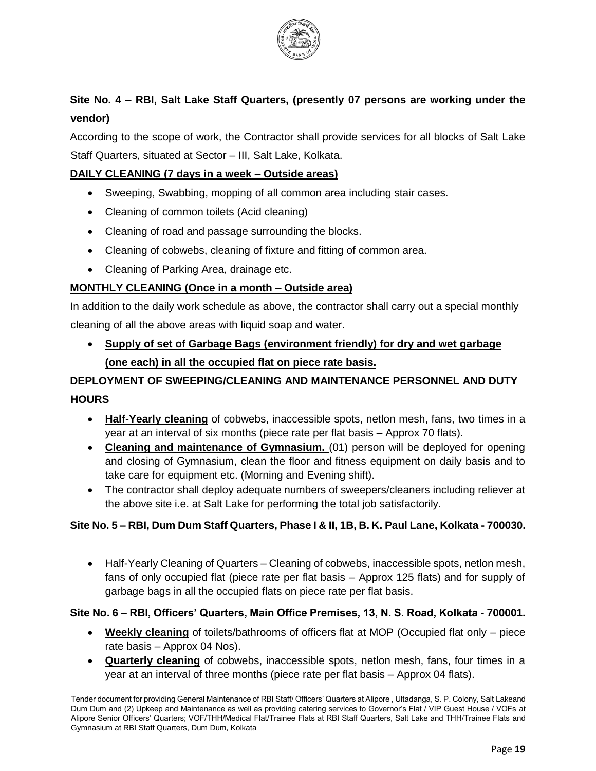**Site No. 4 – RBI, Salt Lake Staff Quarters, (presently 07 persons are working under the vendor)**

According to the scope of work, the Contractor shall provide services for all blocks of Salt Lake Staff Quarters, situated at Sector – III, Salt Lake, Kolkata.

**DAILY CLEANING (7 days in a week – Outside areas)**

- Sweeping, Swabbing, mopping of all common area including stair cases.
- Cleaning of common toilets (Acid cleaning)
- Cleaning of road and passage surrounding the blocks.
- Cleaning of cobwebs, cleaning of fixture and fitting of common area.
- Cleaning of Parking Area, drainage etc.

**MONTHLY CLEANING (Once in a month – Outside area)**

In addition to the daily work schedule as above, the contractor shall carry out a special monthly cleaning of all the above areas with liquid soap and water.

- **Supply of set of Garbage Bags (environment friendly) for dry and wet garbage (one each) in all the occupied flat on piece rate basis.**

**DEPLOYMENT OF SWEEPING/CLEANING AND MAINTENANCE PERSONNEL AND DUTY HOURS**

- **Half-Yearly cleaning** of cobwebs, inaccessible spots, netlon mesh, fans, two times in a year at an interval of six months (piece rate per flat basis – Approx 70 flats).
- **Cleaning and maintenance of Gymnasium.** (01) person will be deployed for opening and closing of Gymnasium, clean the floor and fitness equipment on daily basis and to take care for equipment etc. (Morning and Evening shift).
- The contractor shall deploy adequate numbers of sweepers/cleaners including reliever at the above site i.e. at Salt Lake for performing the total job satisfactorily.

**Site No. 5 – RBI, Dum Dum Staff Quarters, Phase I & II, 1B, B. K. Paul Lane, Kolkata - 700030.**

- Half-Yearly Cleaning of Quarters – Cleaning of cobwebs, inaccessible spots, netlon mesh, fans of only occupied flat (piece rate per flat basis – Approx 125 flats) and for supply of garbage bags in all the occupied flats on piece rate per flat basis.

**Site No. 6 – RBI, Officers' Quarters, Main Office Premises, 13, N. S. Road, Kolkata - 700001.**

- **Weekly cleaning** of toilets/bathrooms of officers flat at MOP (Occupied flat only – piece rate basis – Approx 04 Nos).
- **Quarterly cleaning** of cobwebs, inaccessible spots, netlon mesh, fans, four times in a year at an interval of three months (piece rate per flat basis – Approx 04 flats).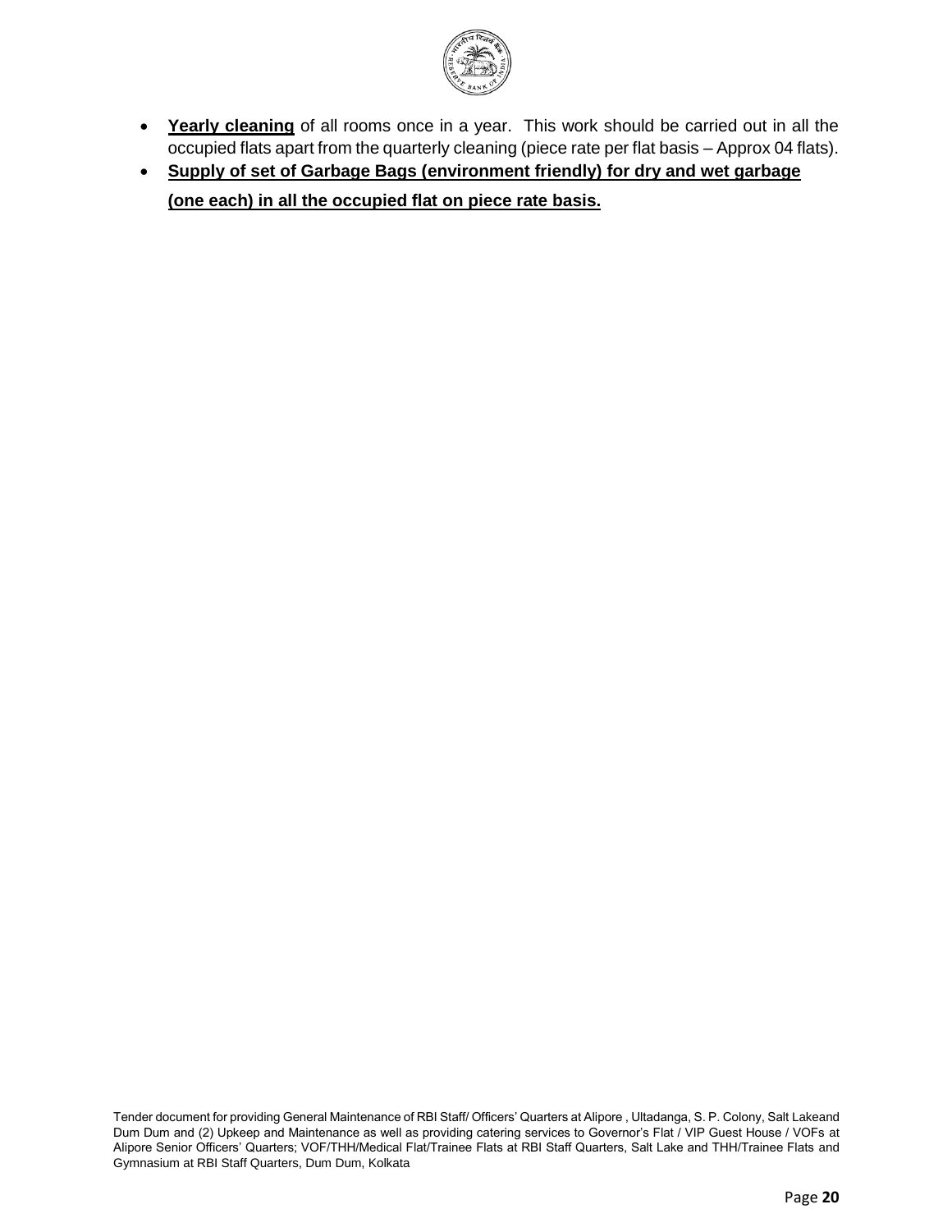- **Yearly cleaning** of all rooms once in a year. This work should be carried out in all the occupied flats apart from the quarterly cleaning (piece rate per flat basis – Approx 04 flats).
- **Supply of set of Garbage Bags (environment friendly) for dry and wet garbage (one each) in all the occupied flat on piece rate basis.**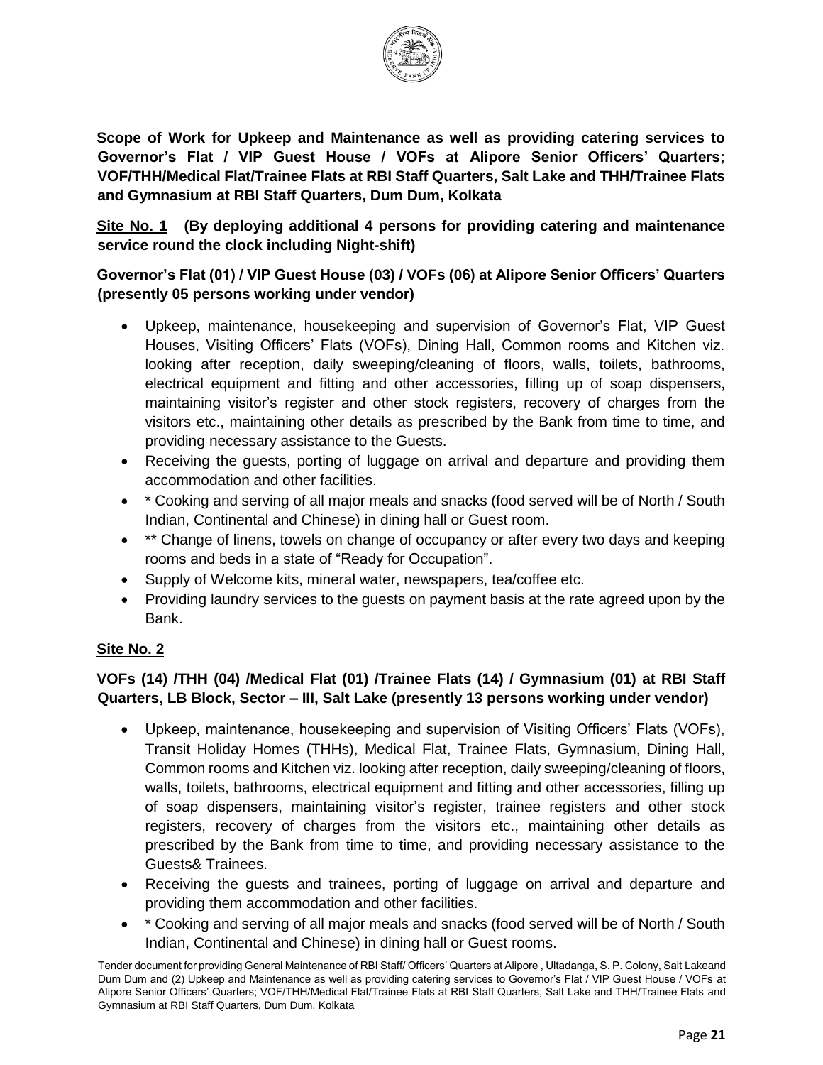**Scope of Work for Upkeep and Maintenance as well as providing catering services to Governor's Flat / VIP Guest House / VOFs at Alipore Senior Officers' Quarters; VOF/THH/Medical Flat/Trainee Flats at RBI Staff Quarters, Salt Lake and THH/Trainee Flats and Gymnasium at RBI Staff Quarters, Dum Dum, Kolkata**

**Site No. 1 (By deploying additional 4 persons for providing catering and maintenance service round the clock including Night-shift)**

**Governor's Flat (01) / VIP Guest House (03) / VOFs (06) at Alipore Senior Officers' Quarters (presently 05 persons working under vendor)**

- Upkeep, maintenance, housekeeping and supervision of Governor's Flat, VIP Guest Houses, Visiting Officers' Flats (VOFs), Dining Hall, Common rooms and Kitchen viz. looking after reception, daily sweeping/cleaning of floors, walls, toilets, bathrooms, electrical equipment and fitting and other accessories, filling up of soap dispensers, maintaining visitor's register and other stock registers, recovery of charges from the visitors etc., maintaining other details as prescribed by the Bank from time to time, and providing necessary assistance to the Guests.
- Receiving the guests, porting of luggage on arrival and departure and providing them accommodation and other facilities.
- * Cooking and serving of all major meals and snacks (food served will be of North / South Indian, Continental and Chinese) in dining hall or Guest room.
- ** Change of linens, towels on change of occupancy or after every two days and keeping rooms and beds in a state of "Ready for Occupation".
- Supply of Welcome kits, mineral water, newspapers, tea/coffee etc.
- Providing laundry services to the guests on payment basis at the rate agreed upon by the Bank.

**Site No. 2**

**VOFs (14) /THH (04) /Medical Flat (01) /Trainee Flats (14) / Gymnasium (01) at RBI Staff Quarters, LB Block, Sector – III, Salt Lake (presently 13 persons working under vendor)**

- Upkeep, maintenance, housekeeping and supervision of Visiting Officers' Flats (VOFs), Transit Holiday Homes (THHs), Medical Flat, Trainee Flats, Gymnasium, Dining Hall, Common rooms and Kitchen viz. looking after reception, daily sweeping/cleaning of floors, walls, toilets, bathrooms, electrical equipment and fitting and other accessories, filling up of soap dispensers, maintaining visitor's register, trainee registers and other stock registers, recovery of charges from the visitors etc., maintaining other details as prescribed by the Bank from time to time, and providing necessary assistance to the Guests& Trainees.
- Receiving the guests and trainees, porting of luggage on arrival and departure and providing them accommodation and other facilities.
- * Cooking and serving of all major meals and snacks (food served will be of North / South Indian, Continental and Chinese) in dining hall or Guest rooms.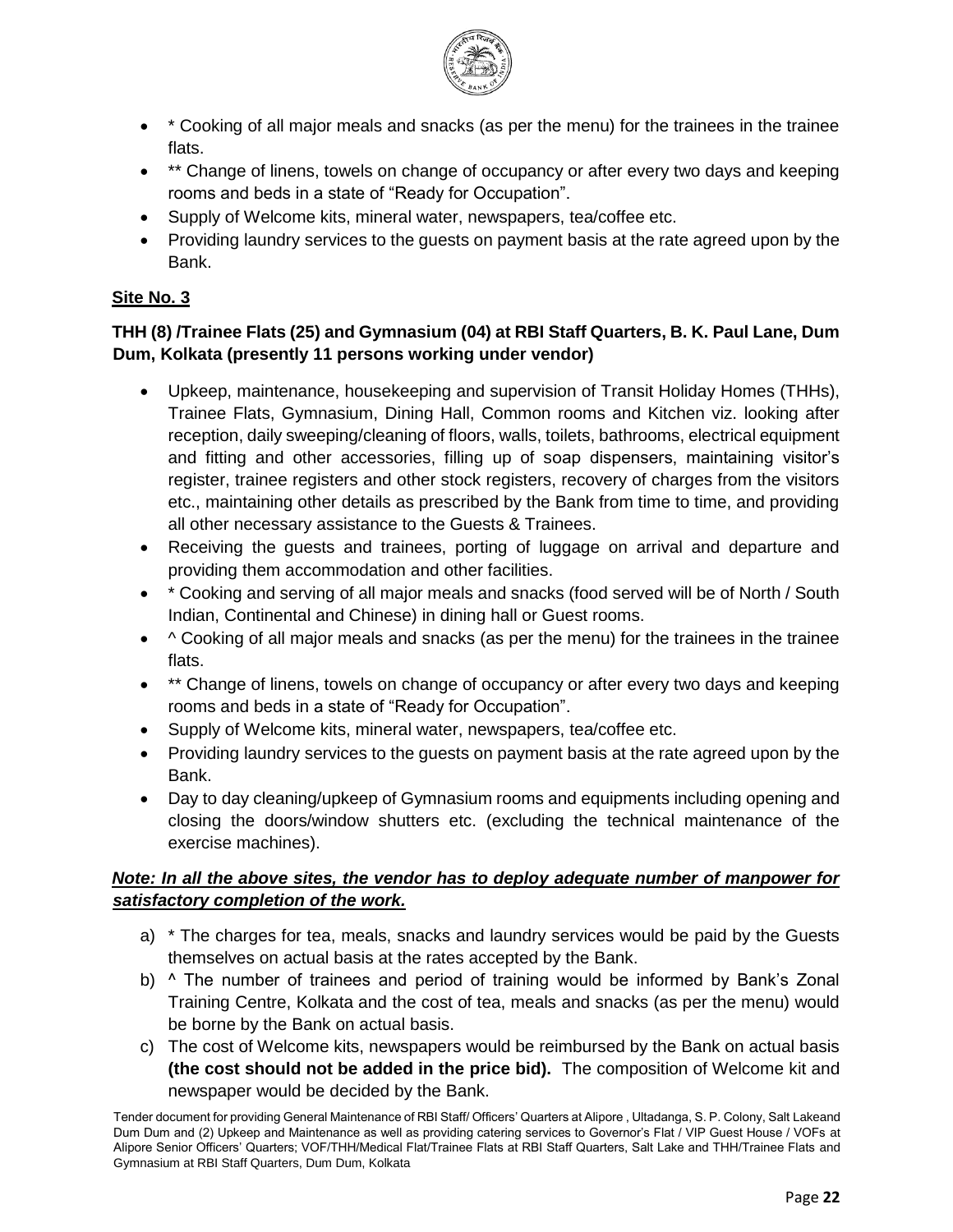- * Cooking of all major meals and snacks (as per the menu) for the trainees in the trainee flats.
- ** Change of linens, towels on change of occupancy or after every two days and keeping rooms and beds in a state of "Ready for Occupation".
- Supply of Welcome kits, mineral water, newspapers, tea/coffee etc.
- Providing laundry services to the guests on payment basis at the rate agreed upon by the Bank.

**Site No. 3**

**THH (8) /Trainee Flats (25) and Gymnasium (04) at RBI Staff Quarters, B. K. Paul Lane, Dum Dum, Kolkata (presently 11 persons working under vendor)**

- Upkeep, maintenance, housekeeping and supervision of Transit Holiday Homes (THHs), Trainee Flats, Gymnasium, Dining Hall, Common rooms and Kitchen viz. looking after reception, daily sweeping/cleaning of floors, walls, toilets, bathrooms, electrical equipment and fitting and other accessories, filling up of soap dispensers, maintaining visitor's register, trainee registers and other stock registers, recovery of charges from the visitors etc., maintaining other details as prescribed by the Bank from time to time, and providing all other necessary assistance to the Guests & Trainees.
- Receiving the guests and trainees, porting of luggage on arrival and departure and providing them accommodation and other facilities.
- * Cooking and serving of all major meals and snacks (food served will be of North / South Indian, Continental and Chinese) in dining hall or Guest rooms.
- ^ Cooking of all major meals and snacks (as per the menu) for the trainees in the trainee flats.
- ** Change of linens, towels on change of occupancy or after every two days and keeping rooms and beds in a state of "Ready for Occupation".
- Supply of Welcome kits, mineral water, newspapers, tea/coffee etc.
- Providing laundry services to the guests on payment basis at the rate agreed upon by the Bank.
- Day to day cleaning/upkeep of Gymnasium rooms and equipments including opening and closing the doors/window shutters etc. (excluding the technical maintenance of the exercise machines).

***Note: In all the above sites, the vendor has to deploy adequate number of manpower for satisfactory completion of the work.***

a) * The charges for tea, meals, snacks and laundry services would be paid by the Guests themselves on actual basis at the rates accepted by the Bank.

b) ^ The number of trainees and period of training would be informed by Bank's Zonal Training Centre, Kolkata and the cost of tea, meals and snacks (as per the menu) would be borne by the Bank on actual basis.

c) The cost of Welcome kits, newspapers would be reimbursed by the Bank on actual basis **(the cost should not be added in the price bid).** The composition of Welcome kit and newspaper would be decided by the Bank.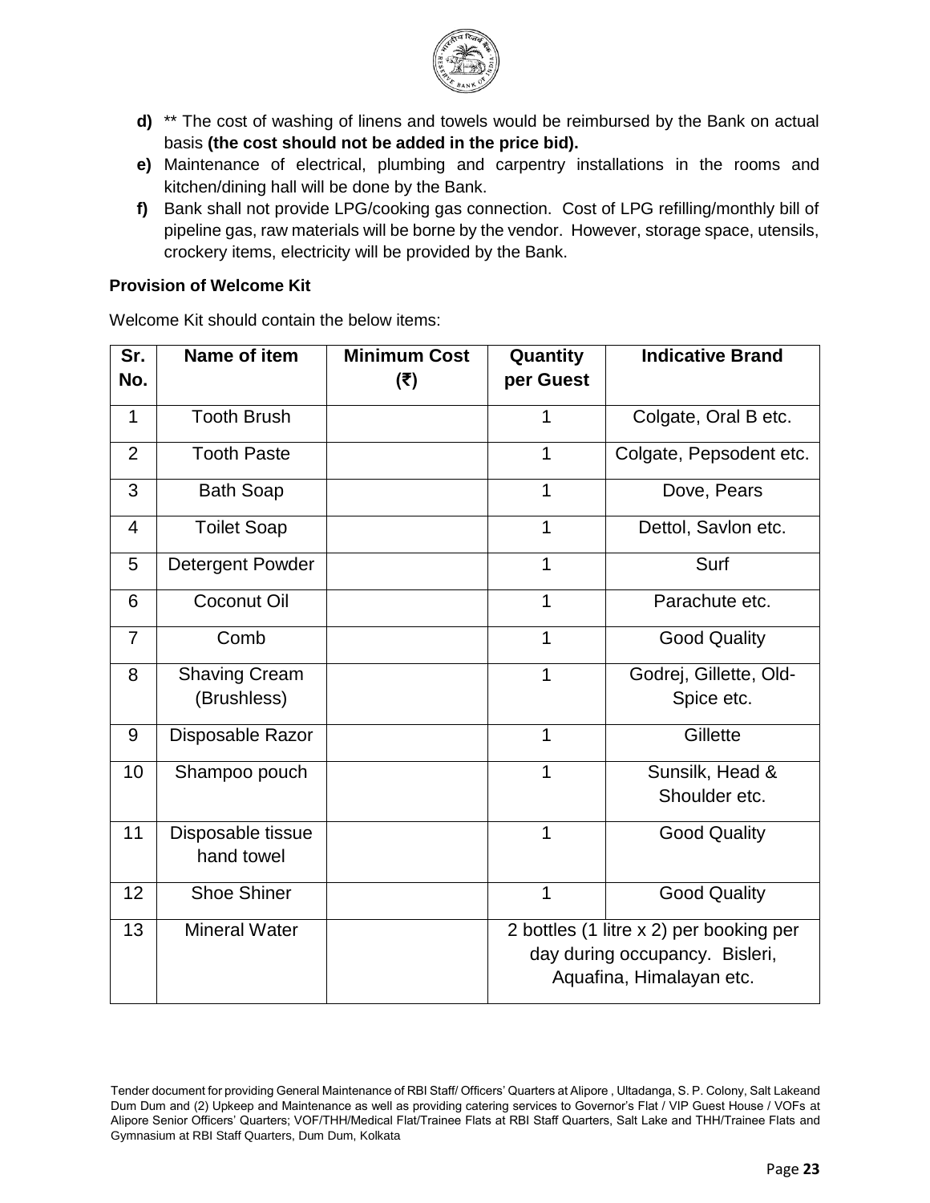- **d)** ** The cost of washing of linens and towels would be reimbursed by the Bank on actual basis **(the cost should not be added in the price bid).**
- **e)** Maintenance of electrical, plumbing and carpentry installations in the rooms and kitchen/dining hall will be done by the Bank.
- **f)** Bank shall not provide LPG/cooking gas connection. Cost of LPG refilling/monthly bill of pipeline gas, raw materials will be borne by the vendor. However, storage space, utensils, crockery items, electricity will be provided by the Bank.

**Provision of Welcome Kit**

Welcome Kit should contain the below items:

| Sr. No. | Name of item | Minimum Cost (₹) | Quantity per Guest | Indicative Brand |
|---|---|---|---|---|
| 1 | Tooth Brush | | 1 | Colgate, Oral B etc. |
| 2 | Tooth Paste | | 1 | Colgate, Pepsodent etc. |
| 3 | Bath Soap | | 1 | Dove, Pears |
| 4 | Toilet Soap | | 1 | Dettol, Savlon etc. |
| 5 | Detergent Powder | | 1 | Surf |
| 6 | Coconut Oil | | 1 | Parachute etc. |
| 7 | Comb | | 1 | Good Quality |
| 8 | Shaving Cream (Brushless) | | 1 | Godrej, Gillette, Old-Spice etc. |
| 9 | Disposable Razor | | 1 | Gillette |
| 10 | Shampoo pouch | | 1 | Sunsilk, Head & Shoulder etc. |
| 11 | Disposable tissue hand towel | | 1 | Good Quality |
| 12 | Shoe Shiner | | 1 | Good Quality |
| 13 | Mineral Water | | 2 bottles (1 litre x 2) per booking per day during occupancy. Bisleri, Aquafina, Himalayan etc. | |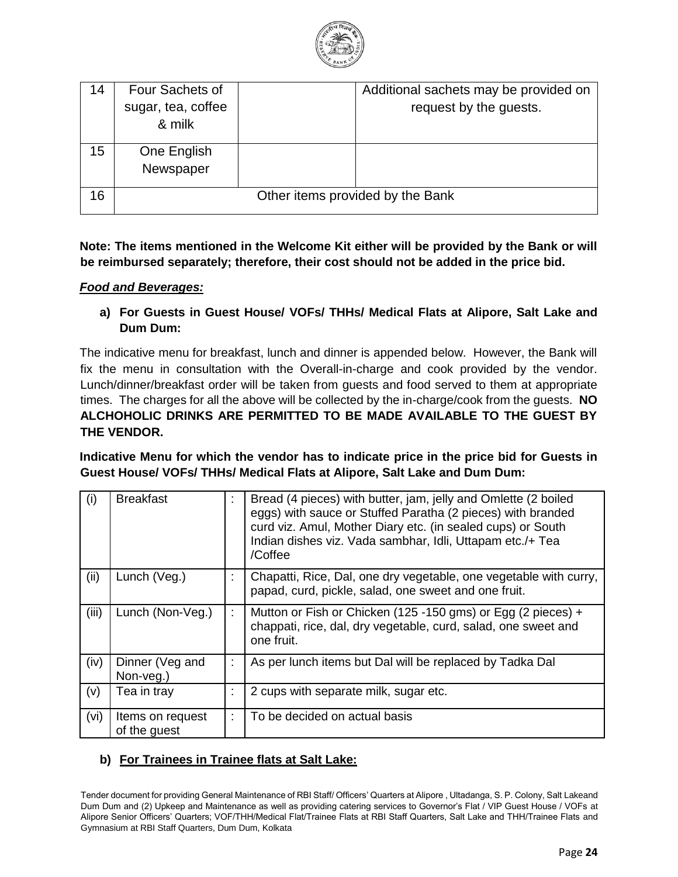| 14 | Four Sachets of sugar, tea, coffee & milk | | Additional sachets may be provided on request by the guests. |
|---|---|---|---|
| 15 | One English Newspaper | | |
| 16 | Other items provided by the Bank | | |

**Note: The items mentioned in the Welcome Kit either will be provided by the Bank or will be reimbursed separately; therefore, their cost should not be added in the price bid.**

***Food and Beverages:***

**a) For Guests in Guest House/ VOFs/ THHs/ Medical Flats at Alipore, Salt Lake and Dum Dum:**

The indicative menu for breakfast, lunch and dinner is appended below. However, the Bank will fix the menu in consultation with the Overall-in-charge and cook provided by the vendor. Lunch/dinner/breakfast order will be taken from guests and food served to them at appropriate times. The charges for all the above will be collected by the in-charge/cook from the guests. **NO ALCHOHOLIC DRINKS ARE PERMITTED TO BE MADE AVAILABLE TO THE GUEST BY THE VENDOR.**

**Indicative Menu for which the vendor has to indicate price in the price bid for Guests in Guest House/ VOFs/ THHs/ Medical Flats at Alipore, Salt Lake and Dum Dum:**

| (i) | Breakfast | : | Bread (4 pieces) with butter, jam, jelly and Omlette (2 boiled eggs) with sauce or Stuffed Paratha (2 pieces) with branded curd viz. Amul, Mother Diary etc. (in sealed cups) or South Indian dishes viz. Vada sambhar, Idli, Uttapam etc./+ Tea /Coffee |
|---|---|---|---|
| (ii) | Lunch (Veg.) | : | Chapatti, Rice, Dal, one dry vegetable, one vegetable with curry, papad, curd, pickle, salad, one sweet and one fruit. |
| (iii) | Lunch (Non-Veg.) | : | Mutton or Fish or Chicken (125 -150 gms) or Egg (2 pieces) + chappati, rice, dal, dry vegetable, curd, salad, one sweet and one fruit. |
| (iv) | Dinner (Veg and Non-veg.) | : | As per lunch items but Dal will be replaced by Tadka Dal |
| (v) | Tea in tray | : | 2 cups with separate milk, sugar etc. |
| (vi) | Items on request of the guest | : | To be decided on actual basis |

**b) <u>For Trainees in Trainee flats at Salt Lake:</u>**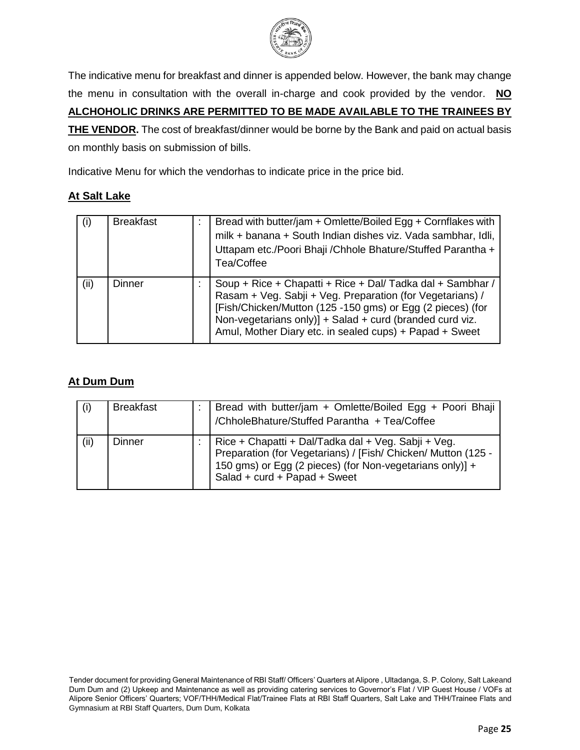The indicative menu for breakfast and dinner is appended below. However, the bank may change the menu in consultation with the overall in-charge and cook provided by the vendor. **NO ALCHOHOLIC DRINKS ARE PERMITTED TO BE MADE AVAILABLE TO THE TRAINEES BY THE VENDOR.** The cost of breakfast/dinner would be borne by the Bank and paid on actual basis on monthly basis on submission of bills.

Indicative Menu for which the vendorhas to indicate price in the price bid.

**At Salt Lake**

| (i) | Breakfast | : | Bread with butter/jam + Omlette/Boiled Egg + Cornflakes with milk + banana + South Indian dishes viz. Vada sambhar, Idli, Uttapam etc./Poori Bhaji /Chhole Bhature/Stuffed Parantha + Tea/Coffee |
|---|---|---|---|
| (ii) | Dinner | : | Soup + Rice + Chapatti + Rice + Dal/ Tadka dal + Sambhar / Rasam + Veg. Sabji + Veg. Preparation (for Vegetarians) / [Fish/Chicken/Mutton (125 -150 gms) or Egg (2 pieces) (for Non-vegetarians only)] + Salad + curd (branded curd viz. Amul, Mother Diary etc. in sealed cups) + Papad + Sweet |

**At Dum Dum**

| (i) | Breakfast | : | Bread with butter/jam + Omlette/Boiled Egg + Poori Bhaji /ChholeBhature/Stuffed Parantha + Tea/Coffee |
|---|---|---|---|
| (ii) | Dinner | : | Rice + Chapatti + Dal/Tadka dal + Veg. Sabji + Veg. Preparation (for Vegetarians) / [Fish/ Chicken/ Mutton (125 - 150 gms) or Egg (2 pieces) (for Non-vegetarians only)] + Salad + curd + Papad + Sweet |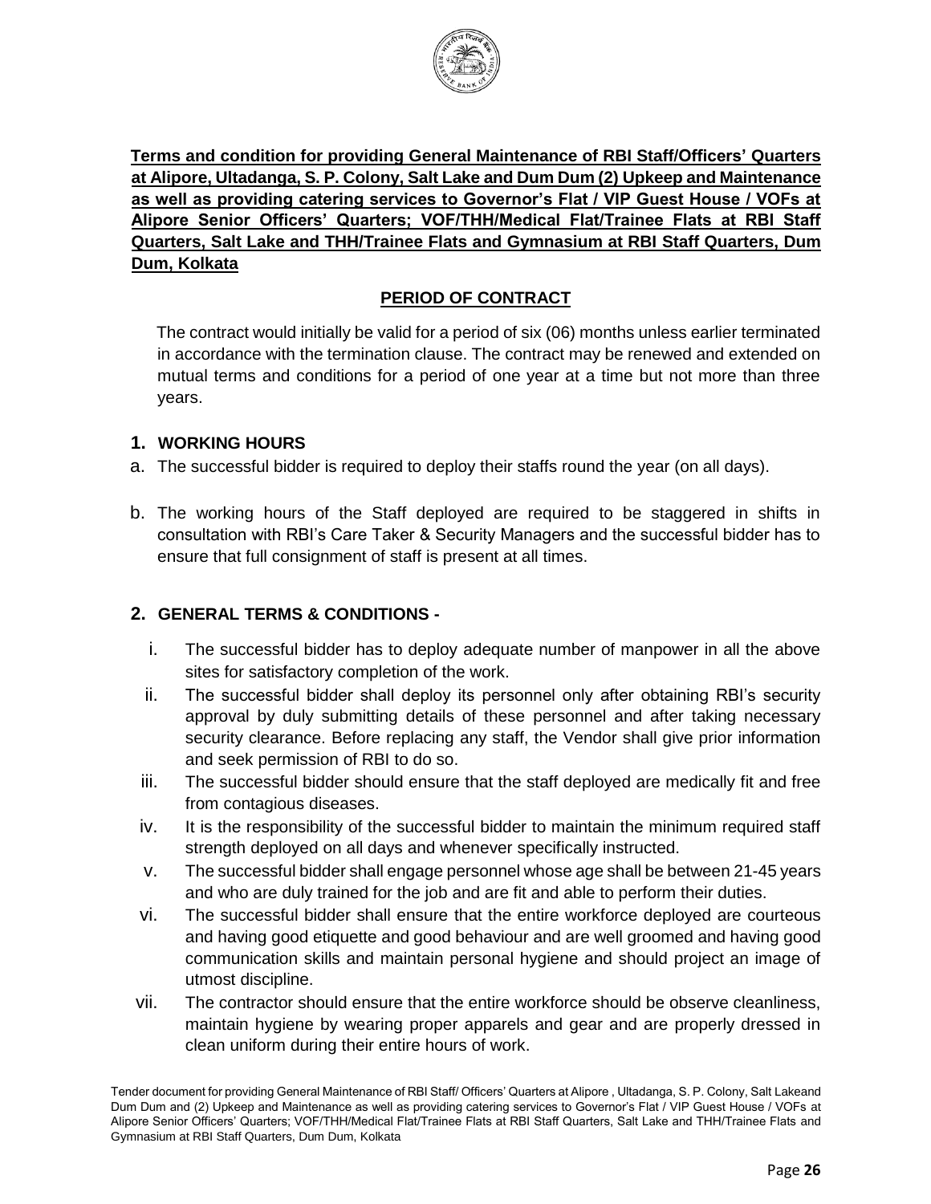**Terms and condition for providing General Maintenance of RBI Staff/Officers' Quarters at Alipore, Ultadanga, S. P. Colony, Salt Lake and Dum Dum (2) Upkeep and Maintenance as well as providing catering services to Governor's Flat / VIP Guest House / VOFs at Alipore Senior Officers' Quarters; VOF/THH/Medical Flat/Trainee Flats at RBI Staff Quarters, Salt Lake and THH/Trainee Flats and Gymnasium at RBI Staff Quarters, Dum Dum, Kolkata**

## PERIOD OF CONTRACT

The contract would initially be valid for a period of six (06) months unless earlier terminated in accordance with the termination clause. The contract may be renewed and extended on mutual terms and conditions for a period of one year at a time but not more than three years.

### 1. WORKING HOURS

a. The successful bidder is required to deploy their staffs round the year (on all days).

b. The working hours of the Staff deployed are required to be staggered in shifts in consultation with RBI's Care Taker & Security Managers and the successful bidder has to ensure that full consignment of staff is present at all times.

### 2. GENERAL TERMS & CONDITIONS -

i. The successful bidder has to deploy adequate number of manpower in all the above sites for satisfactory completion of the work.

ii. The successful bidder shall deploy its personnel only after obtaining RBI's security approval by duly submitting details of these personnel and after taking necessary security clearance. Before replacing any staff, the Vendor shall give prior information and seek permission of RBI to do so.

iii. The successful bidder should ensure that the staff deployed are medically fit and free from contagious diseases.

iv. It is the responsibility of the successful bidder to maintain the minimum required staff strength deployed on all days and whenever specifically instructed.

v. The successful bidder shall engage personnel whose age shall be between 21-45 years and who are duly trained for the job and are fit and able to perform their duties.

vi. The successful bidder shall ensure that the entire workforce deployed are courteous and having good etiquette and good behaviour and are well groomed and having good communication skills and maintain personal hygiene and should project an image of utmost discipline.

vii. The contractor should ensure that the entire workforce should be observe cleanliness, maintain hygiene by wearing proper apparels and gear and are properly dressed in clean uniform during their entire hours of work.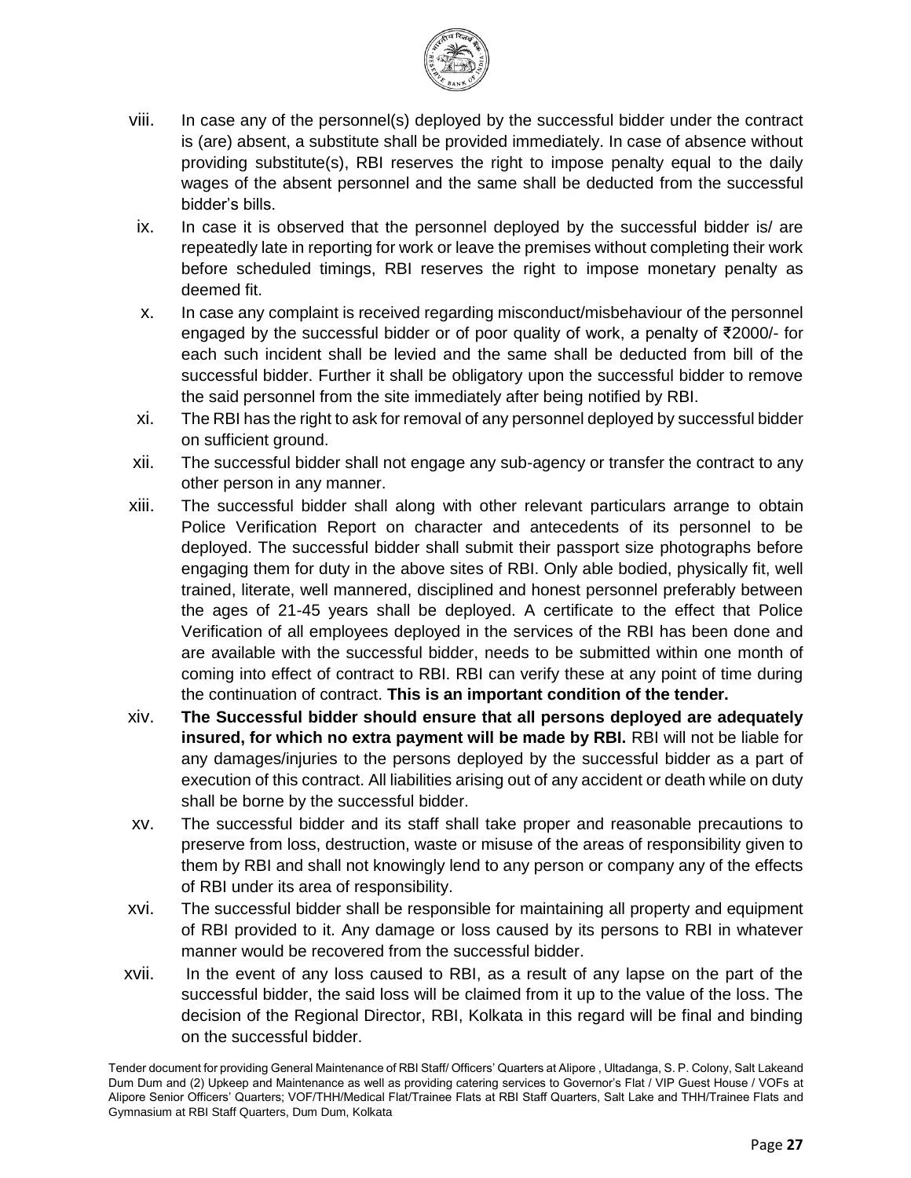viii. In case any of the personnel(s) deployed by the successful bidder under the contract is (are) absent, a substitute shall be provided immediately. In case of absence without providing substitute(s), RBI reserves the right to impose penalty equal to the daily wages of the absent personnel and the same shall be deducted from the successful bidder's bills.

ix. In case it is observed that the personnel deployed by the successful bidder is/ are repeatedly late in reporting for work or leave the premises without completing their work before scheduled timings, RBI reserves the right to impose monetary penalty as deemed fit.

x. In case any complaint is received regarding misconduct/misbehaviour of the personnel engaged by the successful bidder or of poor quality of work, a penalty of ₹2000/- for each such incident shall be levied and the same shall be deducted from bill of the successful bidder. Further it shall be obligatory upon the successful bidder to remove the said personnel from the site immediately after being notified by RBI.

xi. The RBI has the right to ask for removal of any personnel deployed by successful bidder on sufficient ground.

xii. The successful bidder shall not engage any sub-agency or transfer the contract to any other person in any manner.

xiii. The successful bidder shall along with other relevant particulars arrange to obtain Police Verification Report on character and antecedents of its personnel to be deployed. The successful bidder shall submit their passport size photographs before engaging them for duty in the above sites of RBI. Only able bodied, physically fit, well trained, literate, well mannered, disciplined and honest personnel preferably between the ages of 21-45 years shall be deployed. A certificate to the effect that Police Verification of all employees deployed in the services of the RBI has been done and are available with the successful bidder, needs to be submitted within one month of coming into effect of contract to RBI. RBI can verify these at any point of time during the continuation of contract. **This is an important condition of the tender.**

xiv. **The Successful bidder should ensure that all persons deployed are adequately insured, for which no extra payment will be made by RBI.** RBI will not be liable for any damages/injuries to the persons deployed by the successful bidder as a part of execution of this contract. All liabilities arising out of any accident or death while on duty shall be borne by the successful bidder.

xv. The successful bidder and its staff shall take proper and reasonable precautions to preserve from loss, destruction, waste or misuse of the areas of responsibility given to them by RBI and shall not knowingly lend to any person or company any of the effects of RBI under its area of responsibility.

xvi. The successful bidder shall be responsible for maintaining all property and equipment of RBI provided to it. Any damage or loss caused by its persons to RBI in whatever manner would be recovered from the successful bidder.

xvii. In the event of any loss caused to RBI, as a result of any lapse on the part of the successful bidder, the said loss will be claimed from it up to the value of the loss. The decision of the Regional Director, RBI, Kolkata in this regard will be final and binding on the successful bidder.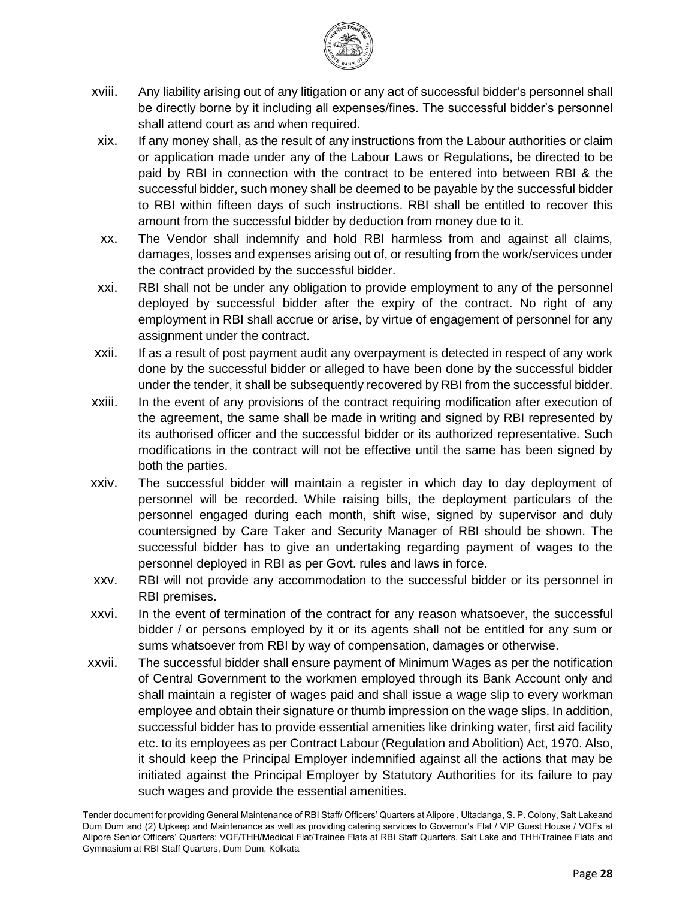xviii. Any liability arising out of any litigation or any act of successful bidder's personnel shall be directly borne by it including all expenses/fines. The successful bidder's personnel shall attend court as and when required.

xix. If any money shall, as the result of any instructions from the Labour authorities or claim or application made under any of the Labour Laws or Regulations, be directed to be paid by RBI in connection with the contract to be entered into between RBI & the successful bidder, such money shall be deemed to be payable by the successful bidder to RBI within fifteen days of such instructions. RBI shall be entitled to recover this amount from the successful bidder by deduction from money due to it.

xx. The Vendor shall indemnify and hold RBI harmless from and against all claims, damages, losses and expenses arising out of, or resulting from the work/services under the contract provided by the successful bidder.

xxi. RBI shall not be under any obligation to provide employment to any of the personnel deployed by successful bidder after the expiry of the contract. No right of any employment in RBI shall accrue or arise, by virtue of engagement of personnel for any assignment under the contract.

xxii. If as a result of post payment audit any overpayment is detected in respect of any work done by the successful bidder or alleged to have been done by the successful bidder under the tender, it shall be subsequently recovered by RBI from the successful bidder.

xxiii. In the event of any provisions of the contract requiring modification after execution of the agreement, the same shall be made in writing and signed by RBI represented by its authorised officer and the successful bidder or its authorized representative. Such modifications in the contract will not be effective until the same has been signed by both the parties.

xxiv. The successful bidder will maintain a register in which day to day deployment of personnel will be recorded. While raising bills, the deployment particulars of the personnel engaged during each month, shift wise, signed by supervisor and duly countersigned by Care Taker and Security Manager of RBI should be shown. The successful bidder has to give an undertaking regarding payment of wages to the personnel deployed in RBI as per Govt. rules and laws in force.

xxv. RBI will not provide any accommodation to the successful bidder or its personnel in RBI premises.

xxvi. In the event of termination of the contract for any reason whatsoever, the successful bidder / or persons employed by it or its agents shall not be entitled for any sum or sums whatsoever from RBI by way of compensation, damages or otherwise.

xxvii. The successful bidder shall ensure payment of Minimum Wages as per the notification of Central Government to the workmen employed through its Bank Account only and shall maintain a register of wages paid and shall issue a wage slip to every workman employee and obtain their signature or thumb impression on the wage slips. In addition, successful bidder has to provide essential amenities like drinking water, first aid facility etc. to its employees as per Contract Labour (Regulation and Abolition) Act, 1970. Also, it should keep the Principal Employer indemnified against all the actions that may be initiated against the Principal Employer by Statutory Authorities for its failure to pay such wages and provide the essential amenities.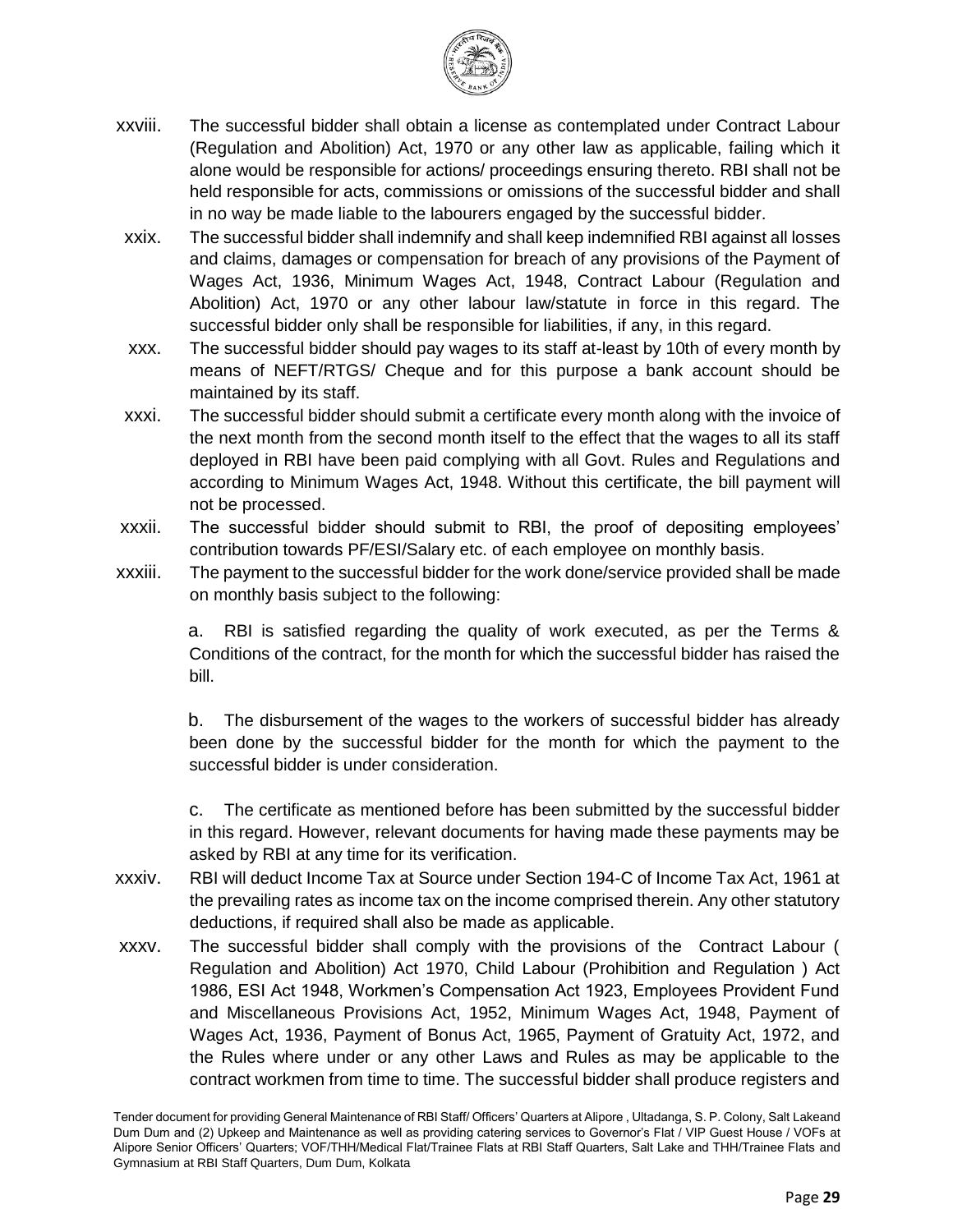xxviii. The successful bidder shall obtain a license as contemplated under Contract Labour (Regulation and Abolition) Act, 1970 or any other law as applicable, failing which it alone would be responsible for actions/ proceedings ensuring thereto. RBI shall not be held responsible for acts, commissions or omissions of the successful bidder and shall in no way be made liable to the labourers engaged by the successful bidder.

xxix. The successful bidder shall indemnify and shall keep indemnified RBI against all losses and claims, damages or compensation for breach of any provisions of the Payment of Wages Act, 1936, Minimum Wages Act, 1948, Contract Labour (Regulation and Abolition) Act, 1970 or any other labour law/statute in force in this regard. The successful bidder only shall be responsible for liabilities, if any, in this regard.

xxx. The successful bidder should pay wages to its staff at-least by 10th of every month by means of NEFT/RTGS/ Cheque and for this purpose a bank account should be maintained by its staff.

xxxi. The successful bidder should submit a certificate every month along with the invoice of the next month from the second month itself to the effect that the wages to all its staff deployed in RBI have been paid complying with all Govt. Rules and Regulations and according to Minimum Wages Act, 1948. Without this certificate, the bill payment will not be processed.

xxxii. The successful bidder should submit to RBI, the proof of depositing employees' contribution towards PF/ESI/Salary etc. of each employee on monthly basis.

xxxiii. The payment to the successful bidder for the work done/service provided shall be made on monthly basis subject to the following:

a. RBI is satisfied regarding the quality of work executed, as per the Terms & Conditions of the contract, for the month for which the successful bidder has raised the bill.

b. The disbursement of the wages to the workers of successful bidder has already been done by the successful bidder for the month for which the payment to the successful bidder is under consideration.

c. The certificate as mentioned before has been submitted by the successful bidder in this regard. However, relevant documents for having made these payments may be asked by RBI at any time for its verification.

xxxiv. RBI will deduct Income Tax at Source under Section 194-C of Income Tax Act, 1961 at the prevailing rates as income tax on the income comprised therein. Any other statutory deductions, if required shall also be made as applicable.

xxxv. The successful bidder shall comply with the provisions of the Contract Labour ( Regulation and Abolition) Act 1970, Child Labour (Prohibition and Regulation ) Act 1986, ESI Act 1948, Workmen's Compensation Act 1923, Employees Provident Fund and Miscellaneous Provisions Act, 1952, Minimum Wages Act, 1948, Payment of Wages Act, 1936, Payment of Bonus Act, 1965, Payment of Gratuity Act, 1972, and the Rules where under or any other Laws and Rules as may be applicable to the contract workmen from time to time. The successful bidder shall produce registers and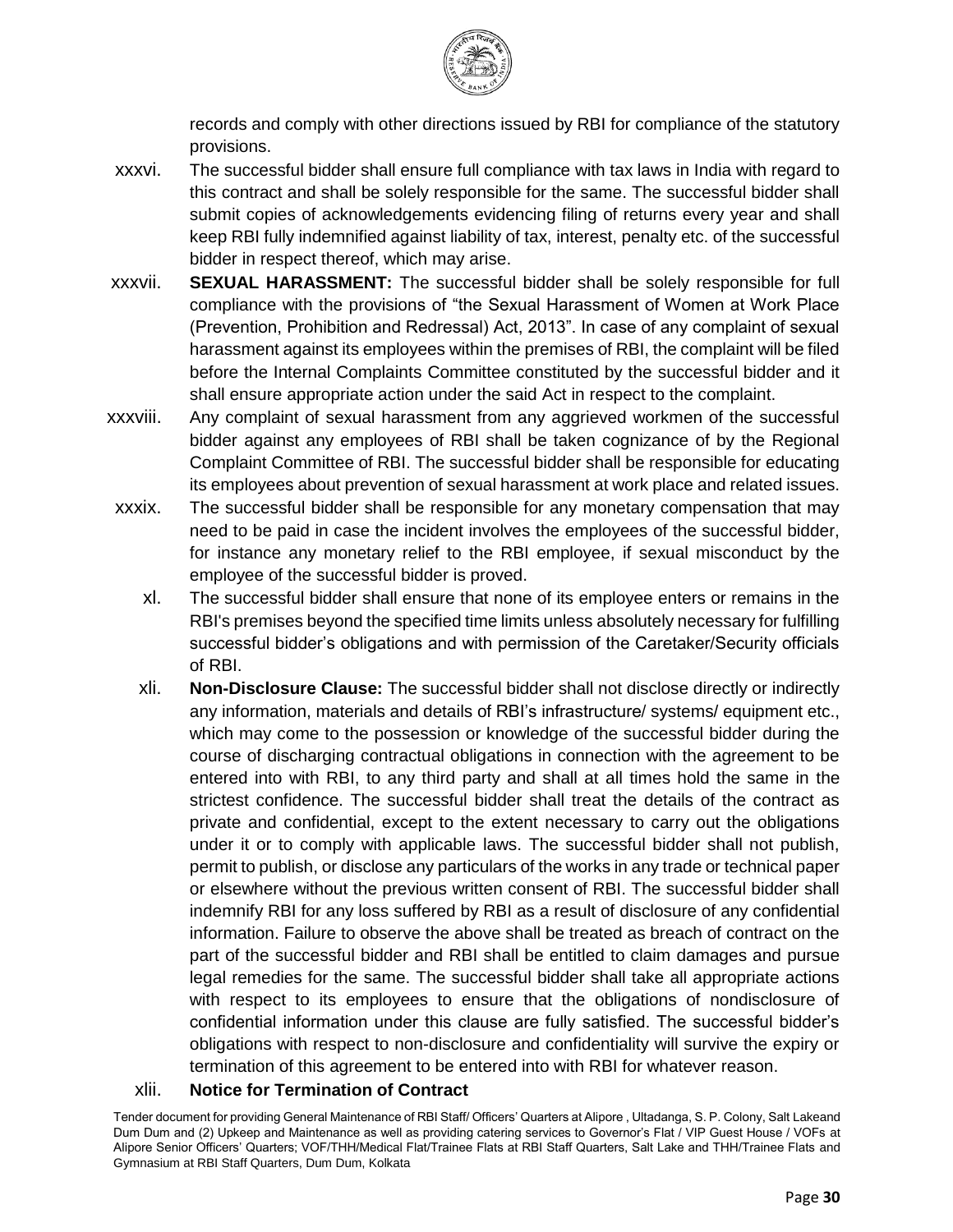records and comply with other directions issued by RBI for compliance of the statutory provisions.

xxxvi. The successful bidder shall ensure full compliance with tax laws in India with regard to this contract and shall be solely responsible for the same. The successful bidder shall submit copies of acknowledgements evidencing filing of returns every year and shall keep RBI fully indemnified against liability of tax, interest, penalty etc. of the successful bidder in respect thereof, which may arise.

xxxvii. **SEXUAL HARASSMENT:** The successful bidder shall be solely responsible for full compliance with the provisions of "the Sexual Harassment of Women at Work Place (Prevention, Prohibition and Redressal) Act, 2013". In case of any complaint of sexual harassment against its employees within the premises of RBI, the complaint will be filed before the Internal Complaints Committee constituted by the successful bidder and it shall ensure appropriate action under the said Act in respect to the complaint.

xxxviii. Any complaint of sexual harassment from any aggrieved workmen of the successful bidder against any employees of RBI shall be taken cognizance of by the Regional Complaint Committee of RBI. The successful bidder shall be responsible for educating its employees about prevention of sexual harassment at work place and related issues.

xxxix. The successful bidder shall be responsible for any monetary compensation that may need to be paid in case the incident involves the employees of the successful bidder, for instance any monetary relief to the RBI employee, if sexual misconduct by the employee of the successful bidder is proved.

xl. The successful bidder shall ensure that none of its employee enters or remains in the RBI's premises beyond the specified time limits unless absolutely necessary for fulfilling successful bidder's obligations and with permission of the Caretaker/Security officials of RBI.

xli. **Non-Disclosure Clause:** The successful bidder shall not disclose directly or indirectly any information, materials and details of RBI's infrastructure/ systems/ equipment etc., which may come to the possession or knowledge of the successful bidder during the course of discharging contractual obligations in connection with the agreement to be entered into with RBI, to any third party and shall at all times hold the same in the strictest confidence. The successful bidder shall treat the details of the contract as private and confidential, except to the extent necessary to carry out the obligations under it or to comply with applicable laws. The successful bidder shall not publish, permit to publish, or disclose any particulars of the works in any trade or technical paper or elsewhere without the previous written consent of RBI. The successful bidder shall indemnify RBI for any loss suffered by RBI as a result of disclosure of any confidential information. Failure to observe the above shall be treated as breach of contract on the part of the successful bidder and RBI shall be entitled to claim damages and pursue legal remedies for the same. The successful bidder shall take all appropriate actions with respect to its employees to ensure that the obligations of nondisclosure of confidential information under this clause are fully satisfied. The successful bidder's obligations with respect to non-disclosure and confidentiality will survive the expiry or termination of this agreement to be entered into with RBI for whatever reason.

xlii. **Notice for Termination of Contract**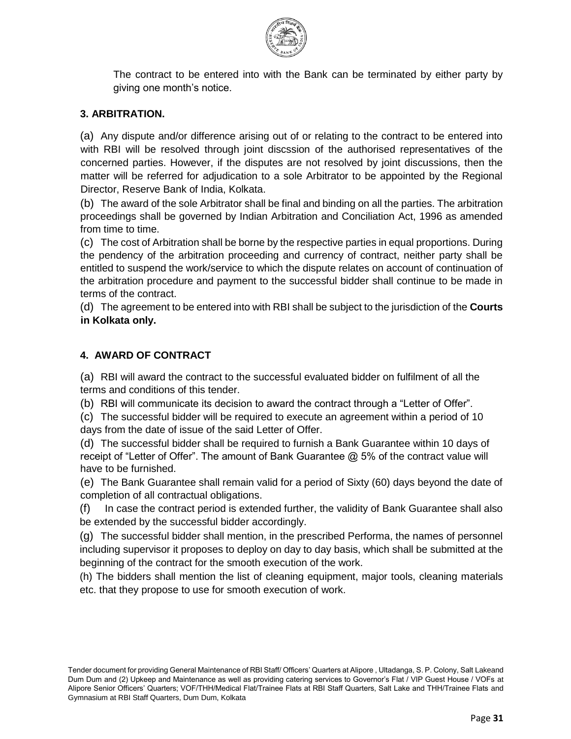The contract to be entered into with the Bank can be terminated by either party by giving one month's notice.

### 3. ARBITRATION.

(a) Any dispute and/or difference arising out of or relating to the contract to be entered into with RBI will be resolved through joint discssion of the authorised representatives of the concerned parties. However, if the disputes are not resolved by joint discussions, then the matter will be referred for adjudication to a sole Arbitrator to be appointed by the Regional Director, Reserve Bank of India, Kolkata.

(b) The award of the sole Arbitrator shall be final and binding on all the parties. The arbitration proceedings shall be governed by Indian Arbitration and Conciliation Act, 1996 as amended from time to time.

(c) The cost of Arbitration shall be borne by the respective parties in equal proportions. During the pendency of the arbitration proceeding and currency of contract, neither party shall be entitled to suspend the work/service to which the dispute relates on account of continuation of the arbitration procedure and payment to the successful bidder shall continue to be made in terms of the contract.

(d) The agreement to be entered into with RBI shall be subject to the jurisdiction of the **Courts in Kolkata only.**

### 4. AWARD OF CONTRACT

(a) RBI will award the contract to the successful evaluated bidder on fulfilment of all the terms and conditions of this tender.

(b) RBI will communicate its decision to award the contract through a "Letter of Offer".

(c) The successful bidder will be required to execute an agreement within a period of 10 days from the date of issue of the said Letter of Offer.

(d) The successful bidder shall be required to furnish a Bank Guarantee within 10 days of receipt of "Letter of Offer". The amount of Bank Guarantee @ 5% of the contract value will have to be furnished.

(e) The Bank Guarantee shall remain valid for a period of Sixty (60) days beyond the date of completion of all contractual obligations.

(f) In case the contract period is extended further, the validity of Bank Guarantee shall also be extended by the successful bidder accordingly.

(g) The successful bidder shall mention, in the prescribed Performa, the names of personnel including supervisor it proposes to deploy on day to day basis, which shall be submitted at the beginning of the contract for the smooth execution of the work.

(h) The bidders shall mention the list of cleaning equipment, major tools, cleaning materials etc. that they propose to use for smooth execution of work.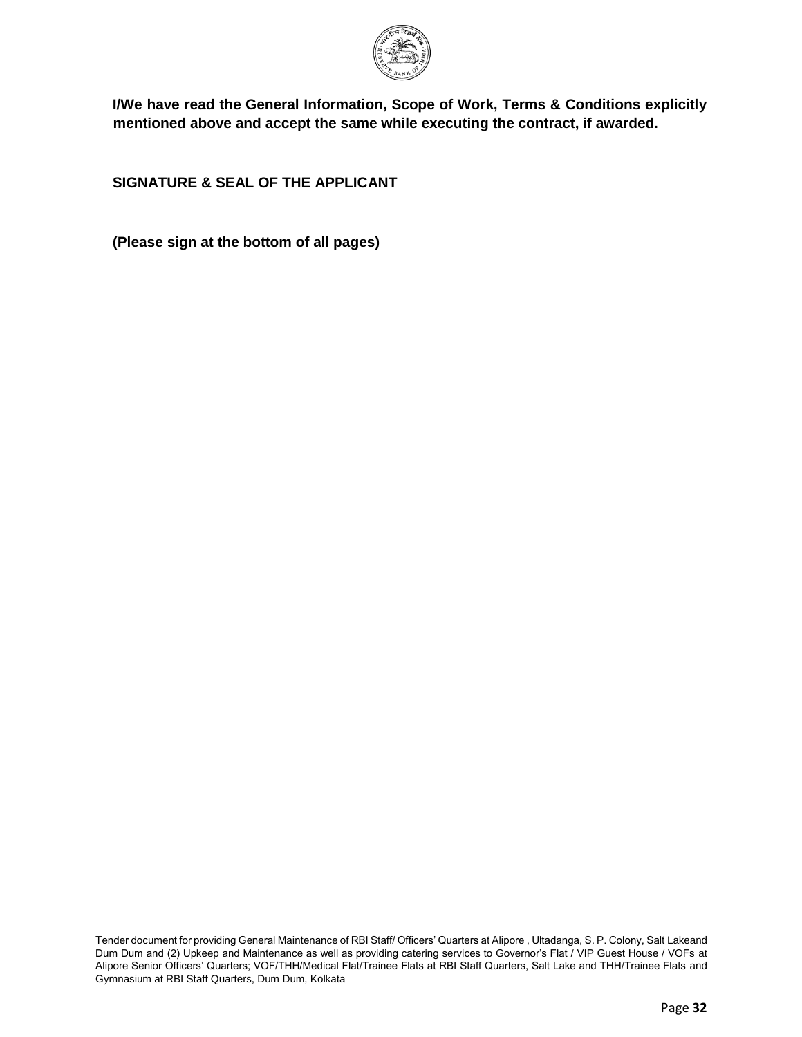**I/We have read the General Information, Scope of Work, Terms & Conditions explicitly mentioned above and accept the same while executing the contract, if awarded.**

**SIGNATURE & SEAL OF THE APPLICANT**

**(Please sign at the bottom of all pages)**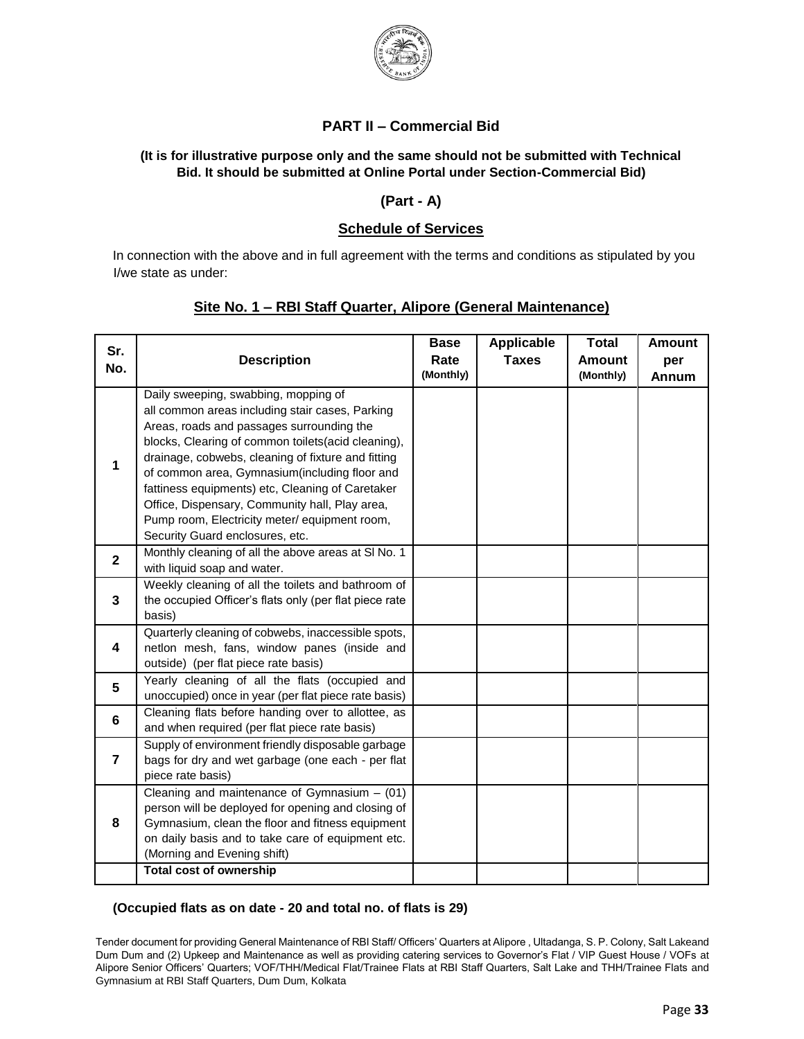## PART II – Commercial Bid

**(It is for illustrative purpose only and the same should not be submitted with Technical Bid. It should be submitted at Online Portal under Section-Commercial Bid)**

**(Part - A)**

### Schedule of Services

In connection with the above and in full agreement with the terms and conditions as stipulated by you I/we state as under:

### Site No. 1 – RBI Staff Quarter, Alipore (General Maintenance)

| Sr. No. | Description | Base Rate (Monthly) | Applicable Taxes | Total Amount (Monthly) | Amount per Annum |
|---|---|---|---|---|---|
| 1 | Daily sweeping, swabbing, mopping of all common areas including stair cases, Parking Areas, roads and passages surrounding the blocks, Clearing of common toilets(acid cleaning), drainage, cobwebs, cleaning of fixture and fitting of common area, Gymnasium(including floor and fattiness equipments) etc, Cleaning of Caretaker Office, Dispensary, Community hall, Play area, Pump room, Electricity meter/ equipment room, Security Guard enclosures, etc. | | | | |
| 2 | Monthly cleaning of all the above areas at Sl No. 1 with liquid soap and water. | | | | |
| 3 | Weekly cleaning of all the toilets and bathroom of the occupied Officer's flats only (per flat piece rate basis) | | | | |
| 4 | Quarterly cleaning of cobwebs, inaccessible spots, netlon mesh, fans, window panes (inside and outside) (per flat piece rate basis) | | | | |
| 5 | Yearly cleaning of all the flats (occupied and unoccupied) once in year (per flat piece rate basis) | | | | |
| 6 | Cleaning flats before handing over to allottee, as and when required (per flat piece rate basis) | | | | |
| 7 | Supply of environment friendly disposable garbage bags for dry and wet garbage (one each - per flat piece rate basis) | | | | |
| 8 | Cleaning and maintenance of Gymnasium – (01) person will be deployed for opening and closing of Gymnasium, clean the floor and fitness equipment on daily basis and to take care of equipment etc. (Morning and Evening shift) | | | | |
| | **Total cost of ownership** | | | | |

**(Occupied flats as on date - 20 and total no. of flats is 29)**

Tender document for providing General Maintenance of RBI Staff/ Officers' Quarters at Alipore , Ultadanga, S. P. Colony, Salt Lakeand Dum Dum and (2) Upkeep and Maintenance as well as providing catering services to Governor's Flat / VIP Guest House / VOFs at Alipore Senior Officers' Quarters; VOF/THH/Medical Flat/Trainee Flats at RBI Staff Quarters, Salt Lake and THH/Trainee Flats and Gymnasium at RBI Staff Quarters, Dum Dum, Kolkata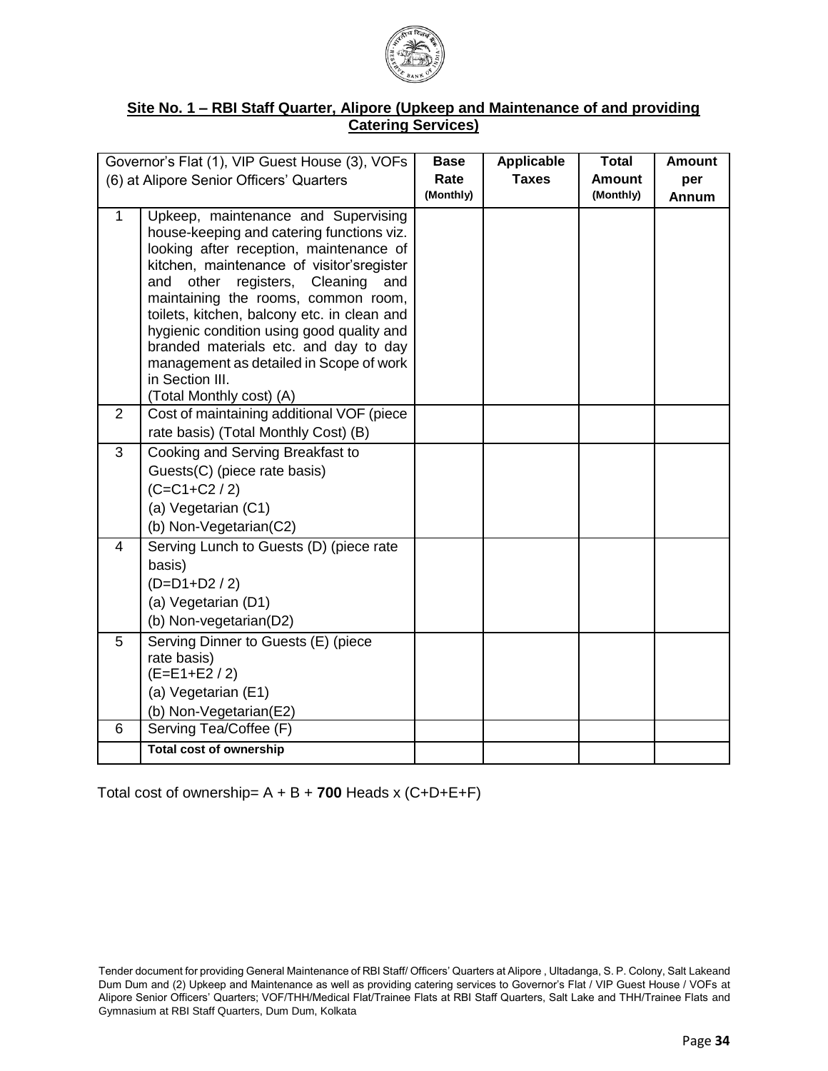**Site No. 1 – RBI Staff Quarter, Alipore (Upkeep and Maintenance of and providing Catering Services)**

| Governor's Flat (1), VIP Guest House (3), VOFs (6) at Alipore Senior Officers' Quarters | | Base Rate (Monthly) | Applicable Taxes | Total Amount (Monthly) | Amount per Annum |
|---|---|---|---|---|---|
| 1 | Upkeep, maintenance and Supervising house-keeping and catering functions viz. looking after reception, maintenance of kitchen, maintenance of visitor'sregister and other registers, Cleaning and maintaining the rooms, common room, toilets, kitchen, balcony etc. in clean and hygienic condition using good quality and branded materials etc. and day to day management as detailed in Scope of work in Section III.<br>(Total Monthly cost) (A) | | | | |
| 2 | Cost of maintaining additional VOF (piece rate basis) (Total Monthly Cost) (B) | | | | |
| 3 | Cooking and Serving Breakfast to Guests(C) (piece rate basis)<br>(C=C1+C2 / 2)<br>(a) Vegetarian (C1)<br>(b) Non-Vegetarian(C2) | | | | |
| 4 | Serving Lunch to Guests (D) (piece rate basis)<br>(D=D1+D2 / 2)<br>(a) Vegetarian (D1)<br>(b) Non-vegetarian(D2) | | | | |
| 5 | Serving Dinner to Guests (E) (piece rate basis)<br>(E=E1+E2 / 2)<br>(a) Vegetarian (E1)<br>(b) Non-Vegetarian(E2) | | | | |
| 6 | Serving Tea/Coffee (F) | | | | |
| | **Total cost of ownership** | | | | |

Total cost of ownership= A + B + **700** Heads x (C+D+E+F)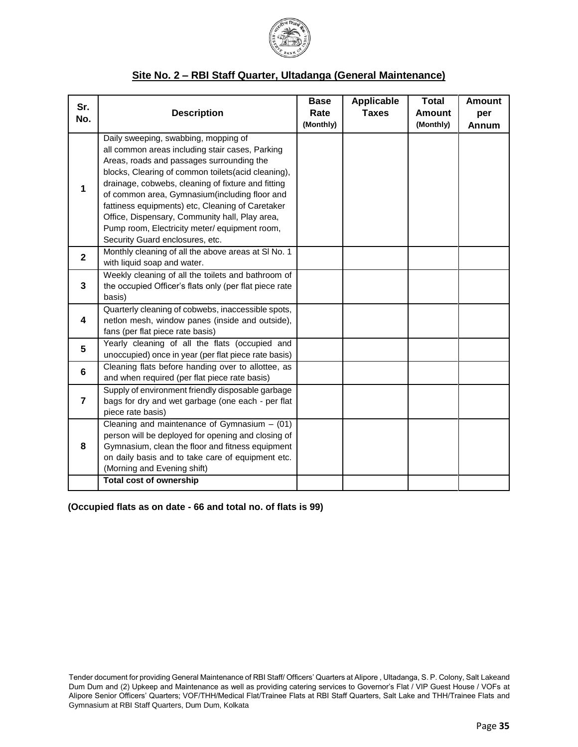## Site No. 2 – RBI Staff Quarter, Ultadanga (General Maintenance)

| Sr. No. | Description | Base Rate (Monthly) | Applicable Taxes | Total Amount (Monthly) | Amount per Annum |
|---|---|---|---|---|---|
| 1 | Daily sweeping, swabbing, mopping of all common areas including stair cases, Parking Areas, roads and passages surrounding the blocks, Clearing of common toilets(acid cleaning), drainage, cobwebs, cleaning of fixture and fitting of common area, Gymnasium(including floor and fattiness equipments) etc, Cleaning of Caretaker Office, Dispensary, Community hall, Play area, Pump room, Electricity meter/ equipment room, Security Guard enclosures, etc. | | | | |
| 2 | Monthly cleaning of all the above areas at Sl No. 1 with liquid soap and water. | | | | |
| 3 | Weekly cleaning of all the toilets and bathroom of the occupied Officer's flats only (per flat piece rate basis) | | | | |
| 4 | Quarterly cleaning of cobwebs, inaccessible spots, netlon mesh, window panes (inside and outside), fans (per flat piece rate basis) | | | | |
| 5 | Yearly cleaning of all the flats (occupied and unoccupied) once in year (per flat piece rate basis) | | | | |
| 6 | Cleaning flats before handing over to allottee, as and when required (per flat piece rate basis) | | | | |
| 7 | Supply of environment friendly disposable garbage bags for dry and wet garbage (one each - per flat piece rate basis) | | | | |
| 8 | Cleaning and maintenance of Gymnasium – (01) person will be deployed for opening and closing of Gymnasium, clean the floor and fitness equipment on daily basis and to take care of equipment etc. (Morning and Evening shift) | | | | |
| | **Total cost of ownership** | | | | |

**(Occupied flats as on date - 66 and total no. of flats is 99)**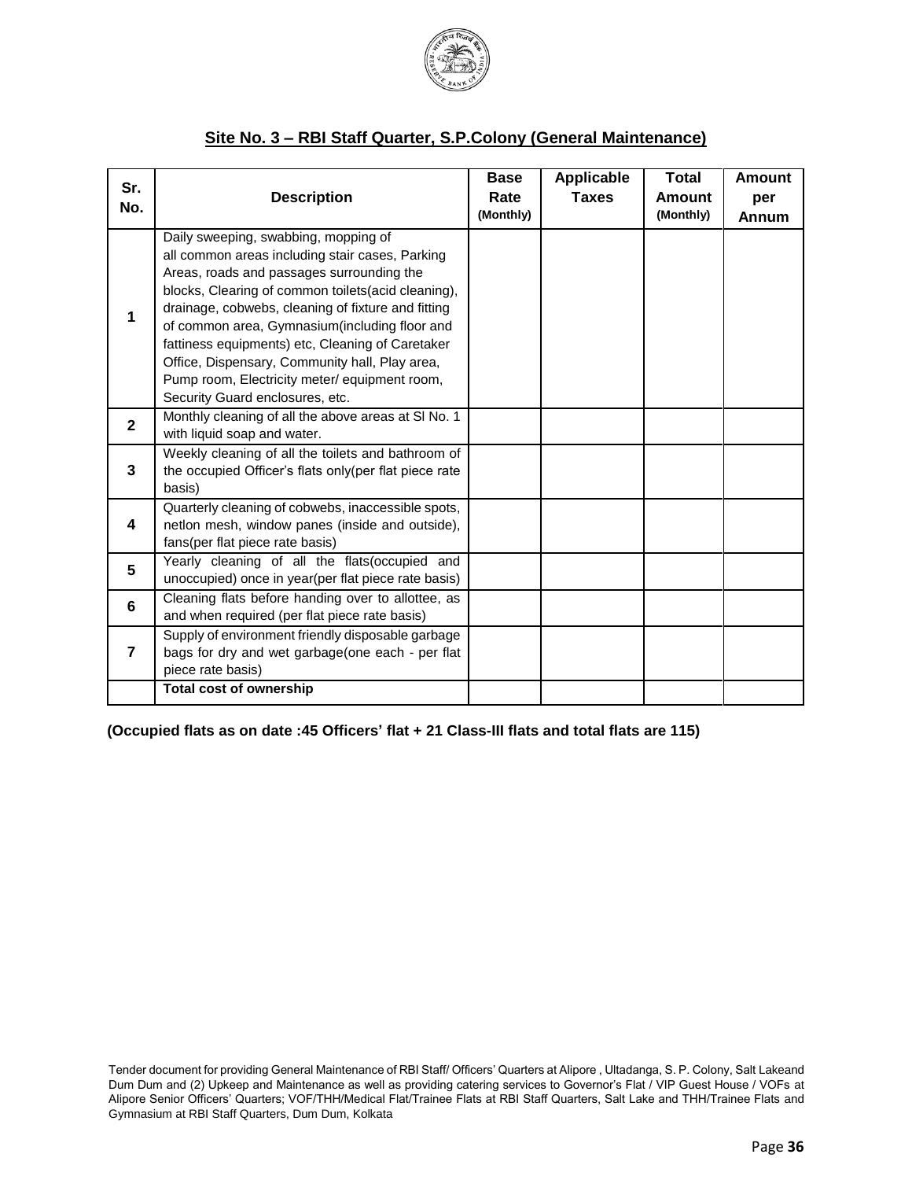## Site No. 3 – RBI Staff Quarter, S.P.Colony (General Maintenance)

| Sr. No. | Description | Base Rate (Monthly) | Applicable Taxes | Total Amount (Monthly) | Amount per Annum |
|---|---|---|---|---|---|
| 1 | Daily sweeping, swabbing, mopping of all common areas including stair cases, Parking Areas, roads and passages surrounding the blocks, Clearing of common toilets(acid cleaning), drainage, cobwebs, cleaning of fixture and fitting of common area, Gymnasium(including floor and fattiness equipments) etc, Cleaning of Caretaker Office, Dispensary, Community hall, Play area, Pump room, Electricity meter/ equipment room, Security Guard enclosures, etc. | | | | |
| 2 | Monthly cleaning of all the above areas at Sl No. 1 with liquid soap and water. | | | | |
| 3 | Weekly cleaning of all the toilets and bathroom of the occupied Officer's flats only(per flat piece rate basis) | | | | |
| 4 | Quarterly cleaning of cobwebs, inaccessible spots, netlon mesh, window panes (inside and outside), fans(per flat piece rate basis) | | | | |
| 5 | Yearly cleaning of all the flats(occupied and unoccupied) once in year(per flat piece rate basis) | | | | |
| 6 | Cleaning flats before handing over to allottee, as and when required (per flat piece rate basis) | | | | |
| 7 | Supply of environment friendly disposable garbage bags for dry and wet garbage(one each - per flat piece rate basis) | | | | |
| | **Total cost of ownership** | | | | |

**(Occupied flats as on date :45 Officers' flat + 21 Class-III flats and total flats are 115)**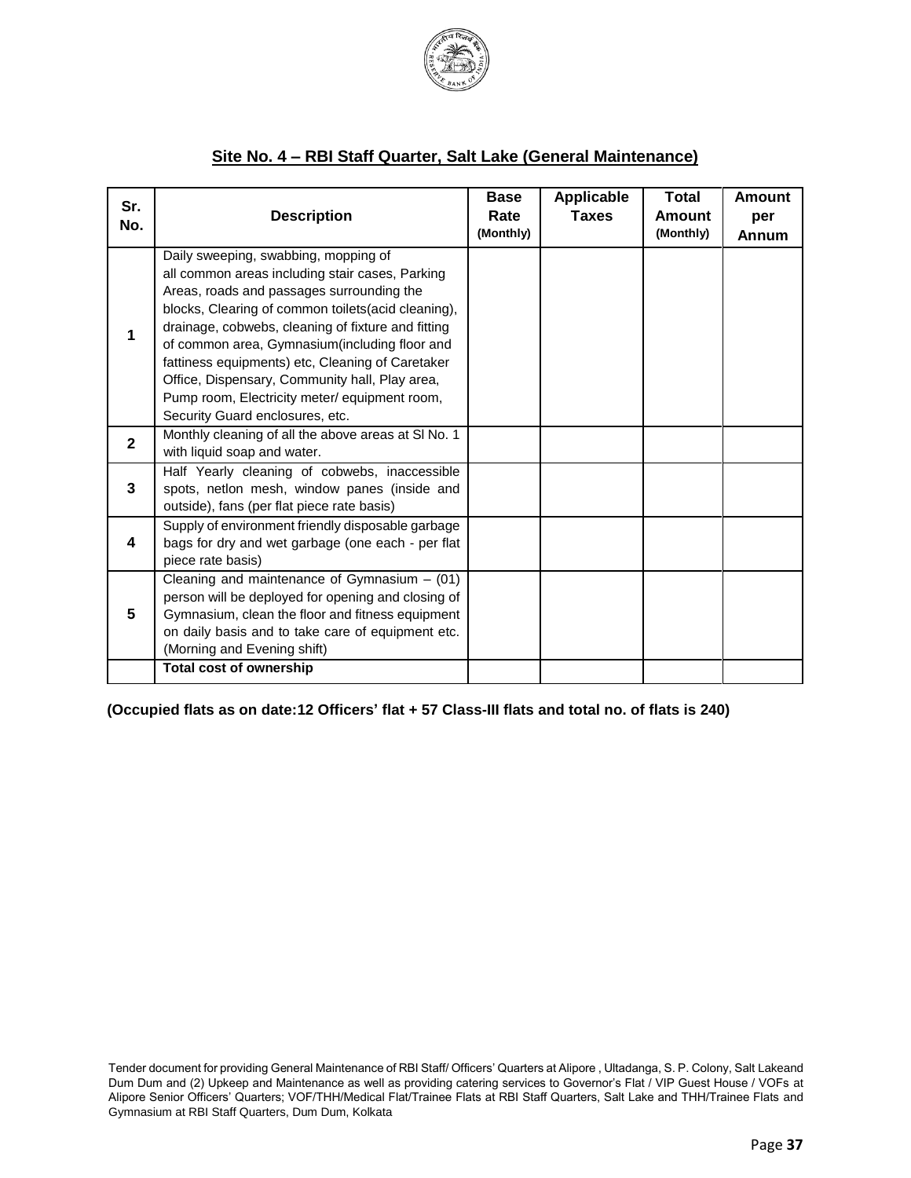## Site No. 4 – RBI Staff Quarter, Salt Lake (General Maintenance)

| Sr. No. | Description | Base Rate (Monthly) | Applicable Taxes | Total Amount (Monthly) | Amount per Annum |
|---|---|---|---|---|---|
| 1 | Daily sweeping, swabbing, mopping of all common areas including stair cases, Parking Areas, roads and passages surrounding the blocks, Clearing of common toilets(acid cleaning), drainage, cobwebs, cleaning of fixture and fitting of common area, Gymnasium(including floor and fattiness equipments) etc, Cleaning of Caretaker Office, Dispensary, Community hall, Play area, Pump room, Electricity meter/ equipment room, Security Guard enclosures, etc. | | | | |
| 2 | Monthly cleaning of all the above areas at Sl No. 1 with liquid soap and water. | | | | |
| 3 | Half Yearly cleaning of cobwebs, inaccessible spots, netlon mesh, window panes (inside and outside), fans (per flat piece rate basis) | | | | |
| 4 | Supply of environment friendly disposable garbage bags for dry and wet garbage (one each - per flat piece rate basis) | | | | |
| 5 | Cleaning and maintenance of Gymnasium – (01) person will be deployed for opening and closing of Gymnasium, clean the floor and fitness equipment on daily basis and to take care of equipment etc. (Morning and Evening shift) | | | | |
| | **Total cost of ownership** | | | | |

**(Occupied flats as on date:12 Officers' flat + 57 Class-III flats and total no. of flats is 240)**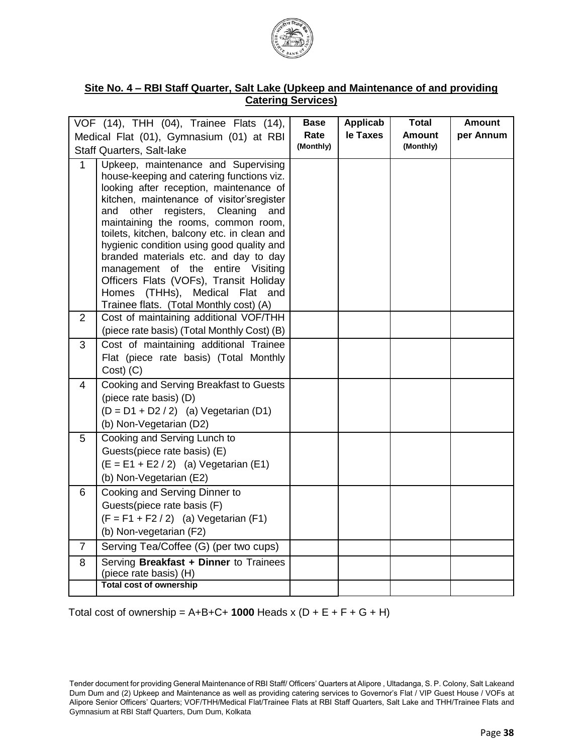**Site No. 4 – RBI Staff Quarter, Salt Lake (Upkeep and Maintenance of and providing Catering Services)**

| VOF (14), THH (04), Trainee Flats (14), Medical Flat (01), Gymnasium (01) at RBI Staff Quarters, Salt-lake | | Base Rate (Monthly) | Applicable Taxes | Total Amount (Monthly) | Amount per Annum |
|---|---|---|---|---|---|
| 1 | Upkeep, maintenance and Supervising house-keeping and catering functions viz. looking after reception, maintenance of kitchen, maintenance of visitor'sregister and other registers, Cleaning and maintaining the rooms, common room, toilets, kitchen, balcony etc. in clean and hygienic condition using good quality and branded materials etc. and day to day management of the entire Visiting Officers Flats (VOFs), Transit Holiday Homes (THHs), Medical Flat and Trainee flats. (Total Monthly cost) (A) | | | | |
| 2 | Cost of maintaining additional VOF/THH (piece rate basis) (Total Monthly Cost) (B) | | | | |
| 3 | Cost of maintaining additional Trainee Flat (piece rate basis) (Total Monthly Cost) (C) | | | | |
| 4 | Cooking and Serving Breakfast to Guests (piece rate basis) (D) (D = D1 + D2 / 2) (a) Vegetarian (D1) (b) Non-Vegetarian (D2) | | | | |
| 5 | Cooking and Serving Lunch to Guests(piece rate basis) (E) (E = E1 + E2 / 2) (a) Vegetarian (E1) (b) Non-Vegetarian (E2) | | | | |
| 6 | Cooking and Serving Dinner to Guests(piece rate basis (F) (F = F1 + F2 / 2) (a) Vegetarian (F1) (b) Non-vegetarian (F2) | | | | |
| 7 | Serving Tea/Coffee (G) (per two cups) | | | | |
| 8 | Serving **Breakfast + Dinner** to Trainees (piece rate basis) (H) | | | | |
| | **Total cost of ownership** | | | | |

Total cost of ownership = A+B+C+ **1000** Heads x (D + E + F + G + H)

Tender document for providing General Maintenance of RBI Staff/ Officers' Quarters at Alipore , Ultadanga, S. P. Colony, Salt Lakeand Dum Dum and (2) Upkeep and Maintenance as well as providing catering services to Governor's Flat / VIP Guest House / VOFs at Alipore Senior Officers' Quarters; VOF/THH/Medical Flat/Trainee Flats at RBI Staff Quarters, Salt Lake and THH/Trainee Flats and Gymnasium at RBI Staff Quarters, Dum Dum, Kolkata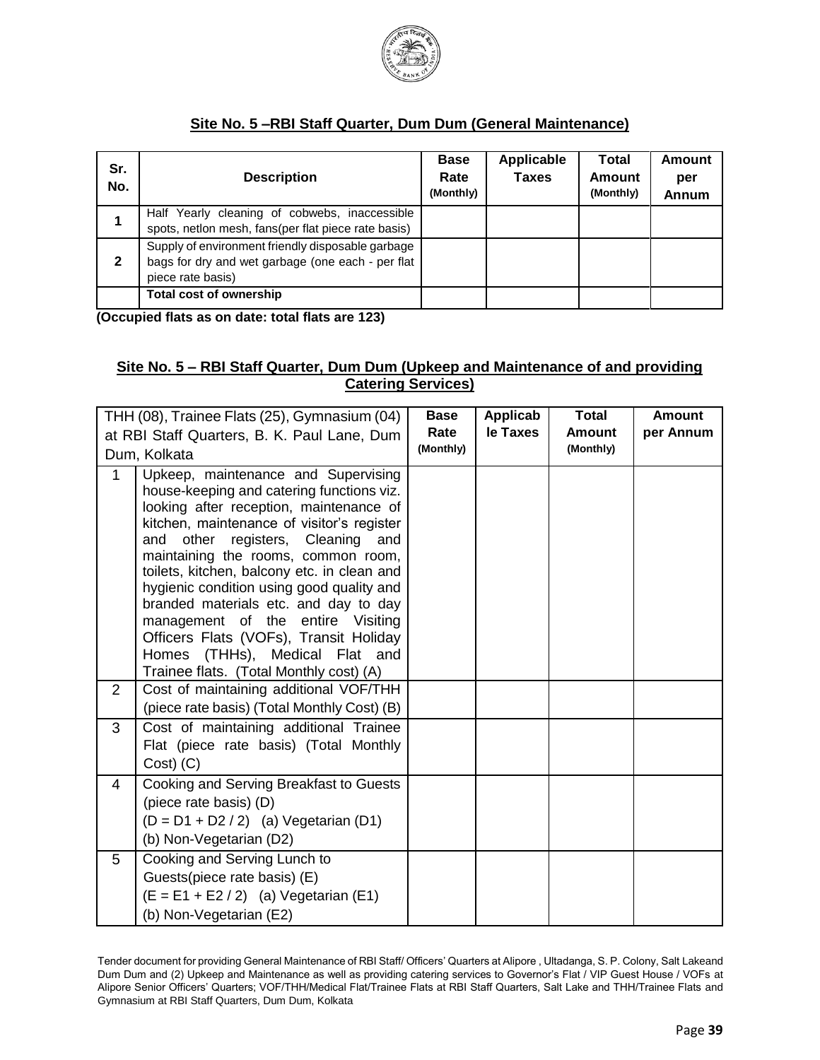## Site No. 5 –RBI Staff Quarter, Dum Dum (General Maintenance)

| Sr. No. | Description | Base Rate (Monthly) | Applicable Taxes | Total Amount (Monthly) | Amount per Annum |
|---|---|---|---|---|---|
| 1 | Half Yearly cleaning of cobwebs, inaccessible spots, netlon mesh, fans(per flat piece rate basis) | | | | |
| 2 | Supply of environment friendly disposable garbage bags for dry and wet garbage (one each - per flat piece rate basis) | | | | |
| | **Total cost of ownership** | | | | |

**(Occupied flats as on date: total flats are 123)**

## Site No. 5 – RBI Staff Quarter, Dum Dum (Upkeep and Maintenance of and providing Catering Services)

| THH (08), Trainee Flats (25), Gymnasium (04) at RBI Staff Quarters, B. K. Paul Lane, Dum Dum, Kolkata | | Base Rate (Monthly) | Applicable Taxes | Total Amount (Monthly) | Amount per Annum |
|---|---|---|---|---|---|
| 1 | Upkeep, maintenance and Supervising house-keeping and catering functions viz. looking after reception, maintenance of kitchen, maintenance of visitor's register and other registers, Cleaning and maintaining the rooms, common room, toilets, kitchen, balcony etc. in clean and hygienic condition using good quality and branded materials etc. and day to day management of the entire Visiting Officers Flats (VOFs), Transit Holiday Homes (THHs), Medical Flat and Trainee flats. (Total Monthly cost) (A) | | | | |
| 2 | Cost of maintaining additional VOF/THH (piece rate basis) (Total Monthly Cost) (B) | | | | |
| 3 | Cost of maintaining additional Trainee Flat (piece rate basis) (Total Monthly Cost) (C) | | | | |
| 4 | Cooking and Serving Breakfast to Guests (piece rate basis) (D) (D = D1 + D2 / 2) (a) Vegetarian (D1) (b) Non-Vegetarian (D2) | | | | |
| 5 | Cooking and Serving Lunch to Guests(piece rate basis) (E) (E = E1 + E2 / 2) (a) Vegetarian (E1) (b) Non-Vegetarian (E2) | | | | |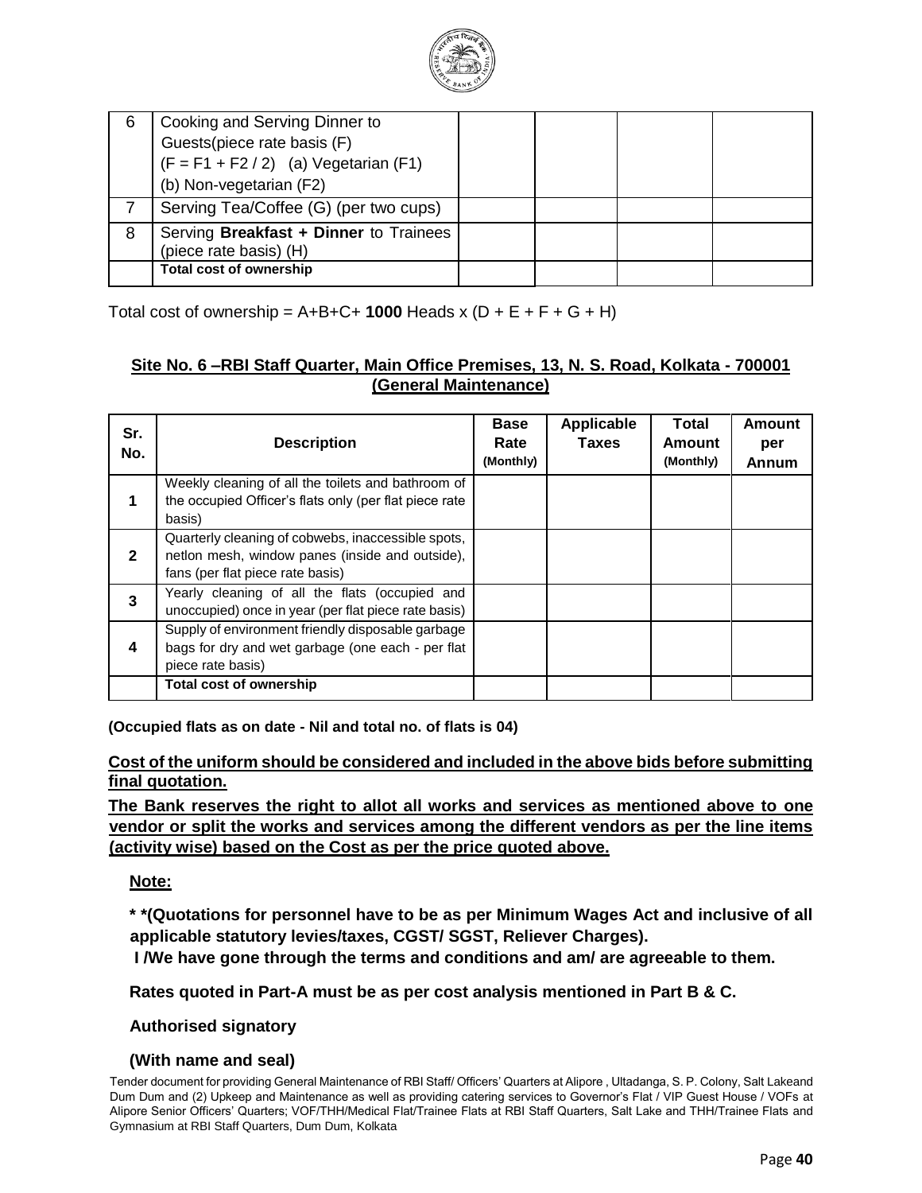| | | | | | |
|---|---|---|---|---|---|
| 6 | Cooking and Serving Dinner to Guests(piece rate basis (F) (F = F1 + F2 / 2) (a) Vegetarian (F1) (b) Non-vegetarian (F2) | | | | |
| 7 | Serving Tea/Coffee (G) (per two cups) | | | | |
| 8 | Serving **Breakfast + Dinner** to Trainees (piece rate basis) (H) | | | | |
| | **Total cost of ownership** | | | | |

Total cost of ownership = A+B+C+ **1000** Heads x (D + E + F + G + H)

**Site No. 6 –RBI Staff Quarter, Main Office Premises, 13, N. S. Road, Kolkata - 700001 (General Maintenance)**

| Sr. No. | Description | Base Rate (Monthly) | Applicable Taxes | Total Amount (Monthly) | Amount per Annum |
|---|---|---|---|---|---|
| **1** | Weekly cleaning of all the toilets and bathroom of the occupied Officer's flats only (per flat piece rate basis) | | | | |
| **2** | Quarterly cleaning of cobwebs, inaccessible spots, netlon mesh, window panes (inside and outside), fans (per flat piece rate basis) | | | | |
| **3** | Yearly cleaning of all the flats (occupied and unoccupied) once in year (per flat piece rate basis) | | | | |
| **4** | Supply of environment friendly disposable garbage bags for dry and wet garbage (one each - per flat piece rate basis) | | | | |
| | **Total cost of ownership** | | | | |

**(Occupied flats as on date - Nil and total no. of flats is 04)**

**Cost of the uniform should be considered and included in the above bids before submitting final quotation.**

**The Bank reserves the right to allot all works and services as mentioned above to one vendor or split the works and services among the different vendors as per the line items (activity wise) based on the Cost as per the price quoted above.**

**Note:**

**\* \*(Quotations for personnel have to be as per Minimum Wages Act and inclusive of all applicable statutory levies/taxes, CGST/ SGST, Reliever Charges).**

**I /We have gone through the terms and conditions and am/ are agreeable to them.**

**Rates quoted in Part-A must be as per cost analysis mentioned in Part B & C.**

**Authorised signatory**

**(With name and seal)**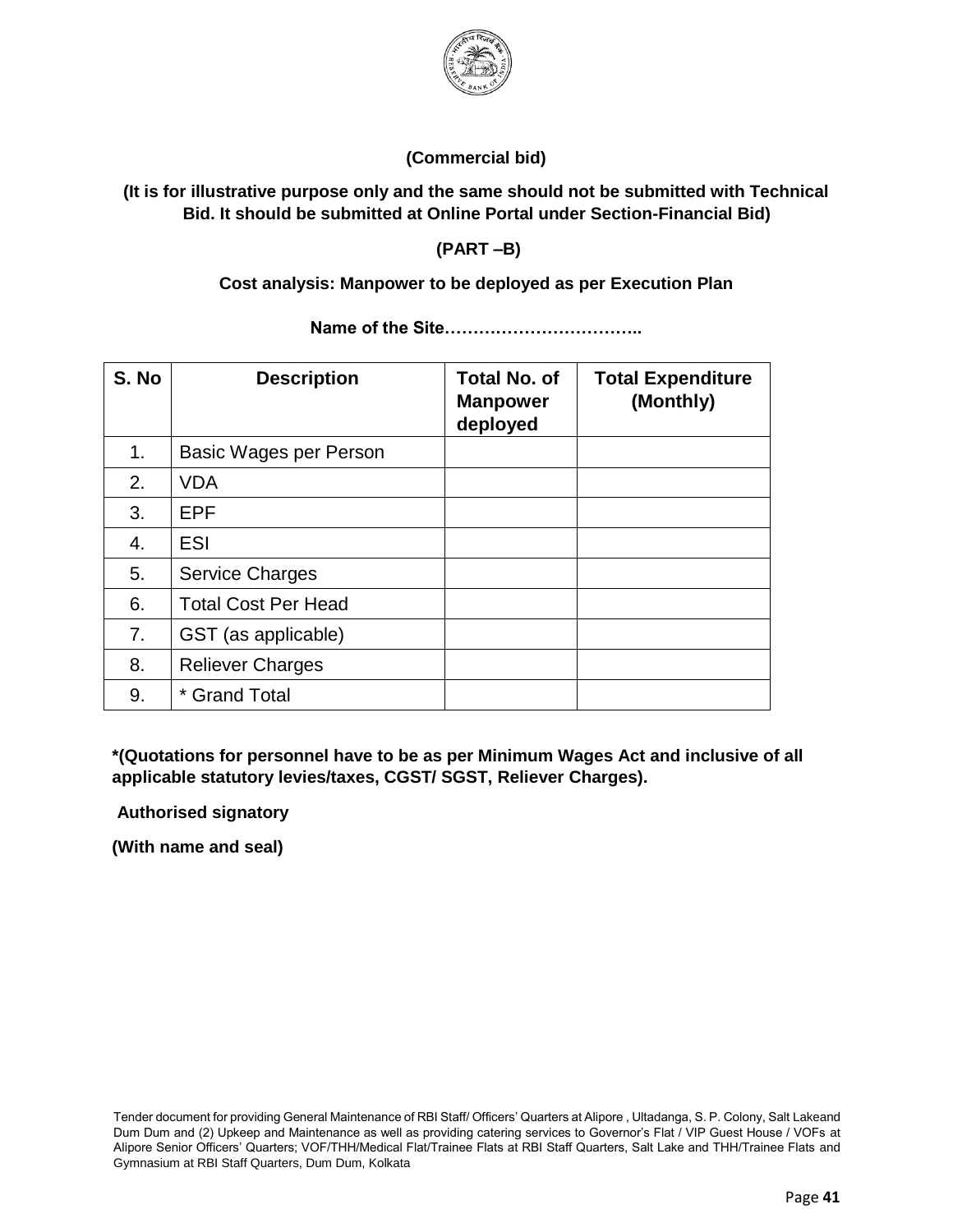**(Commercial bid)**

**(It is for illustrative purpose only and the same should not be submitted with Technical Bid. It should be submitted at Online Portal under Section-Financial Bid)**

**(PART –B)**

**Cost analysis: Manpower to be deployed as per Execution Plan**

**Name of the Site……………………………..**

| S. No | Description | Total No. of Manpower deployed | Total Expenditure (Monthly) |
|---|---|---|---|
| 1. | Basic Wages per Person | | |
| 2. | VDA | | |
| 3. | EPF | | |
| 4. | ESI | | |
| 5. | Service Charges | | |
| 6. | Total Cost Per Head | | |
| 7. | GST (as applicable) | | |
| 8. | Reliever Charges | | |
| 9. | * Grand Total | | |

**\*(Quotations for personnel have to be as per Minimum Wages Act and inclusive of all applicable statutory levies/taxes, CGST/ SGST, Reliever Charges).**

**Authorised signatory**

**(With name and seal)**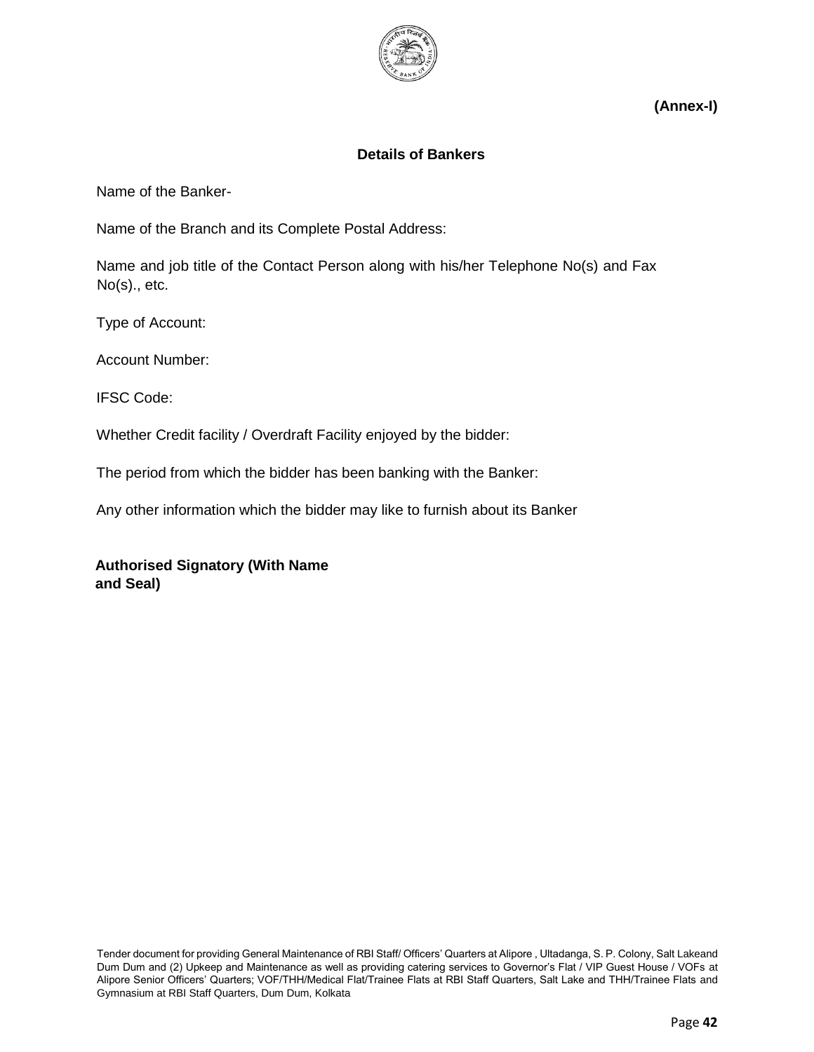**(Annex-I)**

## Details of Bankers

Name of the Banker-

Name of the Branch and its Complete Postal Address:

Name and job title of the Contact Person along with his/her Telephone No(s) and Fax No(s)., etc.

Type of Account:

Account Number:

IFSC Code:

Whether Credit facility / Overdraft Facility enjoyed by the bidder:

The period from which the bidder has been banking with the Banker:

Any other information which the bidder may like to furnish about its Banker

**Authorised Signatory (With Name and Seal)**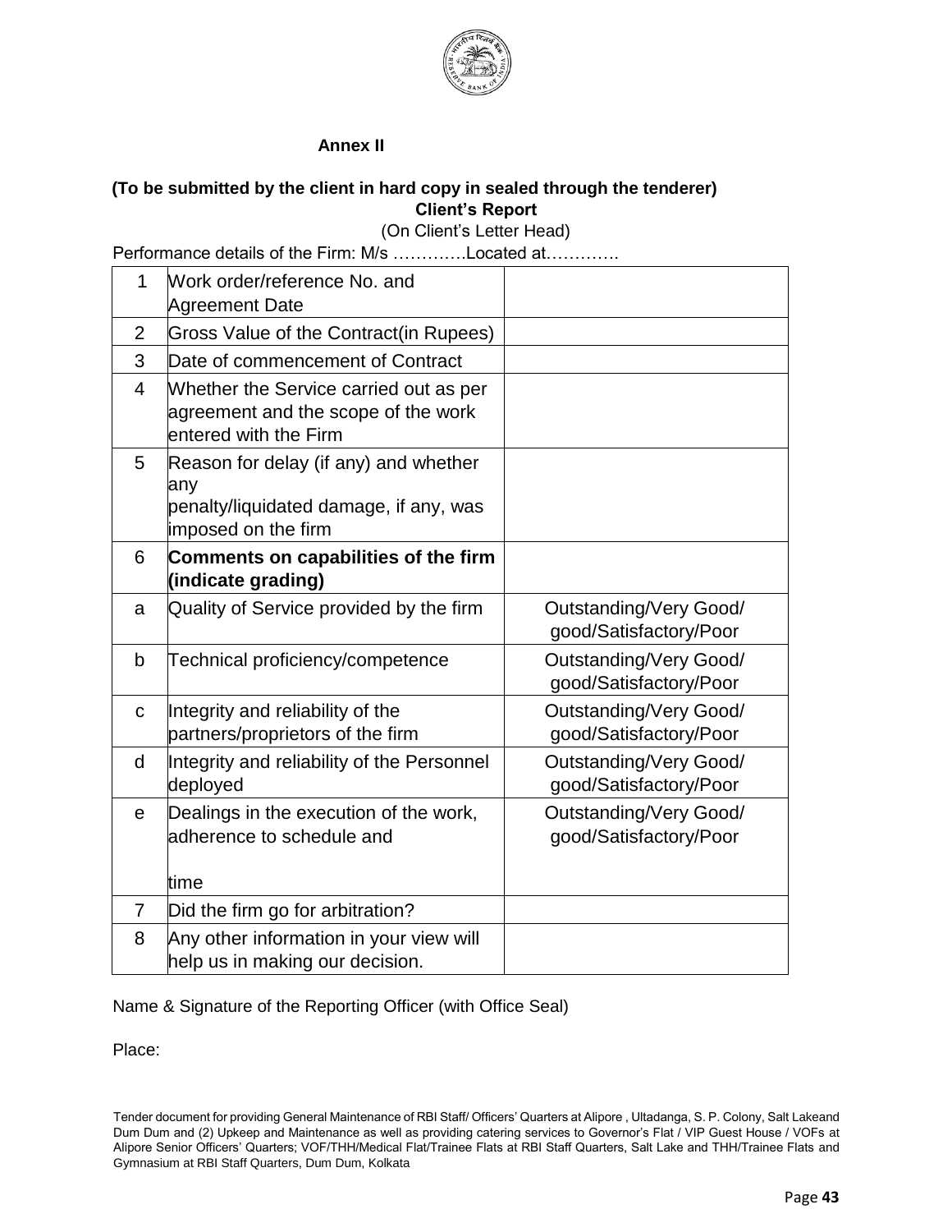**Annex II**

**(To be submitted by the client in hard copy in sealed through the tenderer)**
**Client's Report**
(On Client's Letter Head)

Performance details of the Firm: M/s ………….Located at………….

| | | |
|---|---|---|
| 1 | Work order/reference No. and Agreement Date | |
| 2 | Gross Value of the Contract(in Rupees) | |
| 3 | Date of commencement of Contract | |
| 4 | Whether the Service carried out as per agreement and the scope of the work entered with the Firm | |
| 5 | Reason for delay (if any) and whether any penalty/liquidated damage, if any, was imposed on the firm | |
| 6 | **Comments on capabilities of the firm (indicate grading)** | |
| a | Quality of Service provided by the firm | Outstanding/Very Good/ good/Satisfactory/Poor |
| b | Technical proficiency/competence | Outstanding/Very Good/ good/Satisfactory/Poor |
| c | Integrity and reliability of the partners/proprietors of the firm | Outstanding/Very Good/ good/Satisfactory/Poor |
| d | Integrity and reliability of the Personnel deployed | Outstanding/Very Good/ good/Satisfactory/Poor |
| e | Dealings in the execution of the work, adherence to schedule and time | Outstanding/Very Good/ good/Satisfactory/Poor |
| 7 | Did the firm go for arbitration? | |
| 8 | Any other information in your view will help us in making our decision. | |

Name & Signature of the Reporting Officer (with Office Seal)

Place: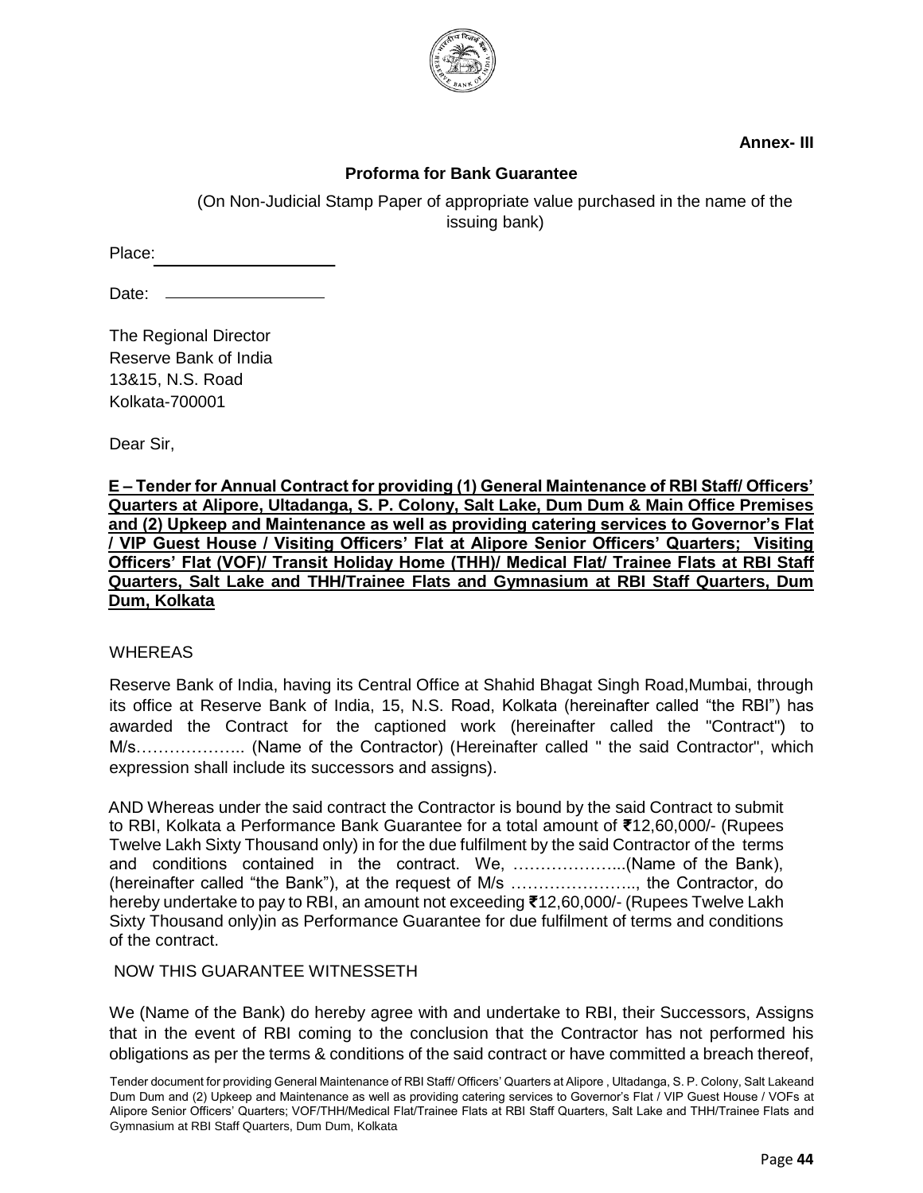**Annex- III**

**Proforma for Bank Guarantee**

(On Non-Judicial Stamp Paper of appropriate value purchased in the name of the issuing bank)

Place: ____________________

Date: ____________________

The Regional Director
Reserve Bank of India
13&15, N.S. Road
Kolkata-700001

Dear Sir,

**E – Tender for Annual Contract for providing (1) General Maintenance of RBI Staff/ Officers' Quarters at Alipore, Ultadanga, S. P. Colony, Salt Lake, Dum Dum & Main Office Premises and (2) Upkeep and Maintenance as well as providing catering services to Governor's Flat / VIP Guest House / Visiting Officers' Flat at Alipore Senior Officers' Quarters; Visiting Officers' Flat (VOF)/ Transit Holiday Home (THH)/ Medical Flat/ Trainee Flats at RBI Staff Quarters, Salt Lake and THH/Trainee Flats and Gymnasium at RBI Staff Quarters, Dum Dum, Kolkata**

WHEREAS

Reserve Bank of India, having its Central Office at Shahid Bhagat Singh Road,Mumbai, through its office at Reserve Bank of India, 15, N.S. Road, Kolkata (hereinafter called "the RBI") has awarded the Contract for the captioned work (hereinafter called the "Contract") to M/s……………….. (Name of the Contractor) (Hereinafter called " the said Contractor", which expression shall include its successors and assigns).

AND Whereas under the said contract the Contractor is bound by the said Contract to submit to RBI, Kolkata a Performance Bank Guarantee for a total amount of ₹12,60,000/- (Rupees Twelve Lakh Sixty Thousand only) in for the due fulfilment by the said Contractor of the terms and conditions contained in the contract. We, ………………...(Name of the Bank), (hereinafter called "the Bank"), at the request of M/s ………………….., the Contractor, do hereby undertake to pay to RBI, an amount not exceeding ₹12,60,000/- (Rupees Twelve Lakh Sixty Thousand only)in as Performance Guarantee for due fulfilment of terms and conditions of the contract.

NOW THIS GUARANTEE WITNESSETH

We (Name of the Bank) do hereby agree with and undertake to RBI, their Successors, Assigns that in the event of RBI coming to the conclusion that the Contractor has not performed his obligations as per the terms & conditions of the said contract or have committed a breach thereof,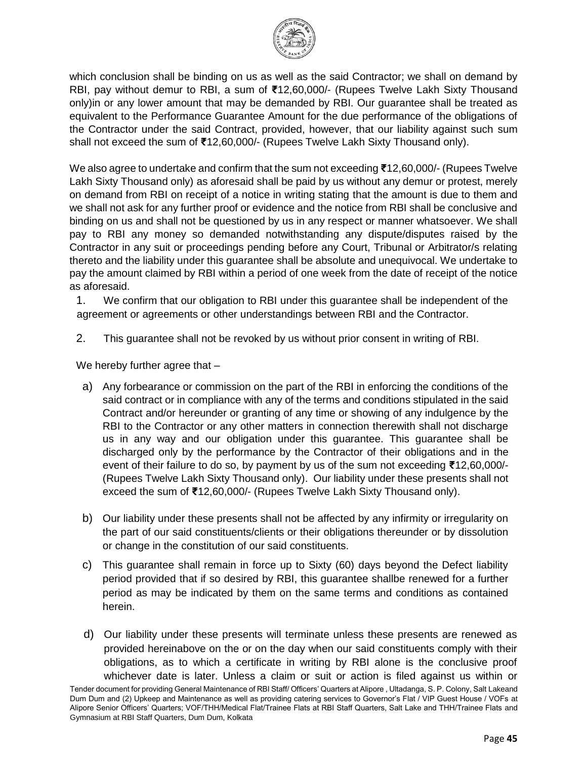which conclusion shall be binding on us as well as the said Contractor; we shall on demand by RBI, pay without demur to RBI, a sum of ₹12,60,000/- (Rupees Twelve Lakh Sixty Thousand only)in or any lower amount that may be demanded by RBI. Our guarantee shall be treated as equivalent to the Performance Guarantee Amount for the due performance of the obligations of the Contractor under the said Contract, provided, however, that our liability against such sum shall not exceed the sum of ₹12,60,000/- (Rupees Twelve Lakh Sixty Thousand only).

We also agree to undertake and confirm that the sum not exceeding ₹12,60,000/- (Rupees Twelve Lakh Sixty Thousand only) as aforesaid shall be paid by us without any demur or protest, merely on demand from RBI on receipt of a notice in writing stating that the amount is due to them and we shall not ask for any further proof or evidence and the notice from RBI shall be conclusive and binding on us and shall not be questioned by us in any respect or manner whatsoever. We shall pay to RBI any money so demanded notwithstanding any dispute/disputes raised by the Contractor in any suit or proceedings pending before any Court, Tribunal or Arbitrator/s relating thereto and the liability under this guarantee shall be absolute and unequivocal. We undertake to pay the amount claimed by RBI within a period of one week from the date of receipt of the notice as aforesaid.

1. We confirm that our obligation to RBI under this guarantee shall be independent of the agreement or agreements or other understandings between RBI and the Contractor.

2. This guarantee shall not be revoked by us without prior consent in writing of RBI.

We hereby further agree that –

a) Any forbearance or commission on the part of the RBI in enforcing the conditions of the said contract or in compliance with any of the terms and conditions stipulated in the said Contract and/or hereunder or granting of any time or showing of any indulgence by the RBI to the Contractor or any other matters in connection therewith shall not discharge us in any way and our obligation under this guarantee. This guarantee shall be discharged only by the performance by the Contractor of their obligations and in the event of their failure to do so, by payment by us of the sum not exceeding ₹12,60,000/- (Rupees Twelve Lakh Sixty Thousand only). Our liability under these presents shall not exceed the sum of ₹12,60,000/- (Rupees Twelve Lakh Sixty Thousand only).

b) Our liability under these presents shall not be affected by any infirmity or irregularity on the part of our said constituents/clients or their obligations thereunder or by dissolution or change in the constitution of our said constituents.

c) This guarantee shall remain in force up to Sixty (60) days beyond the Defect liability period provided that if so desired by RBI, this guarantee shallbe renewed for a further period as may be indicated by them on the same terms and conditions as contained herein.

d) Our liability under these presents will terminate unless these presents are renewed as provided hereinabove on the or on the day when our said constituents comply with their obligations, as to which a certificate in writing by RBI alone is the conclusive proof whichever date is later. Unless a claim or suit or action is filed against us within or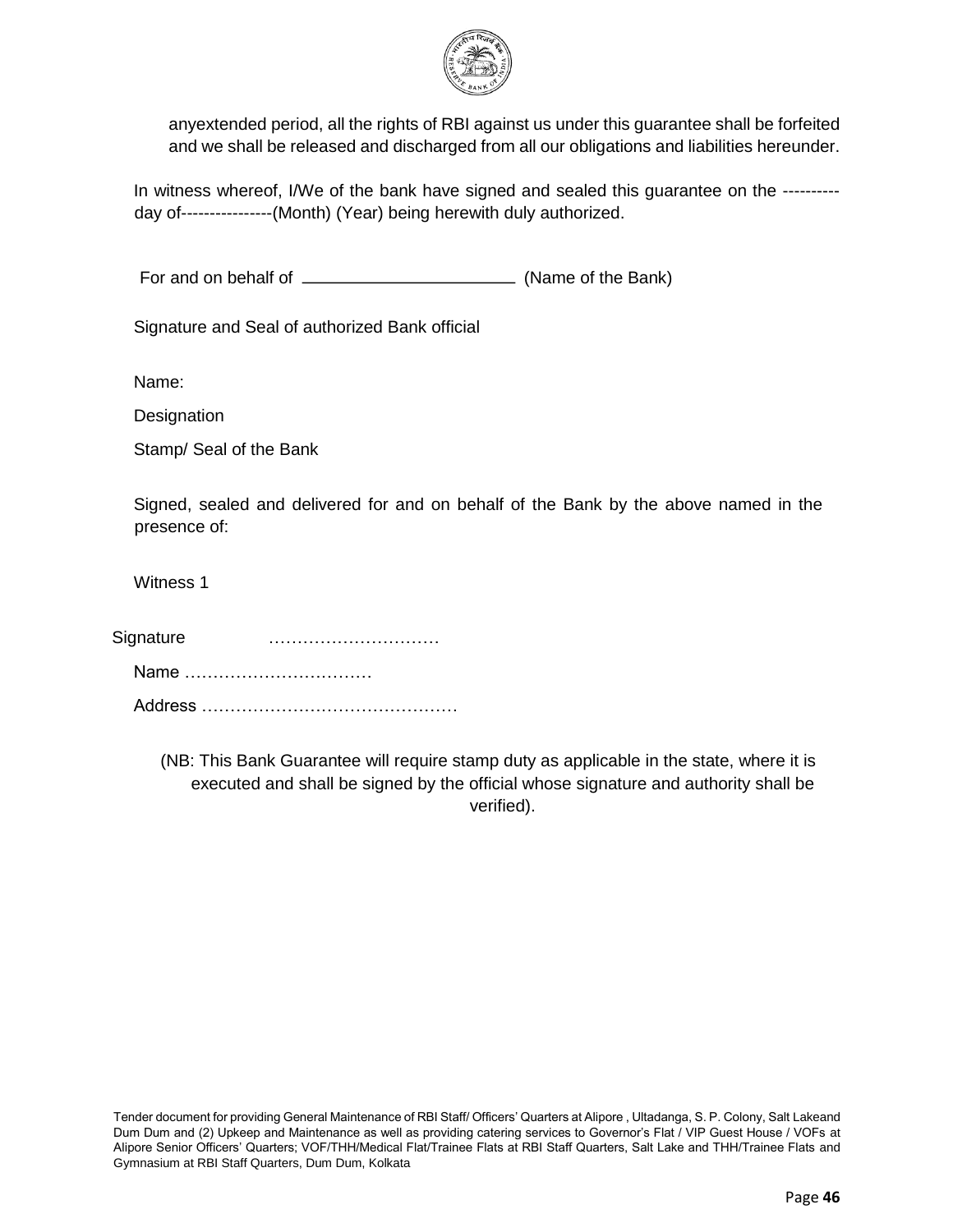anyextended period, all the rights of RBI against us under this guarantee shall be forfeited and we shall be released and discharged from all our obligations and liabilities hereunder.

In witness whereof, I/We of the bank have signed and sealed this guarantee on the ---------- day of----------------(Month) (Year) being herewith duly authorized.

For and on behalf of ______________________ (Name of the Bank)

Signature and Seal of authorized Bank official

Name:

Designation

Stamp/ Seal of the Bank

Signed, sealed and delivered for and on behalf of the Bank by the above named in the presence of:

Witness 1

Signature …………………………

Name ……………………………

Address ………………………………………

(NB: This Bank Guarantee will require stamp duty as applicable in the state, where it is executed and shall be signed by the official whose signature and authority shall be verified).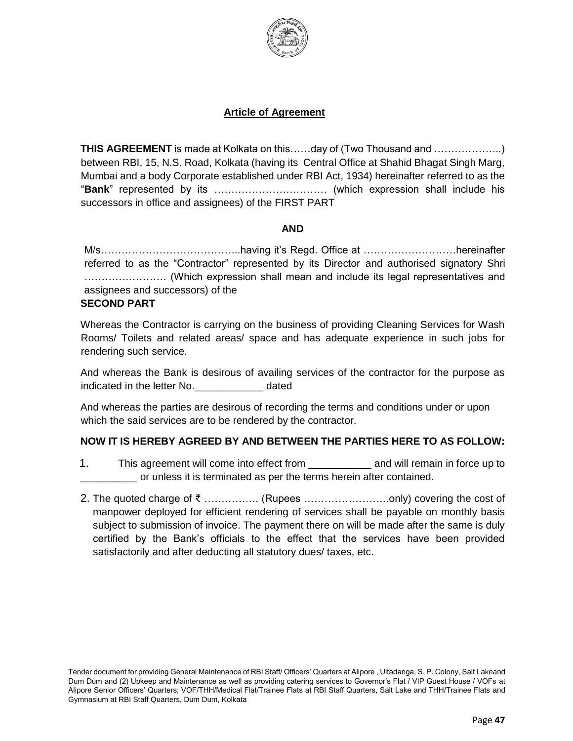## Article of Agreement

**THIS AGREEMENT** is made at Kolkata on this……day of (Two Thousand and ………………..) between RBI, 15, N.S. Road, Kolkata (having its Central Office at Shahid Bhagat Singh Marg, Mumbai and a body Corporate established under RBI Act, 1934) hereinafter referred to as the "**Bank**" represented by its …………………………… (which expression shall include his successors in office and assignees) of the FIRST PART

**AND**

M/s…………………………………..having it's Regd. Office at ………………………hereinafter referred to as the "Contractor" represented by its Director and authorised signatory Shri …………………… (Which expression shall mean and include its legal representatives and assignees and successors) of the

**SECOND PART**

Whereas the Contractor is carrying on the business of providing Cleaning Services for Wash Rooms/ Toilets and related areas/ space and has adequate experience in such jobs for rendering such service.

And whereas the Bank is desirous of availing services of the contractor for the purpose as indicated in the letter No.____________ dated

And whereas the parties are desirous of recording the terms and conditions under or upon which the said services are to be rendered by the contractor.

**NOW IT IS HEREBY AGREED BY AND BETWEEN THE PARTIES HERE TO AS FOLLOW:**

1. This agreement will come into effect from ___________ and will remain in force up to __________ or unless it is terminated as per the terms herein after contained.

2. The quoted charge of ₹ ……………. (Rupees ……………………..only) covering the cost of manpower deployed for efficient rendering of services shall be payable on monthly basis subject to submission of invoice. The payment there on will be made after the same is duly certified by the Bank's officials to the effect that the services have been provided satisfactorily and after deducting all statutory dues/ taxes, etc.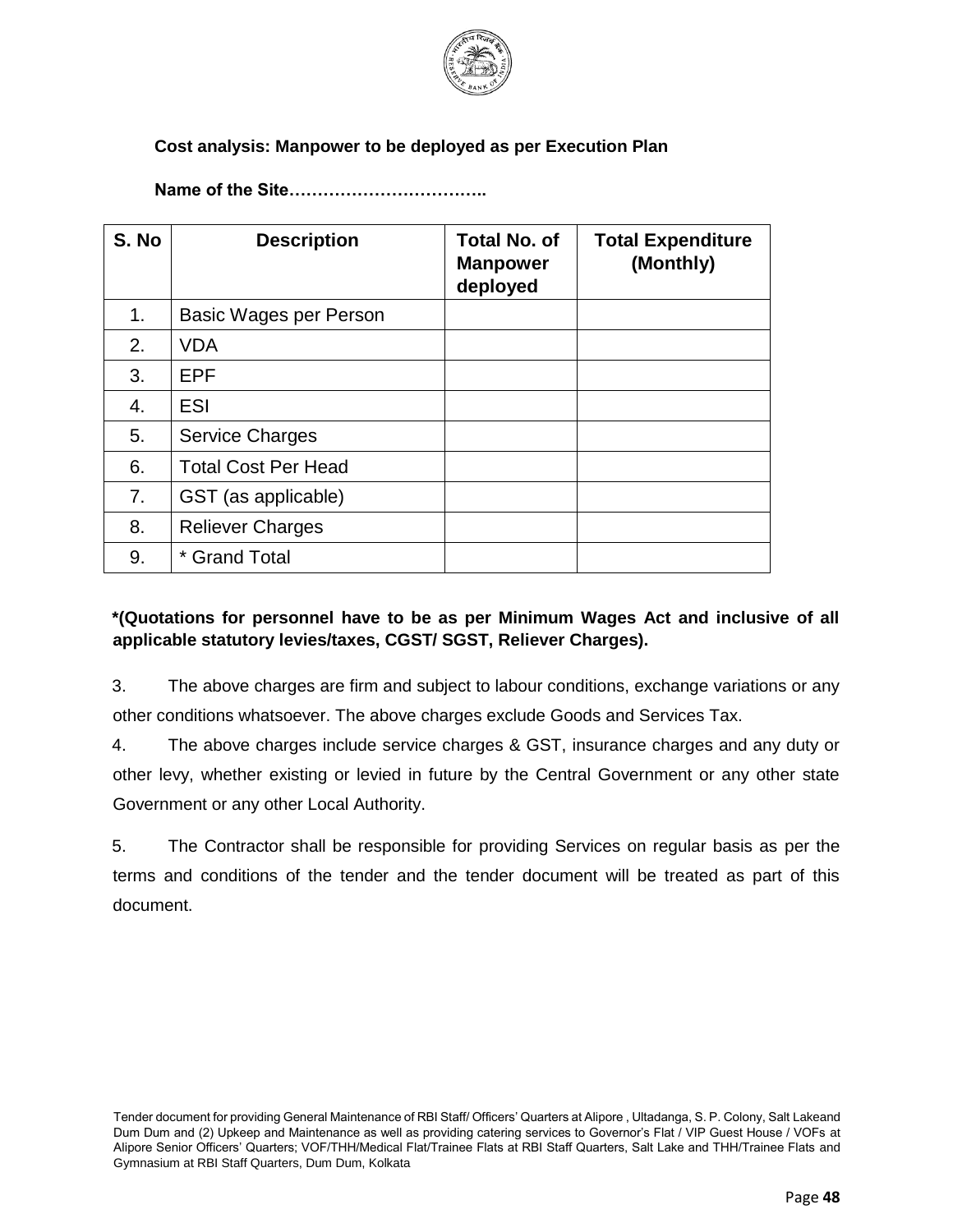**Cost analysis: Manpower to be deployed as per Execution Plan**

**Name of the Site……………………………..**

| S. No | Description | Total No. of Manpower deployed | Total Expenditure (Monthly) |
|---|---|---|---|
| 1. | Basic Wages per Person | | |
| 2. | VDA | | |
| 3. | EPF | | |
| 4. | ESI | | |
| 5. | Service Charges | | |
| 6. | Total Cost Per Head | | |
| 7. | GST (as applicable) | | |
| 8. | Reliever Charges | | |
| 9. | * Grand Total | | |

**\*(Quotations for personnel have to be as per Minimum Wages Act and inclusive of all applicable statutory levies/taxes, CGST/ SGST, Reliever Charges).**

3. The above charges are firm and subject to labour conditions, exchange variations or any other conditions whatsoever. The above charges exclude Goods and Services Tax.

4. The above charges include service charges & GST, insurance charges and any duty or other levy, whether existing or levied in future by the Central Government or any other state Government or any other Local Authority.

5. The Contractor shall be responsible for providing Services on regular basis as per the terms and conditions of the tender and the tender document will be treated as part of this document.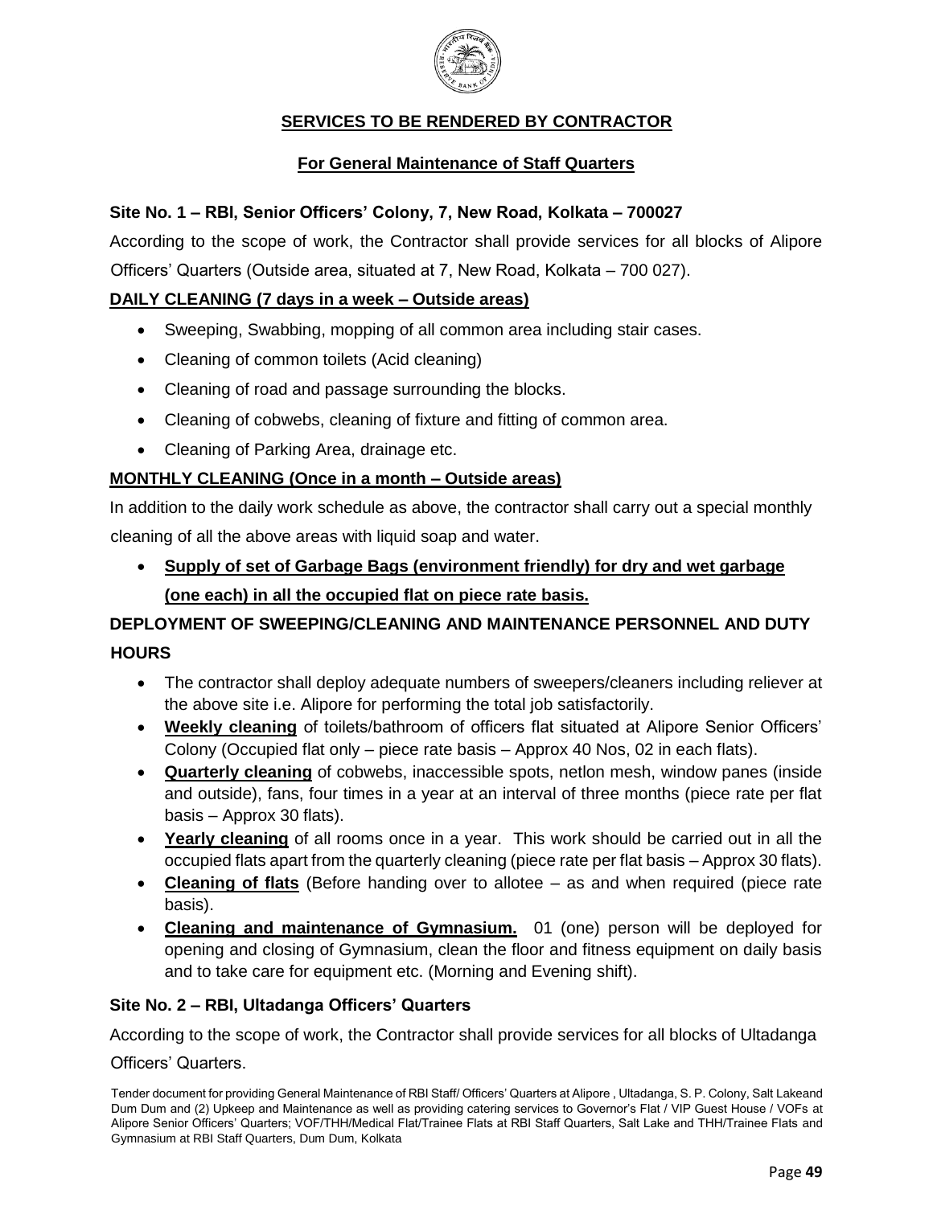## SERVICES TO BE RENDERED BY CONTRACTOR

### For General Maintenance of Staff Quarters

**Site No. 1 – RBI, Senior Officers' Colony, 7, New Road, Kolkata – 700027**

According to the scope of work, the Contractor shall provide services for all blocks of Alipore Officers' Quarters (Outside area, situated at 7, New Road, Kolkata – 700 027).

**DAILY CLEANING (7 days in a week – Outside areas)**

- Sweeping, Swabbing, mopping of all common area including stair cases.
- Cleaning of common toilets (Acid cleaning)
- Cleaning of road and passage surrounding the blocks.
- Cleaning of cobwebs, cleaning of fixture and fitting of common area.
- Cleaning of Parking Area, drainage etc.

**MONTHLY CLEANING (Once in a month – Outside areas)**

In addition to the daily work schedule as above, the contractor shall carry out a special monthly cleaning of all the above areas with liquid soap and water.

- **Supply of set of Garbage Bags (environment friendly) for dry and wet garbage (one each) in all the occupied flat on piece rate basis.**

**DEPLOYMENT OF SWEEPING/CLEANING AND MAINTENANCE PERSONNEL AND DUTY HOURS**

- The contractor shall deploy adequate numbers of sweepers/cleaners including reliever at the above site i.e. Alipore for performing the total job satisfactorily.
- **Weekly cleaning** of toilets/bathroom of officers flat situated at Alipore Senior Officers' Colony (Occupied flat only – piece rate basis – Approx 40 Nos, 02 in each flats).
- **Quarterly cleaning** of cobwebs, inaccessible spots, netlon mesh, window panes (inside and outside), fans, four times in a year at an interval of three months (piece rate per flat basis – Approx 30 flats).
- **Yearly cleaning** of all rooms once in a year. This work should be carried out in all the occupied flats apart from the quarterly cleaning (piece rate per flat basis – Approx 30 flats).
- **Cleaning of flats** (Before handing over to allotee – as and when required (piece rate basis).
- **Cleaning and maintenance of Gymnasium.** 01 (one) person will be deployed for opening and closing of Gymnasium, clean the floor and fitness equipment on daily basis and to take care for equipment etc. (Morning and Evening shift).

**Site No. 2 – RBI, Ultadanga Officers' Quarters**

According to the scope of work, the Contractor shall provide services for all blocks of Ultadanga Officers' Quarters.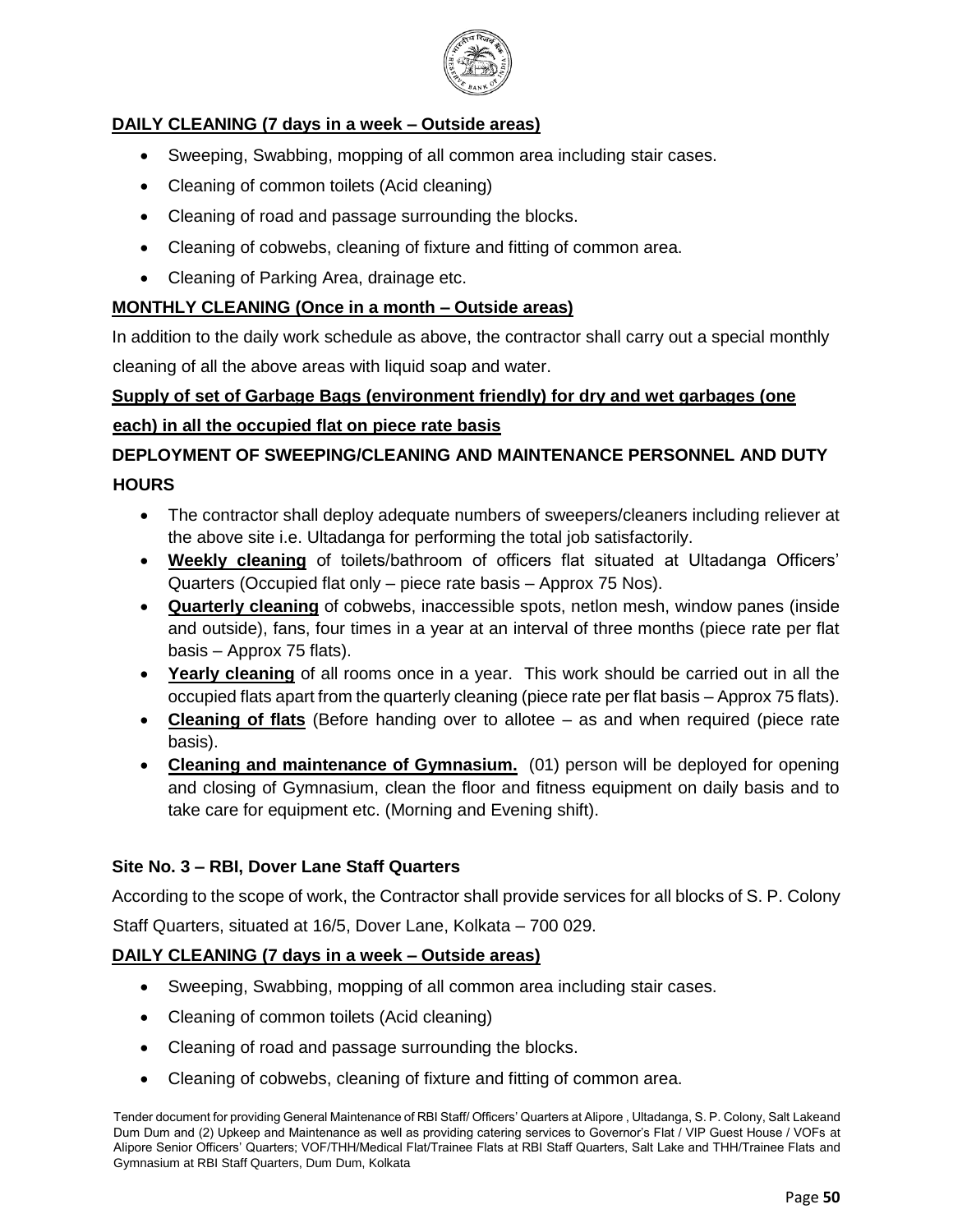**DAILY CLEANING (7 days in a week – Outside areas)**

- Sweeping, Swabbing, mopping of all common area including stair cases.
- Cleaning of common toilets (Acid cleaning)
- Cleaning of road and passage surrounding the blocks.
- Cleaning of cobwebs, cleaning of fixture and fitting of common area.
- Cleaning of Parking Area, drainage etc.

**MONTHLY CLEANING (Once in a month – Outside areas)**

In addition to the daily work schedule as above, the contractor shall carry out a special monthly cleaning of all the above areas with liquid soap and water.

**Supply of set of Garbage Bags (environment friendly) for dry and wet garbages (one each) in all the occupied flat on piece rate basis**

**DEPLOYMENT OF SWEEPING/CLEANING AND MAINTENANCE PERSONNEL AND DUTY HOURS**

- The contractor shall deploy adequate numbers of sweepers/cleaners including reliever at the above site i.e. Ultadanga for performing the total job satisfactorily.
- **Weekly cleaning** of toilets/bathroom of officers flat situated at Ultadanga Officers' Quarters (Occupied flat only – piece rate basis – Approx 75 Nos).
- **Quarterly cleaning** of cobwebs, inaccessible spots, netlon mesh, window panes (inside and outside), fans, four times in a year at an interval of three months (piece rate per flat basis – Approx 75 flats).
- **Yearly cleaning** of all rooms once in a year. This work should be carried out in all the occupied flats apart from the quarterly cleaning (piece rate per flat basis – Approx 75 flats).
- **Cleaning of flats** (Before handing over to allotee – as and when required (piece rate basis).
- **Cleaning and maintenance of Gymnasium.** (01) person will be deployed for opening and closing of Gymnasium, clean the floor and fitness equipment on daily basis and to take care for equipment etc. (Morning and Evening shift).

**Site No. 3 – RBI, Dover Lane Staff Quarters**

According to the scope of work, the Contractor shall provide services for all blocks of S. P. Colony Staff Quarters, situated at 16/5, Dover Lane, Kolkata – 700 029.

**DAILY CLEANING (7 days in a week – Outside areas)**

- Sweeping, Swabbing, mopping of all common area including stair cases.
- Cleaning of common toilets (Acid cleaning)
- Cleaning of road and passage surrounding the blocks.
- Cleaning of cobwebs, cleaning of fixture and fitting of common area.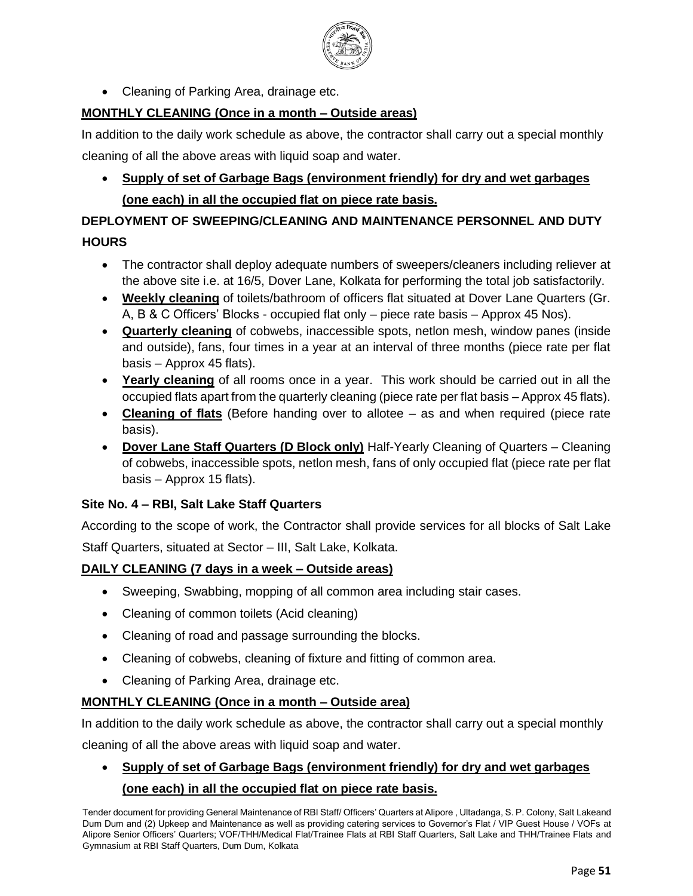- Cleaning of Parking Area, drainage etc.

**MONTHLY CLEANING (Once in a month – Outside areas)**

In addition to the daily work schedule as above, the contractor shall carry out a special monthly cleaning of all the above areas with liquid soap and water.

- **Supply of set of Garbage Bags (environment friendly) for dry and wet garbages (one each) in all the occupied flat on piece rate basis.**

**DEPLOYMENT OF SWEEPING/CLEANING AND MAINTENANCE PERSONNEL AND DUTY HOURS**

- The contractor shall deploy adequate numbers of sweepers/cleaners including reliever at the above site i.e. at 16/5, Dover Lane, Kolkata for performing the total job satisfactorily.
- **Weekly cleaning** of toilets/bathroom of officers flat situated at Dover Lane Quarters (Gr. A, B & C Officers' Blocks - occupied flat only – piece rate basis – Approx 45 Nos).
- **Quarterly cleaning** of cobwebs, inaccessible spots, netlon mesh, window panes (inside and outside), fans, four times in a year at an interval of three months (piece rate per flat basis – Approx 45 flats).
- **Yearly cleaning** of all rooms once in a year. This work should be carried out in all the occupied flats apart from the quarterly cleaning (piece rate per flat basis – Approx 45 flats).
- **Cleaning of flats** (Before handing over to allotee – as and when required (piece rate basis).
- **Dover Lane Staff Quarters (D Block only)** Half-Yearly Cleaning of Quarters – Cleaning of cobwebs, inaccessible spots, netlon mesh, fans of only occupied flat (piece rate per flat basis – Approx 15 flats).

**Site No. 4 – RBI, Salt Lake Staff Quarters**

According to the scope of work, the Contractor shall provide services for all blocks of Salt Lake Staff Quarters, situated at Sector – III, Salt Lake, Kolkata.

**DAILY CLEANING (7 days in a week – Outside areas)**

- Sweeping, Swabbing, mopping of all common area including stair cases.
- Cleaning of common toilets (Acid cleaning)
- Cleaning of road and passage surrounding the blocks.
- Cleaning of cobwebs, cleaning of fixture and fitting of common area.
- Cleaning of Parking Area, drainage etc.

**MONTHLY CLEANING (Once in a month – Outside area)**

In addition to the daily work schedule as above, the contractor shall carry out a special monthly cleaning of all the above areas with liquid soap and water.

- **Supply of set of Garbage Bags (environment friendly) for dry and wet garbages (one each) in all the occupied flat on piece rate basis.**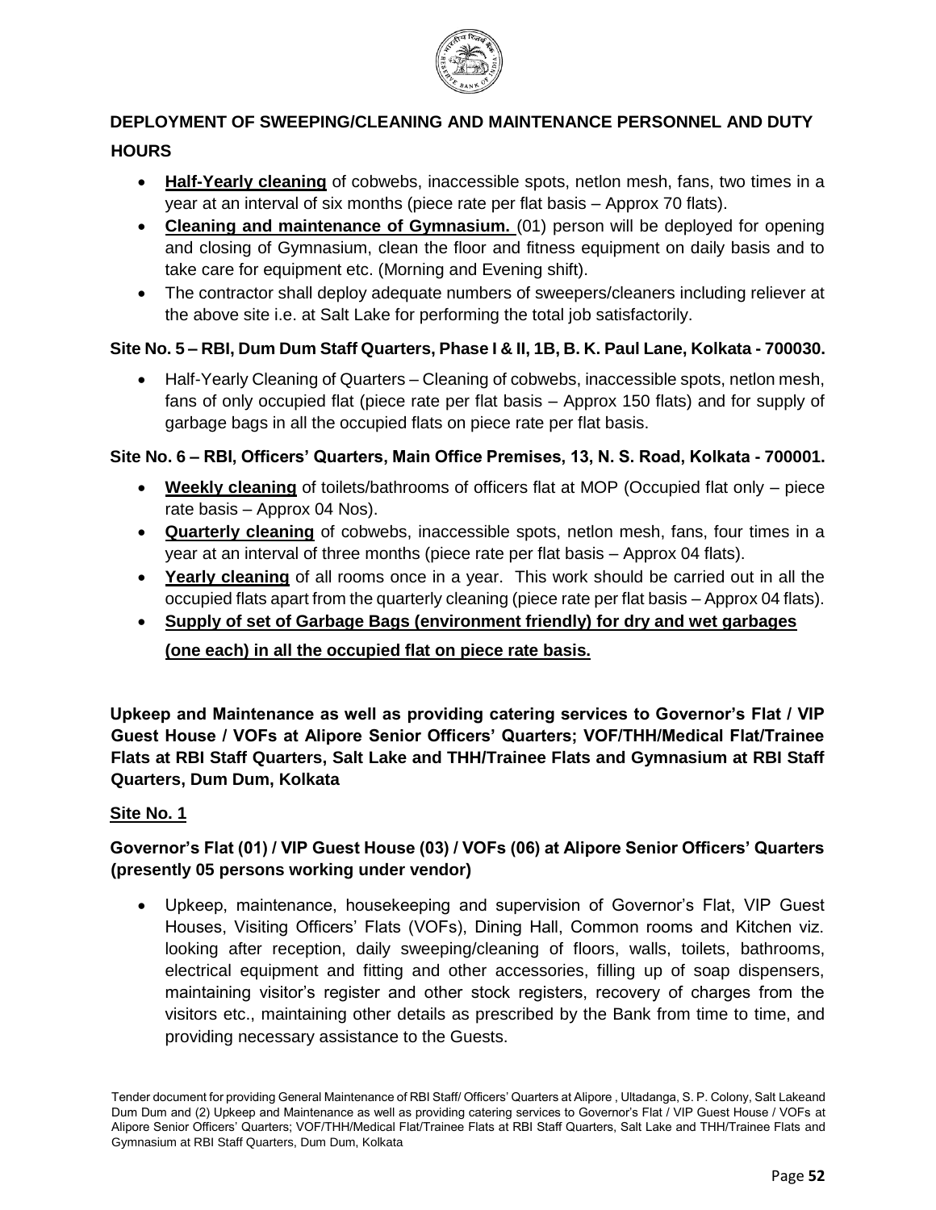**DEPLOYMENT OF SWEEPING/CLEANING AND MAINTENANCE PERSONNEL AND DUTY HOURS**

- **Half-Yearly cleaning** of cobwebs, inaccessible spots, netlon mesh, fans, two times in a year at an interval of six months (piece rate per flat basis – Approx 70 flats).
- **Cleaning and maintenance of Gymnasium.** (01) person will be deployed for opening and closing of Gymnasium, clean the floor and fitness equipment on daily basis and to take care for equipment etc. (Morning and Evening shift).
- The contractor shall deploy adequate numbers of sweepers/cleaners including reliever at the above site i.e. at Salt Lake for performing the total job satisfactorily.

**Site No. 5 – RBI, Dum Dum Staff Quarters, Phase I & II, 1B, B. K. Paul Lane, Kolkata - 700030.**

- Half-Yearly Cleaning of Quarters – Cleaning of cobwebs, inaccessible spots, netlon mesh, fans of only occupied flat (piece rate per flat basis – Approx 150 flats) and for supply of garbage bags in all the occupied flats on piece rate per flat basis.

**Site No. 6 – RBI, Officers' Quarters, Main Office Premises, 13, N. S. Road, Kolkata - 700001.**

- **Weekly cleaning** of toilets/bathrooms of officers flat at MOP (Occupied flat only – piece rate basis – Approx 04 Nos).
- **Quarterly cleaning** of cobwebs, inaccessible spots, netlon mesh, fans, four times in a year at an interval of three months (piece rate per flat basis – Approx 04 flats).
- **Yearly cleaning** of all rooms once in a year. This work should be carried out in all the occupied flats apart from the quarterly cleaning (piece rate per flat basis – Approx 04 flats).
- **Supply of set of Garbage Bags (environment friendly) for dry and wet garbages (one each) in all the occupied flat on piece rate basis.**

**Upkeep and Maintenance as well as providing catering services to Governor's Flat / VIP Guest House / VOFs at Alipore Senior Officers' Quarters; VOF/THH/Medical Flat/Trainee Flats at RBI Staff Quarters, Salt Lake and THH/Trainee Flats and Gymnasium at RBI Staff Quarters, Dum Dum, Kolkata**

**Site No. 1**

**Governor's Flat (01) / VIP Guest House (03) / VOFs (06) at Alipore Senior Officers' Quarters (presently 05 persons working under vendor)**

- Upkeep, maintenance, housekeeping and supervision of Governor's Flat, VIP Guest Houses, Visiting Officers' Flats (VOFs), Dining Hall, Common rooms and Kitchen viz. looking after reception, daily sweeping/cleaning of floors, walls, toilets, bathrooms, electrical equipment and fitting and other accessories, filling up of soap dispensers, maintaining visitor's register and other stock registers, recovery of charges from the visitors etc., maintaining other details as prescribed by the Bank from time to time, and providing necessary assistance to the Guests.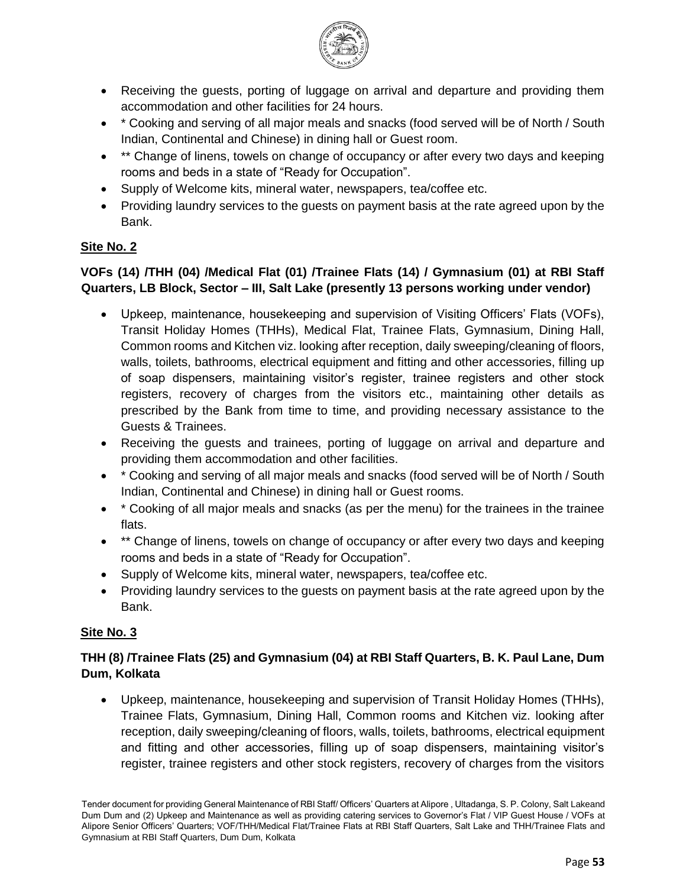- Receiving the guests, porting of luggage on arrival and departure and providing them accommodation and other facilities for 24 hours.
- * Cooking and serving of all major meals and snacks (food served will be of North / South Indian, Continental and Chinese) in dining hall or Guest room.
- ** Change of linens, towels on change of occupancy or after every two days and keeping rooms and beds in a state of "Ready for Occupation".
- Supply of Welcome kits, mineral water, newspapers, tea/coffee etc.
- Providing laundry services to the guests on payment basis at the rate agreed upon by the Bank.

**Site No. 2**

**VOFs (14) /THH (04) /Medical Flat (01) /Trainee Flats (14) / Gymnasium (01) at RBI Staff Quarters, LB Block, Sector – III, Salt Lake (presently 13 persons working under vendor)**

- Upkeep, maintenance, housekeeping and supervision of Visiting Officers' Flats (VOFs), Transit Holiday Homes (THHs), Medical Flat, Trainee Flats, Gymnasium, Dining Hall, Common rooms and Kitchen viz. looking after reception, daily sweeping/cleaning of floors, walls, toilets, bathrooms, electrical equipment and fitting and other accessories, filling up of soap dispensers, maintaining visitor's register, trainee registers and other stock registers, recovery of charges from the visitors etc., maintaining other details as prescribed by the Bank from time to time, and providing necessary assistance to the Guests & Trainees.
- Receiving the guests and trainees, porting of luggage on arrival and departure and providing them accommodation and other facilities.
- * Cooking and serving of all major meals and snacks (food served will be of North / South Indian, Continental and Chinese) in dining hall or Guest rooms.
- * Cooking of all major meals and snacks (as per the menu) for the trainees in the trainee flats.
- ** Change of linens, towels on change of occupancy or after every two days and keeping rooms and beds in a state of "Ready for Occupation".
- Supply of Welcome kits, mineral water, newspapers, tea/coffee etc.
- Providing laundry services to the guests on payment basis at the rate agreed upon by the Bank.

**Site No. 3**

**THH (8) /Trainee Flats (25) and Gymnasium (04) at RBI Staff Quarters, B. K. Paul Lane, Dum Dum, Kolkata**

- Upkeep, maintenance, housekeeping and supervision of Transit Holiday Homes (THHs), Trainee Flats, Gymnasium, Dining Hall, Common rooms and Kitchen viz. looking after reception, daily sweeping/cleaning of floors, walls, toilets, bathrooms, electrical equipment and fitting and other accessories, filling up of soap dispensers, maintaining visitor's register, trainee registers and other stock registers, recovery of charges from the visitors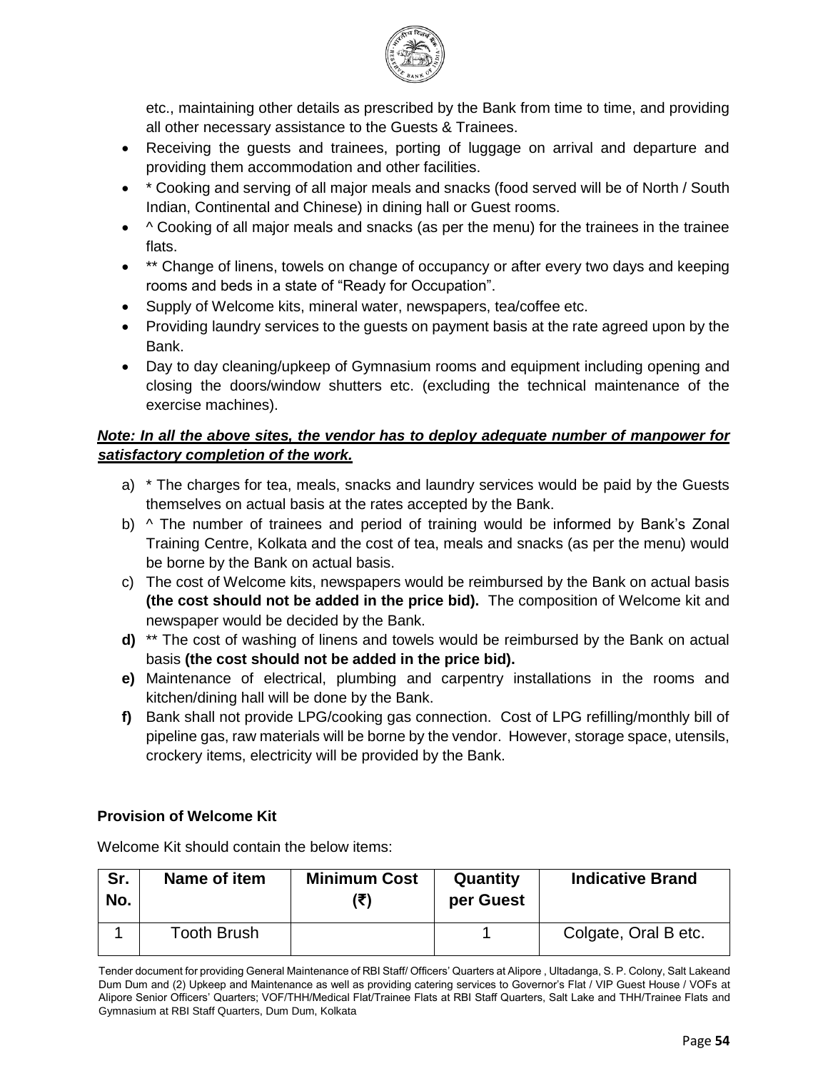etc., maintaining other details as prescribed by the Bank from time to time, and providing all other necessary assistance to the Guests & Trainees.

- Receiving the guests and trainees, porting of luggage on arrival and departure and providing them accommodation and other facilities.
- * Cooking and serving of all major meals and snacks (food served will be of North / South Indian, Continental and Chinese) in dining hall or Guest rooms.
- ^ Cooking of all major meals and snacks (as per the menu) for the trainees in the trainee flats.
- ** Change of linens, towels on change of occupancy or after every two days and keeping rooms and beds in a state of "Ready for Occupation".
- Supply of Welcome kits, mineral water, newspapers, tea/coffee etc.
- Providing laundry services to the guests on payment basis at the rate agreed upon by the Bank.
- Day to day cleaning/upkeep of Gymnasium rooms and equipment including opening and closing the doors/window shutters etc. (excluding the technical maintenance of the exercise machines).

***<u>Note: In all the above sites, the vendor has to deploy adequate number of manpower for satisfactory completion of the work.</u>***

a) * The charges for tea, meals, snacks and laundry services would be paid by the Guests themselves on actual basis at the rates accepted by the Bank.

b) ^ The number of trainees and period of training would be informed by Bank's Zonal Training Centre, Kolkata and the cost of tea, meals and snacks (as per the menu) would be borne by the Bank on actual basis.

c) The cost of Welcome kits, newspapers would be reimbursed by the Bank on actual basis **(the cost should not be added in the price bid).** The composition of Welcome kit and newspaper would be decided by the Bank.

**d)** ** The cost of washing of linens and towels would be reimbursed by the Bank on actual basis **(the cost should not be added in the price bid).**

**e)** Maintenance of electrical, plumbing and carpentry installations in the rooms and kitchen/dining hall will be done by the Bank.

**f)** Bank shall not provide LPG/cooking gas connection. Cost of LPG refilling/monthly bill of pipeline gas, raw materials will be borne by the vendor. However, storage space, utensils, crockery items, electricity will be provided by the Bank.

**Provision of Welcome Kit**

Welcome Kit should contain the below items:

| Sr. No. | Name of item | Minimum Cost (₹) | Quantity per Guest | Indicative Brand |
|---|---|---|---|---|
| 1 | Tooth Brush | | 1 | Colgate, Oral B etc. |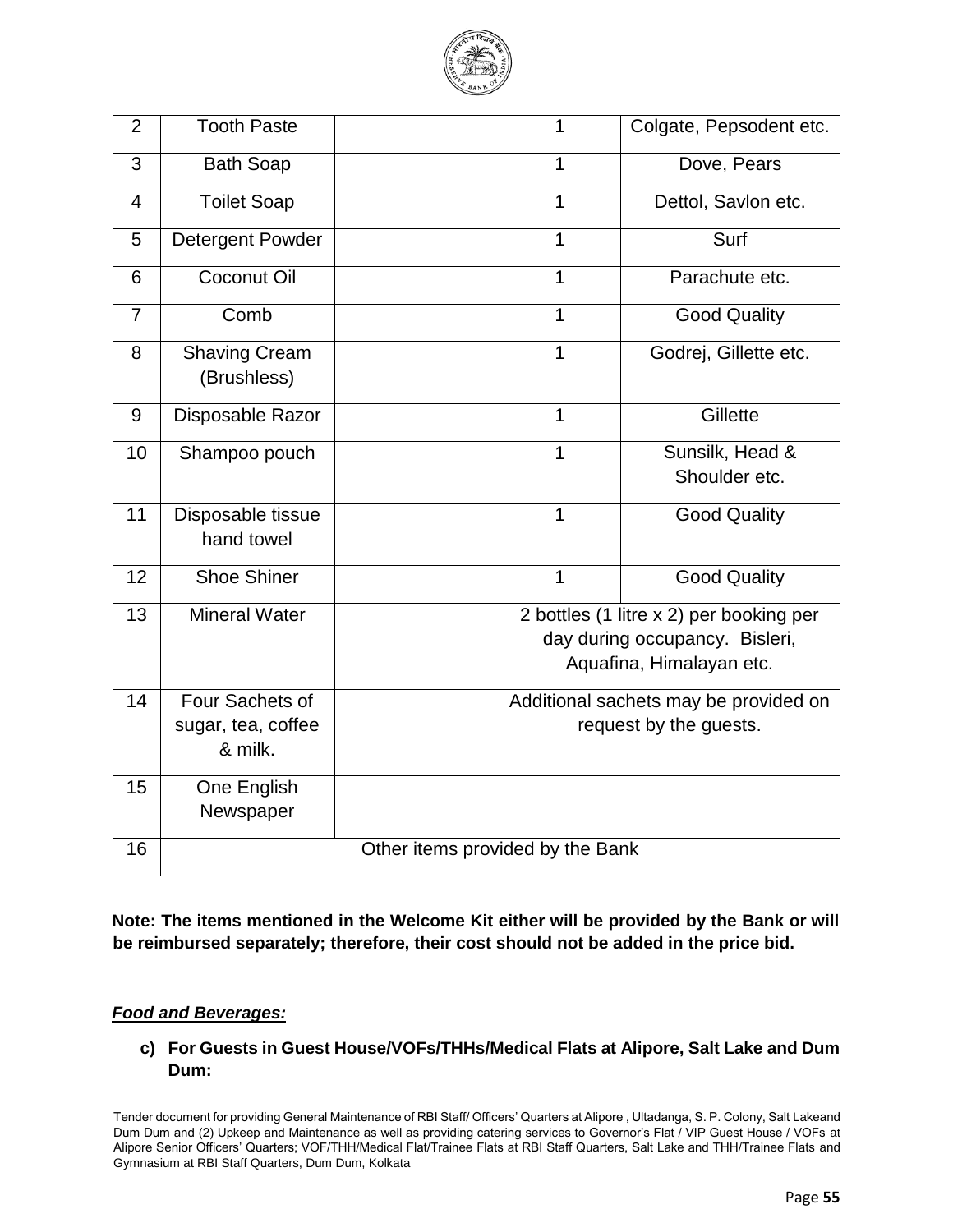| 2 | Tooth Paste | | 1 | Colgate, Pepsodent etc. |
|---|---|---|---|---|
| 3 | Bath Soap | | 1 | Dove, Pears |
| 4 | Toilet Soap | | 1 | Dettol, Savlon etc. |
| 5 | Detergent Powder | | 1 | Surf |
| 6 | Coconut Oil | | 1 | Parachute etc. |
| 7 | Comb | | 1 | Good Quality |
| 8 | Shaving Cream (Brushless) | | 1 | Godrej, Gillette etc. |
| 9 | Disposable Razor | | 1 | Gillette |
| 10 | Shampoo pouch | | 1 | Sunsilk, Head & Shoulder etc. |
| 11 | Disposable tissue hand towel | | 1 | Good Quality |
| 12 | Shoe Shiner | | 1 | Good Quality |
| 13 | Mineral Water | | 2 bottles (1 litre x 2) per booking per day during occupancy. Bisleri, Aquafina, Himalayan etc. | |
| 14 | Four Sachets of sugar, tea, coffee & milk. | | Additional sachets may be provided on request by the guests. | |
| 15 | One English Newspaper | | | |
| 16 | Other items provided by the Bank | | | |

**Note: The items mentioned in the Welcome Kit either will be provided by the Bank or will be reimbursed separately; therefore, their cost should not be added in the price bid.**

***<u>Food and Beverages:</u>***

**c) For Guests in Guest House/VOFs/THHs/Medical Flats at Alipore, Salt Lake and Dum Dum:**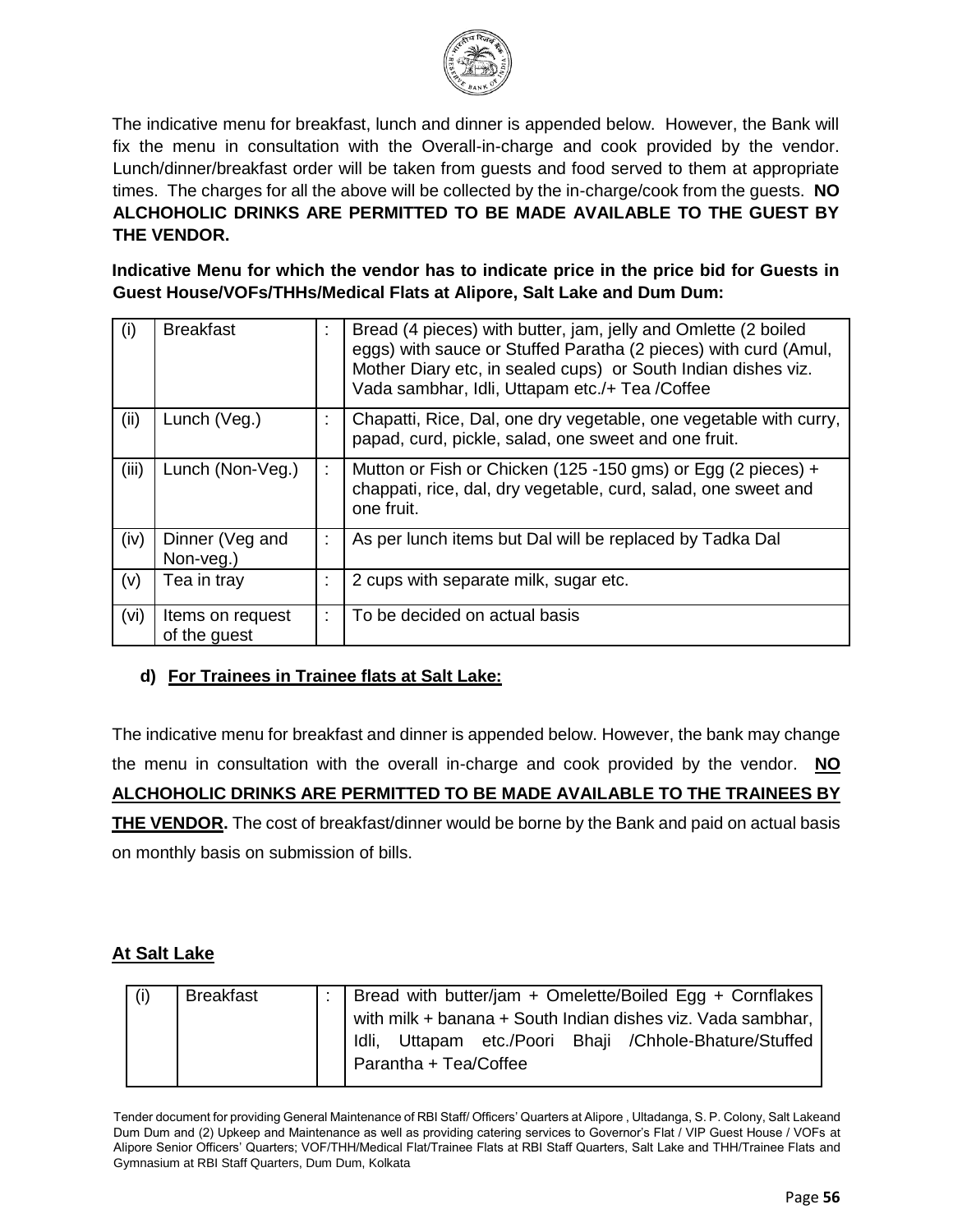The indicative menu for breakfast, lunch and dinner is appended below. However, the Bank will fix the menu in consultation with the Overall-in-charge and cook provided by the vendor. Lunch/dinner/breakfast order will be taken from guests and food served to them at appropriate times. The charges for all the above will be collected by the in-charge/cook from the guests. **NO ALCHOHOLIC DRINKS ARE PERMITTED TO BE MADE AVAILABLE TO THE GUEST BY THE VENDOR.**

**Indicative Menu for which the vendor has to indicate price in the price bid for Guests in Guest House/VOFs/THHs/Medical Flats at Alipore, Salt Lake and Dum Dum:**

| | | | |
|---|---|---|---|
| (i) | Breakfast | : | Bread (4 pieces) with butter, jam, jelly and Omlette (2 boiled eggs) with sauce or Stuffed Paratha (2 pieces) with curd (Amul, Mother Diary etc, in sealed cups) or South Indian dishes viz. Vada sambhar, Idli, Uttapam etc./+ Tea /Coffee |
| (ii) | Lunch (Veg.) | : | Chapatti, Rice, Dal, one dry vegetable, one vegetable with curry, papad, curd, pickle, salad, one sweet and one fruit. |
| (iii) | Lunch (Non-Veg.) | : | Mutton or Fish or Chicken (125 -150 gms) or Egg (2 pieces) + chappati, rice, dal, dry vegetable, curd, salad, one sweet and one fruit. |
| (iv) | Dinner (Veg and Non-veg.) | : | As per lunch items but Dal will be replaced by Tadka Dal |
| (v) | Tea in tray | : | 2 cups with separate milk, sugar etc. |
| (vi) | Items on request of the guest | : | To be decided on actual basis |

**d) <u>For Trainees in Trainee flats at Salt Lake:</u>**

The indicative menu for breakfast and dinner is appended below. However, the bank may change the menu in consultation with the overall in-charge and cook provided by the vendor. **<u>NO ALCHOHOLIC DRINKS ARE PERMITTED TO BE MADE AVAILABLE TO THE TRAINEES BY THE VENDOR</u>.** The cost of breakfast/dinner would be borne by the Bank and paid on actual basis on monthly basis on submission of bills.

**<u>At Salt Lake</u>**

| | | | |
|---|---|---|---|
| (i) | Breakfast | : | Bread with butter/jam + Omelette/Boiled Egg + Cornflakes with milk + banana + South Indian dishes viz. Vada sambhar, Idli, Uttapam etc./Poori Bhaji /Chhole-Bhature/Stuffed Parantha + Tea/Coffee |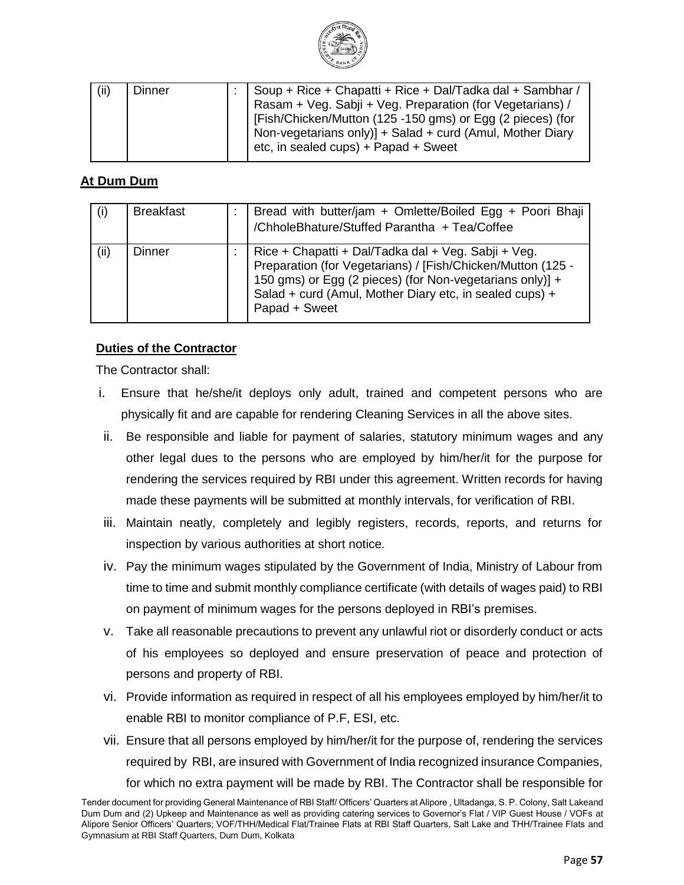| (ii) | Dinner | : | Soup + Rice + Chapatti + Rice + Dal/Tadka dal + Sambhar / Rasam + Veg. Sabji + Veg. Preparation (for Vegetarians) / [Fish/Chicken/Mutton (125 -150 gms) or Egg (2 pieces) (for Non-vegetarians only)] + Salad + curd (Amul, Mother Diary etc, in sealed cups) + Papad + Sweet |
|---|---|---|---|

**At Dum Dum**

| (i) | Breakfast | : | Bread with butter/jam + Omlette/Boiled Egg + Poori Bhaji /ChholeBhature/Stuffed Parantha + Tea/Coffee |
|---|---|---|---|
| (ii) | Dinner | : | Rice + Chapatti + Dal/Tadka dal + Veg. Sabji + Veg. Preparation (for Vegetarians) / [Fish/Chicken/Mutton (125 - 150 gms) or Egg (2 pieces) (for Non-vegetarians only)] + Salad + curd (Amul, Mother Diary etc, in sealed cups) + Papad + Sweet |

**Duties of the Contractor**

The Contractor shall:

i. Ensure that he/she/it deploys only adult, trained and competent persons who are physically fit and are capable for rendering Cleaning Services in all the above sites.

ii. Be responsible and liable for payment of salaries, statutory minimum wages and any other legal dues to the persons who are employed by him/her/it for the purpose for rendering the services required by RBI under this agreement. Written records for having made these payments will be submitted at monthly intervals, for verification of RBI.

iii. Maintain neatly, completely and legibly registers, records, reports, and returns for inspection by various authorities at short notice.

iv. Pay the minimum wages stipulated by the Government of India, Ministry of Labour from time to time and submit monthly compliance certificate (with details of wages paid) to RBI on payment of minimum wages for the persons deployed in RBI's premises.

v. Take all reasonable precautions to prevent any unlawful riot or disorderly conduct or acts of his employees so deployed and ensure preservation of peace and protection of persons and property of RBI.

vi. Provide information as required in respect of all his employees employed by him/her/it to enable RBI to monitor compliance of P.F, ESI, etc.

vii. Ensure that all persons employed by him/her/it for the purpose of, rendering the services required by RBI, are insured with Government of India recognized insurance Companies, for which no extra payment will be made by RBI. The Contractor shall be responsible for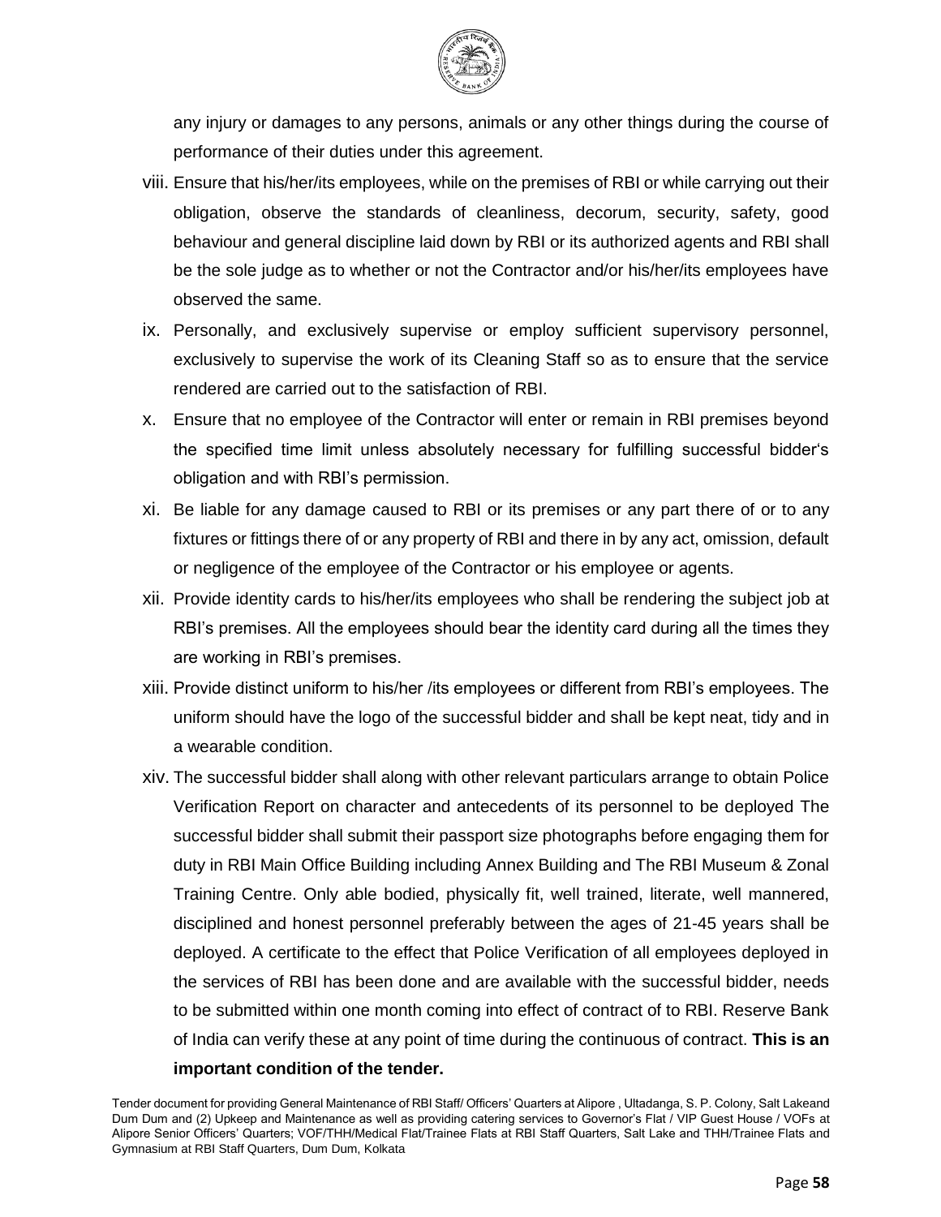any injury or damages to any persons, animals or any other things during the course of performance of their duties under this agreement.

viii. Ensure that his/her/its employees, while on the premises of RBI or while carrying out their obligation, observe the standards of cleanliness, decorum, security, safety, good behaviour and general discipline laid down by RBI or its authorized agents and RBI shall be the sole judge as to whether or not the Contractor and/or his/her/its employees have observed the same.

ix. Personally, and exclusively supervise or employ sufficient supervisory personnel, exclusively to supervise the work of its Cleaning Staff so as to ensure that the service rendered are carried out to the satisfaction of RBI.

x. Ensure that no employee of the Contractor will enter or remain in RBI premises beyond the specified time limit unless absolutely necessary for fulfilling successful bidder's obligation and with RBI's permission.

xi. Be liable for any damage caused to RBI or its premises or any part there of or to any fixtures or fittings there of or any property of RBI and there in by any act, omission, default or negligence of the employee of the Contractor or his employee or agents.

xii. Provide identity cards to his/her/its employees who shall be rendering the subject job at RBI's premises. All the employees should bear the identity card during all the times they are working in RBI's premises.

xiii. Provide distinct uniform to his/her /its employees or different from RBI's employees. The uniform should have the logo of the successful bidder and shall be kept neat, tidy and in a wearable condition.

xiv. The successful bidder shall along with other relevant particulars arrange to obtain Police Verification Report on character and antecedents of its personnel to be deployed The successful bidder shall submit their passport size photographs before engaging them for duty in RBI Main Office Building including Annex Building and The RBI Museum & Zonal Training Centre. Only able bodied, physically fit, well trained, literate, well mannered, disciplined and honest personnel preferably between the ages of 21-45 years shall be deployed. A certificate to the effect that Police Verification of all employees deployed in the services of RBI has been done and are available with the successful bidder, needs to be submitted within one month coming into effect of contract of to RBI. Reserve Bank of India can verify these at any point of time during the continuous of contract. **This is an important condition of the tender.**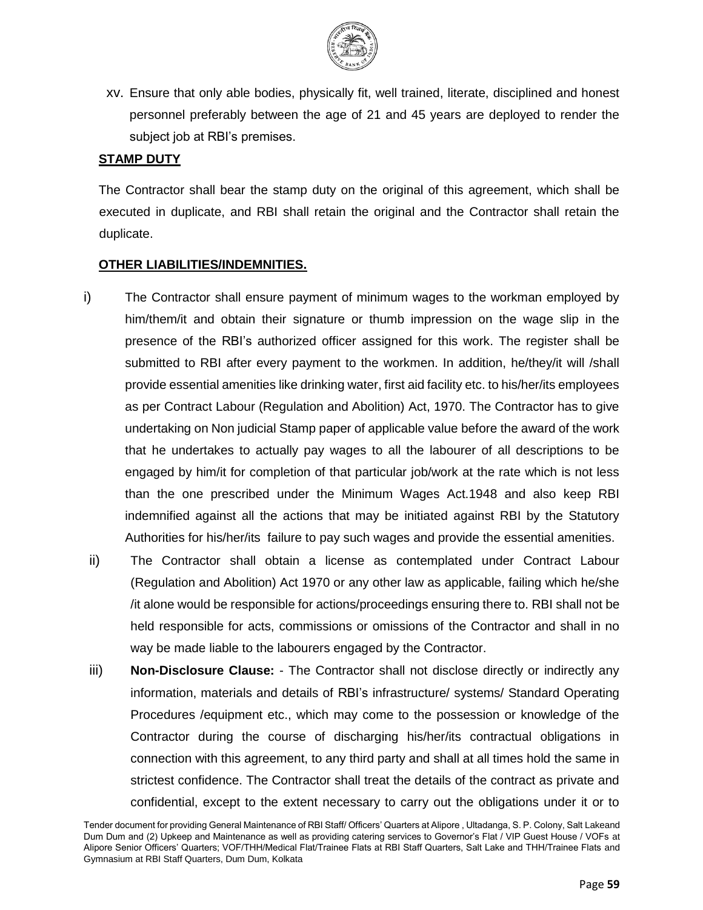xv. Ensure that only able bodies, physically fit, well trained, literate, disciplined and honest personnel preferably between the age of 21 and 45 years are deployed to render the subject job at RBI's premises.

**STAMP DUTY**

The Contractor shall bear the stamp duty on the original of this agreement, which shall be executed in duplicate, and RBI shall retain the original and the Contractor shall retain the duplicate.

**OTHER LIABILITIES/INDEMNITIES.**

i) The Contractor shall ensure payment of minimum wages to the workman employed by him/them/it and obtain their signature or thumb impression on the wage slip in the presence of the RBI's authorized officer assigned for this work. The register shall be submitted to RBI after every payment to the workmen. In addition, he/they/it will /shall provide essential amenities like drinking water, first aid facility etc. to his/her/its employees as per Contract Labour (Regulation and Abolition) Act, 1970. The Contractor has to give undertaking on Non judicial Stamp paper of applicable value before the award of the work that he undertakes to actually pay wages to all the labourer of all descriptions to be engaged by him/it for completion of that particular job/work at the rate which is not less than the one prescribed under the Minimum Wages Act.1948 and also keep RBI indemnified against all the actions that may be initiated against RBI by the Statutory Authorities for his/her/its failure to pay such wages and provide the essential amenities.

ii) The Contractor shall obtain a license as contemplated under Contract Labour (Regulation and Abolition) Act 1970 or any other law as applicable, failing which he/she /it alone would be responsible for actions/proceedings ensuring there to. RBI shall not be held responsible for acts, commissions or omissions of the Contractor and shall in no way be made liable to the labourers engaged by the Contractor.

iii) **Non-Disclosure Clause:** - The Contractor shall not disclose directly or indirectly any information, materials and details of RBI's infrastructure/ systems/ Standard Operating Procedures /equipment etc., which may come to the possession or knowledge of the Contractor during the course of discharging his/her/its contractual obligations in connection with this agreement, to any third party and shall at all times hold the same in strictest confidence. The Contractor shall treat the details of the contract as private and confidential, except to the extent necessary to carry out the obligations under it or to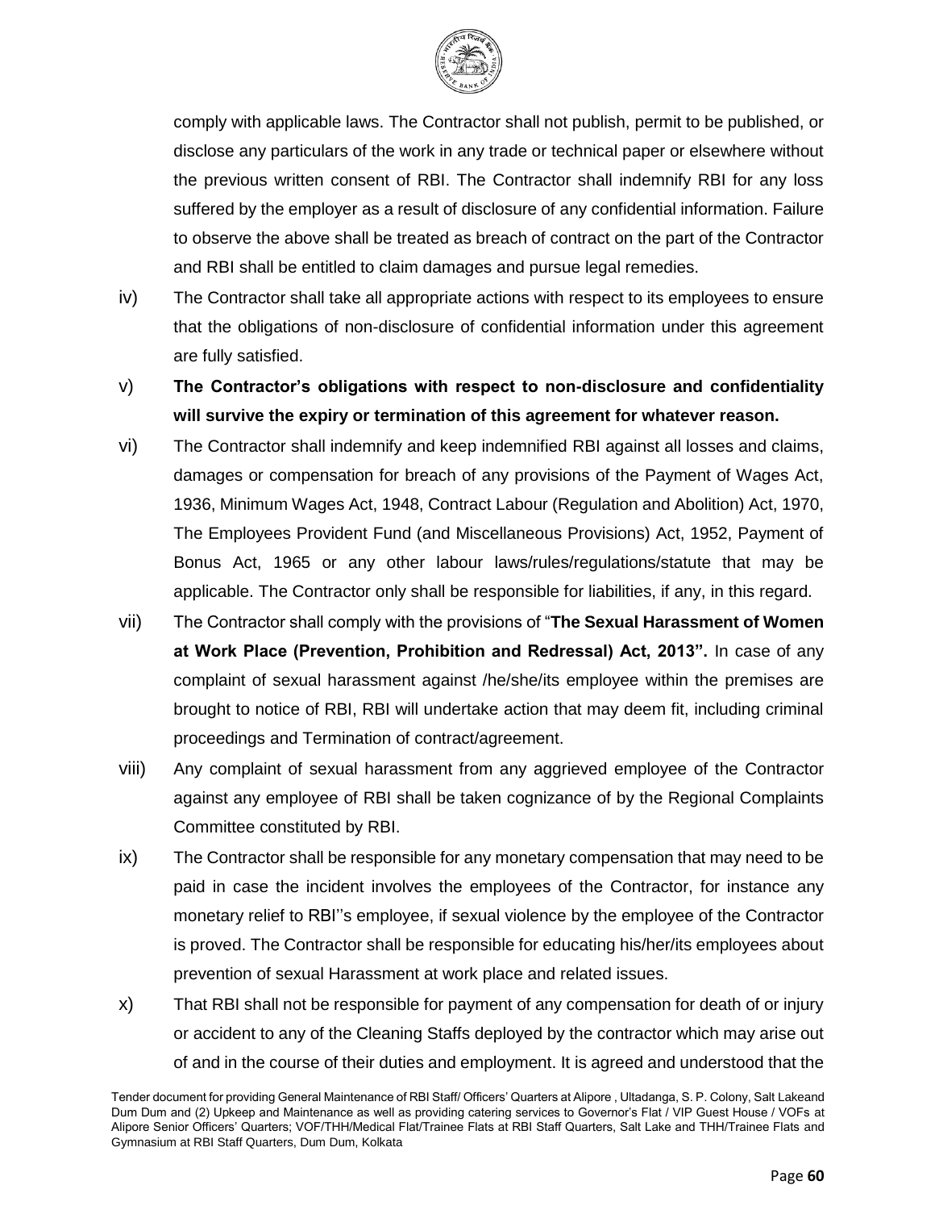comply with applicable laws. The Contractor shall not publish, permit to be published, or disclose any particulars of the work in any trade or technical paper or elsewhere without the previous written consent of RBI. The Contractor shall indemnify RBI for any loss suffered by the employer as a result of disclosure of any confidential information. Failure to observe the above shall be treated as breach of contract on the part of the Contractor and RBI shall be entitled to claim damages and pursue legal remedies.

iv) The Contractor shall take all appropriate actions with respect to its employees to ensure that the obligations of non-disclosure of confidential information under this agreement are fully satisfied.

v) **The Contractor's obligations with respect to non-disclosure and confidentiality will survive the expiry or termination of this agreement for whatever reason.**

vi) The Contractor shall indemnify and keep indemnified RBI against all losses and claims, damages or compensation for breach of any provisions of the Payment of Wages Act, 1936, Minimum Wages Act, 1948, Contract Labour (Regulation and Abolition) Act, 1970, The Employees Provident Fund (and Miscellaneous Provisions) Act, 1952, Payment of Bonus Act, 1965 or any other labour laws/rules/regulations/statute that may be applicable. The Contractor only shall be responsible for liabilities, if any, in this regard.

vii) The Contractor shall comply with the provisions of "**The Sexual Harassment of Women at Work Place (Prevention, Prohibition and Redressal) Act, 2013".** In case of any complaint of sexual harassment against /he/she/its employee within the premises are brought to notice of RBI, RBI will undertake action that may deem fit, including criminal proceedings and Termination of contract/agreement.

viii) Any complaint of sexual harassment from any aggrieved employee of the Contractor against any employee of RBI shall be taken cognizance of by the Regional Complaints Committee constituted by RBI.

ix) The Contractor shall be responsible for any monetary compensation that may need to be paid in case the incident involves the employees of the Contractor, for instance any monetary relief to RBI''s employee, if sexual violence by the employee of the Contractor is proved. The Contractor shall be responsible for educating his/her/its employees about prevention of sexual Harassment at work place and related issues.

x) That RBI shall not be responsible for payment of any compensation for death of or injury or accident to any of the Cleaning Staffs deployed by the contractor which may arise out of and in the course of their duties and employment. It is agreed and understood that the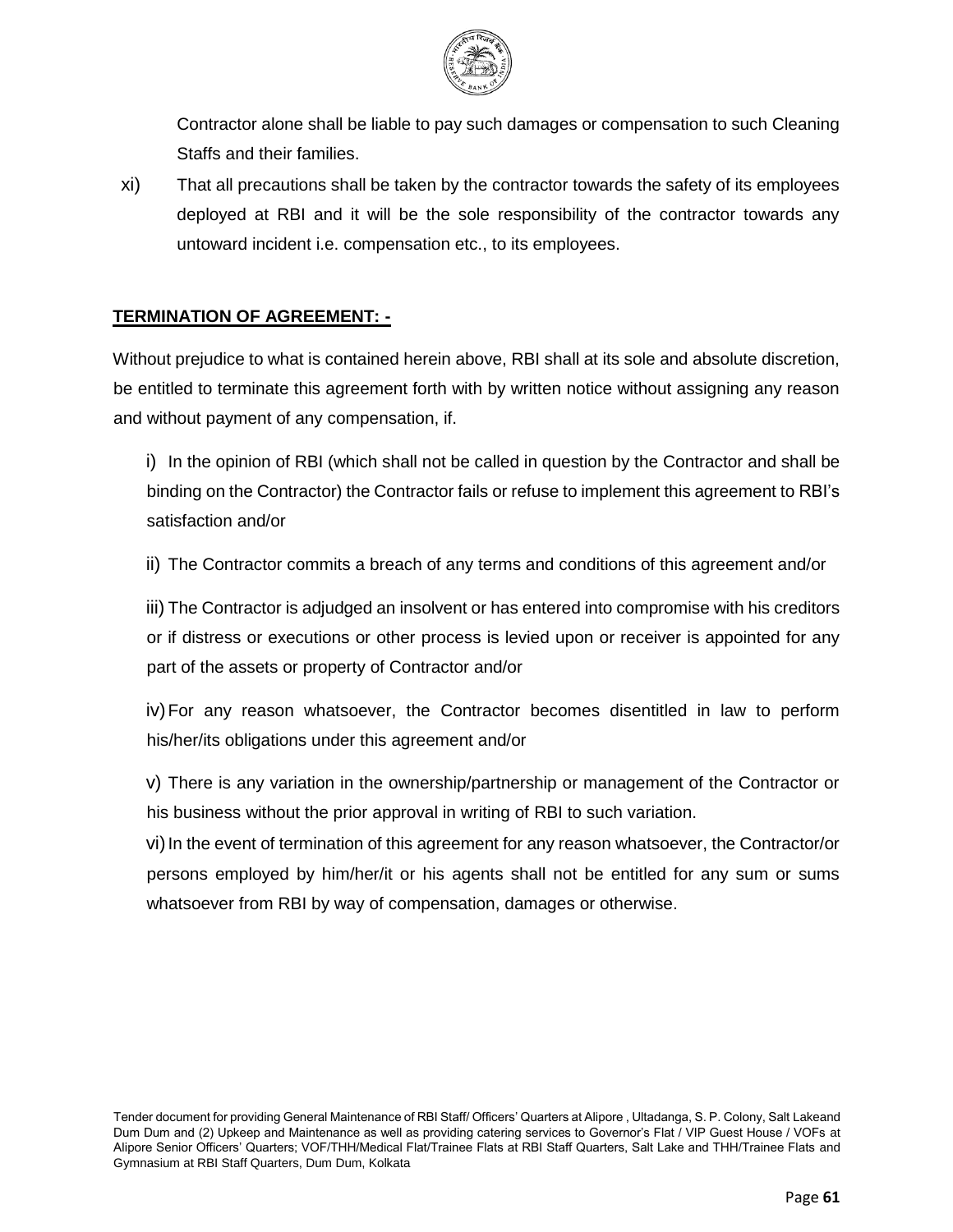Contractor alone shall be liable to pay such damages or compensation to such Cleaning Staffs and their families.

xi) That all precautions shall be taken by the contractor towards the safety of its employees deployed at RBI and it will be the sole responsibility of the contractor towards any untoward incident i.e. compensation etc., to its employees.

**TERMINATION OF AGREEMENT: -**

Without prejudice to what is contained herein above, RBI shall at its sole and absolute discretion, be entitled to terminate this agreement forth with by written notice without assigning any reason and without payment of any compensation, if.

i) In the opinion of RBI (which shall not be called in question by the Contractor and shall be binding on the Contractor) the Contractor fails or refuse to implement this agreement to RBI's satisfaction and/or

ii) The Contractor commits a breach of any terms and conditions of this agreement and/or

iii) The Contractor is adjudged an insolvent or has entered into compromise with his creditors or if distress or executions or other process is levied upon or receiver is appointed for any part of the assets or property of Contractor and/or

iv) For any reason whatsoever, the Contractor becomes disentitled in law to perform his/her/its obligations under this agreement and/or

v) There is any variation in the ownership/partnership or management of the Contractor or his business without the prior approval in writing of RBI to such variation.

vi) In the event of termination of this agreement for any reason whatsoever, the Contractor/or persons employed by him/her/it or his agents shall not be entitled for any sum or sums whatsoever from RBI by way of compensation, damages or otherwise.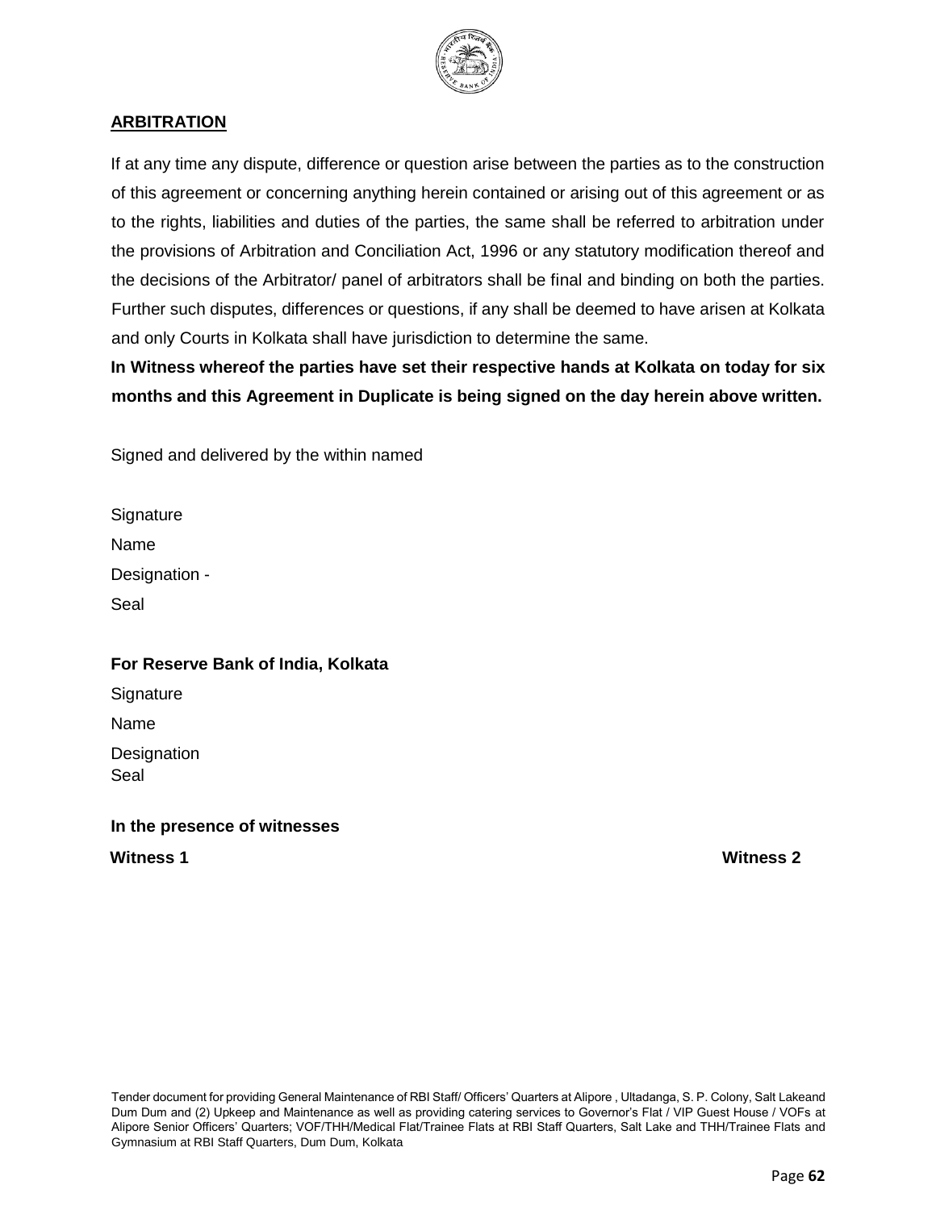## ARBITRATION

If at any time any dispute, difference or question arise between the parties as to the construction of this agreement or concerning anything herein contained or arising out of this agreement or as to the rights, liabilities and duties of the parties, the same shall be referred to arbitration under the provisions of Arbitration and Conciliation Act, 1996 or any statutory modification thereof and the decisions of the Arbitrator/ panel of arbitrators shall be final and binding on both the parties. Further such disputes, differences or questions, if any shall be deemed to have arisen at Kolkata and only Courts in Kolkata shall have jurisdiction to determine the same.

**In Witness whereof the parties have set their respective hands at Kolkata on today for six months and this Agreement in Duplicate is being signed on the day herein above written.**

Signed and delivered by the within named

Signature

Name

Designation -

Seal

**For Reserve Bank of India, Kolkata**

Signature

Name

Designation

Seal

**In the presence of witnesses**

**Witness 1** **Witness 2**